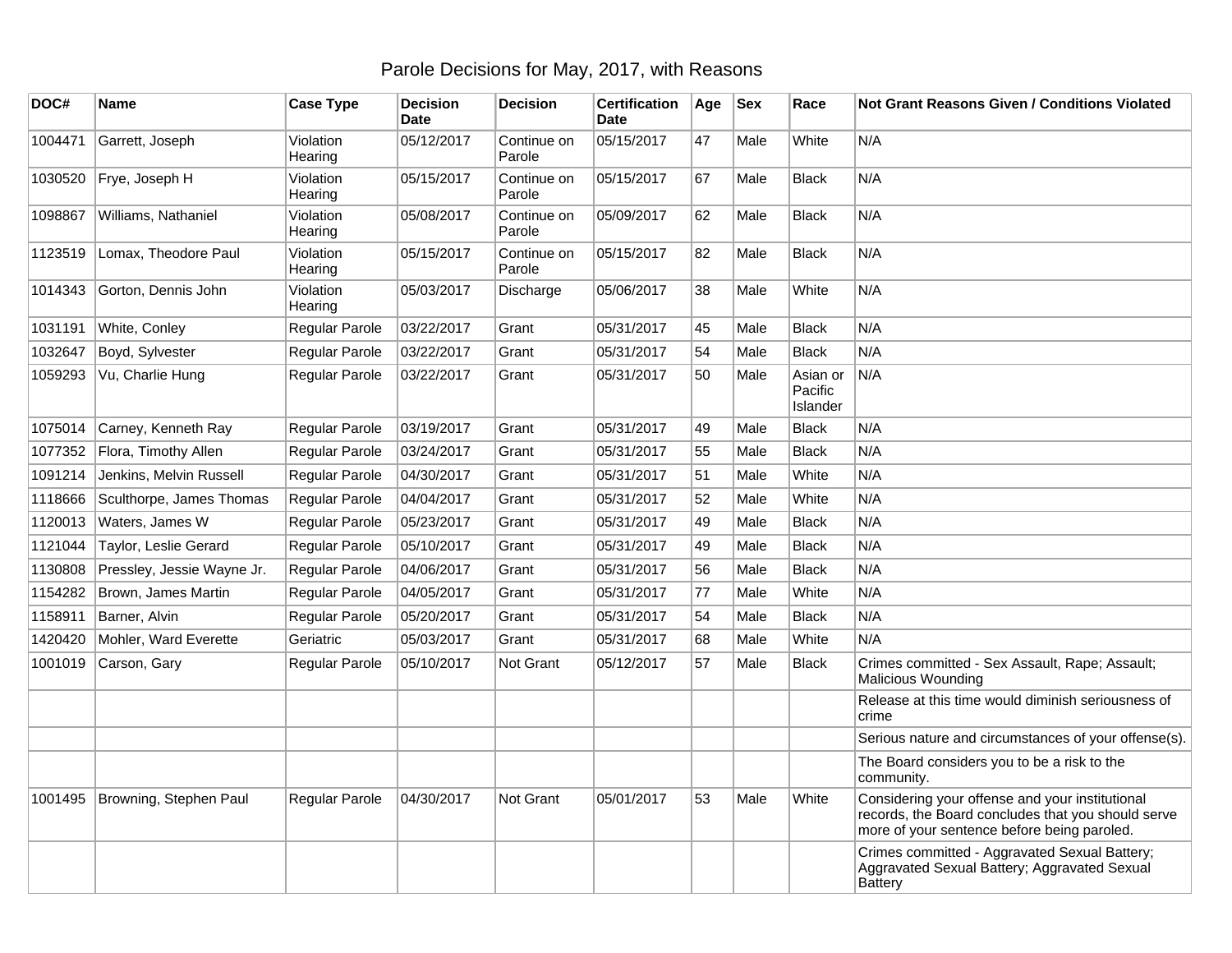# Parole Decisions for May, 2017, with Reasons

| DOC# | Name | Case Type | Decision Date | Decision | Certification Date | Age | Sex | Race | Not Grant Reasons Given / Conditions Violated |
|---|---|---|---|---|---|---|---|---|---|
| 1004471 | Garrett, Joseph | Violation Hearing | 05/12/2017 | Continue on Parole | 05/15/2017 | 47 | Male | White | N/A |
| 1030520 | Frye, Joseph H | Violation Hearing | 05/15/2017 | Continue on Parole | 05/15/2017 | 67 | Male | Black | N/A |
| 1098867 | Williams, Nathaniel | Violation Hearing | 05/08/2017 | Continue on Parole | 05/09/2017 | 62 | Male | Black | N/A |
| 1123519 | Lomax, Theodore Paul | Violation Hearing | 05/15/2017 | Continue on Parole | 05/15/2017 | 82 | Male | Black | N/A |
| 1014343 | Gorton, Dennis John | Violation Hearing | 05/03/2017 | Discharge | 05/06/2017 | 38 | Male | White | N/A |
| 1031191 | White, Conley | Regular Parole | 03/22/2017 | Grant | 05/31/2017 | 45 | Male | Black | N/A |
| 1032647 | Boyd, Sylvester | Regular Parole | 03/22/2017 | Grant | 05/31/2017 | 54 | Male | Black | N/A |
| 1059293 | Vu, Charlie Hung | Regular Parole | 03/22/2017 | Grant | 05/31/2017 | 50 | Male | Asian or Pacific Islander | N/A |
| 1075014 | Carney, Kenneth Ray | Regular Parole | 03/19/2017 | Grant | 05/31/2017 | 49 | Male | Black | N/A |
| 1077352 | Flora, Timothy Allen | Regular Parole | 03/24/2017 | Grant | 05/31/2017 | 55 | Male | Black | N/A |
| 1091214 | Jenkins, Melvin Russell | Regular Parole | 04/30/2017 | Grant | 05/31/2017 | 51 | Male | White | N/A |
| 1118666 | Sculthorpe, James Thomas | Regular Parole | 04/04/2017 | Grant | 05/31/2017 | 52 | Male | White | N/A |
| 1120013 | Waters, James W | Regular Parole | 05/23/2017 | Grant | 05/31/2017 | 49 | Male | Black | N/A |
| 1121044 | Taylor, Leslie Gerard | Regular Parole | 05/10/2017 | Grant | 05/31/2017 | 49 | Male | Black | N/A |
| 1130808 | Pressley, Jessie Wayne Jr. | Regular Parole | 04/06/2017 | Grant | 05/31/2017 | 56 | Male | Black | N/A |
| 1154282 | Brown, James Martin | Regular Parole | 04/05/2017 | Grant | 05/31/2017 | 77 | Male | White | N/A |
| 1158911 | Barner, Alvin | Regular Parole | 05/20/2017 | Grant | 05/31/2017 | 54 | Male | Black | N/A |
| 1420420 | Mohler, Ward Everette | Geriatric | 05/03/2017 | Grant | 05/31/2017 | 68 | Male | White | N/A |
| 1001019 | Carson, Gary | Regular Parole | 05/10/2017 | Not Grant | 05/12/2017 | 57 | Male | Black | Crimes committed - Sex Assault, Rape; Assault; Malicious Wounding |
| | | | | | | | | | Release at this time would diminish seriousness of crime |
| | | | | | | | | | Serious nature and circumstances of your offense(s). |
| | | | | | | | | | The Board considers you to be a risk to the community. |
| 1001495 | Browning, Stephen Paul | Regular Parole | 04/30/2017 | Not Grant | 05/01/2017 | 53 | Male | White | Considering your offense and your institutional records, the Board concludes that you should serve more of your sentence before being paroled. |
| | | | | | | | | | Crimes committed - Aggravated Sexual Battery; Aggravated Sexual Battery; Aggravated Sexual Battery |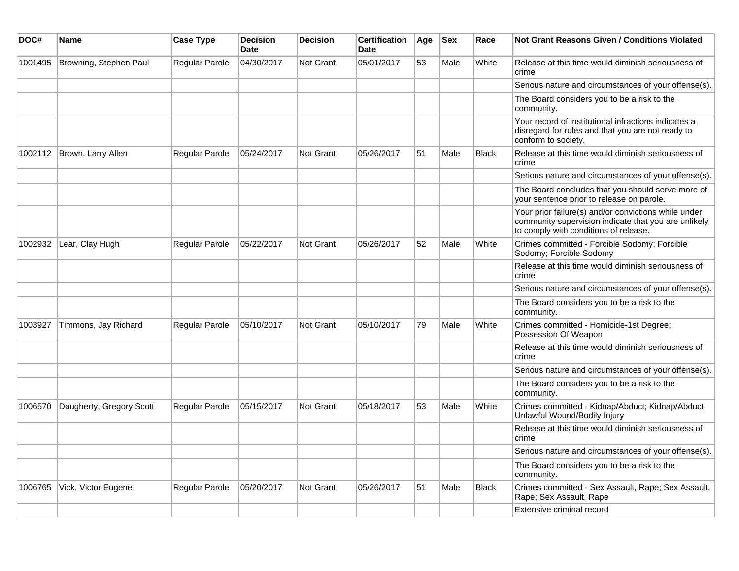| DOC# | Name | Case Type | Decision Date | Decision | Certification Date | Age | Sex | Race | Not Grant Reasons Given / Conditions Violated |
|---|---|---|---|---|---|---|---|---|---|
| 1001495 | Browning, Stephen Paul | Regular Parole | 04/30/2017 | Not Grant | 05/01/2017 | 53 | Male | White | Release at this time would diminish seriousness of crime |
| | | | | | | | | | Serious nature and circumstances of your offense(s). |
| | | | | | | | | | The Board considers you to be a risk to the community. |
| | | | | | | | | | Your record of institutional infractions indicates a disregard for rules and that you are not ready to conform to society. |
| 1002112 | Brown, Larry Allen | Regular Parole | 05/24/2017 | Not Grant | 05/26/2017 | 51 | Male | Black | Release at this time would diminish seriousness of crime |
| | | | | | | | | | Serious nature and circumstances of your offense(s). |
| | | | | | | | | | The Board concludes that you should serve more of your sentence prior to release on parole. |
| | | | | | | | | | Your prior failure(s) and/or convictions while under community supervision indicate that you are unlikely to comply with conditions of release. |
| 1002932 | Lear, Clay Hugh | Regular Parole | 05/22/2017 | Not Grant | 05/26/2017 | 52 | Male | White | Crimes committed - Forcible Sodomy; Forcible Sodomy; Forcible Sodomy |
| | | | | | | | | | Release at this time would diminish seriousness of crime |
| | | | | | | | | | Serious nature and circumstances of your offense(s). |
| | | | | | | | | | The Board considers you to be a risk to the community. |
| 1003927 | Timmons, Jay Richard | Regular Parole | 05/10/2017 | Not Grant | 05/10/2017 | 79 | Male | White | Crimes committed - Homicide-1st Degree; Possession Of Weapon |
| | | | | | | | | | Release at this time would diminish seriousness of crime |
| | | | | | | | | | Serious nature and circumstances of your offense(s). |
| | | | | | | | | | The Board considers you to be a risk to the community. |
| 1006570 | Daugherty, Gregory Scott | Regular Parole | 05/15/2017 | Not Grant | 05/18/2017 | 53 | Male | White | Crimes committed - Kidnap/Abduct; Kidnap/Abduct; Unlawful Wound/Bodily Injury |
| | | | | | | | | | Release at this time would diminish seriousness of crime |
| | | | | | | | | | Serious nature and circumstances of your offense(s). |
| | | | | | | | | | The Board considers you to be a risk to the community. |
| 1006765 | Vick, Victor Eugene | Regular Parole | 05/20/2017 | Not Grant | 05/26/2017 | 51 | Male | Black | Crimes committed - Sex Assault, Rape; Sex Assault, Rape; Sex Assault, Rape |
| | | | | | | | | | Extensive criminal record |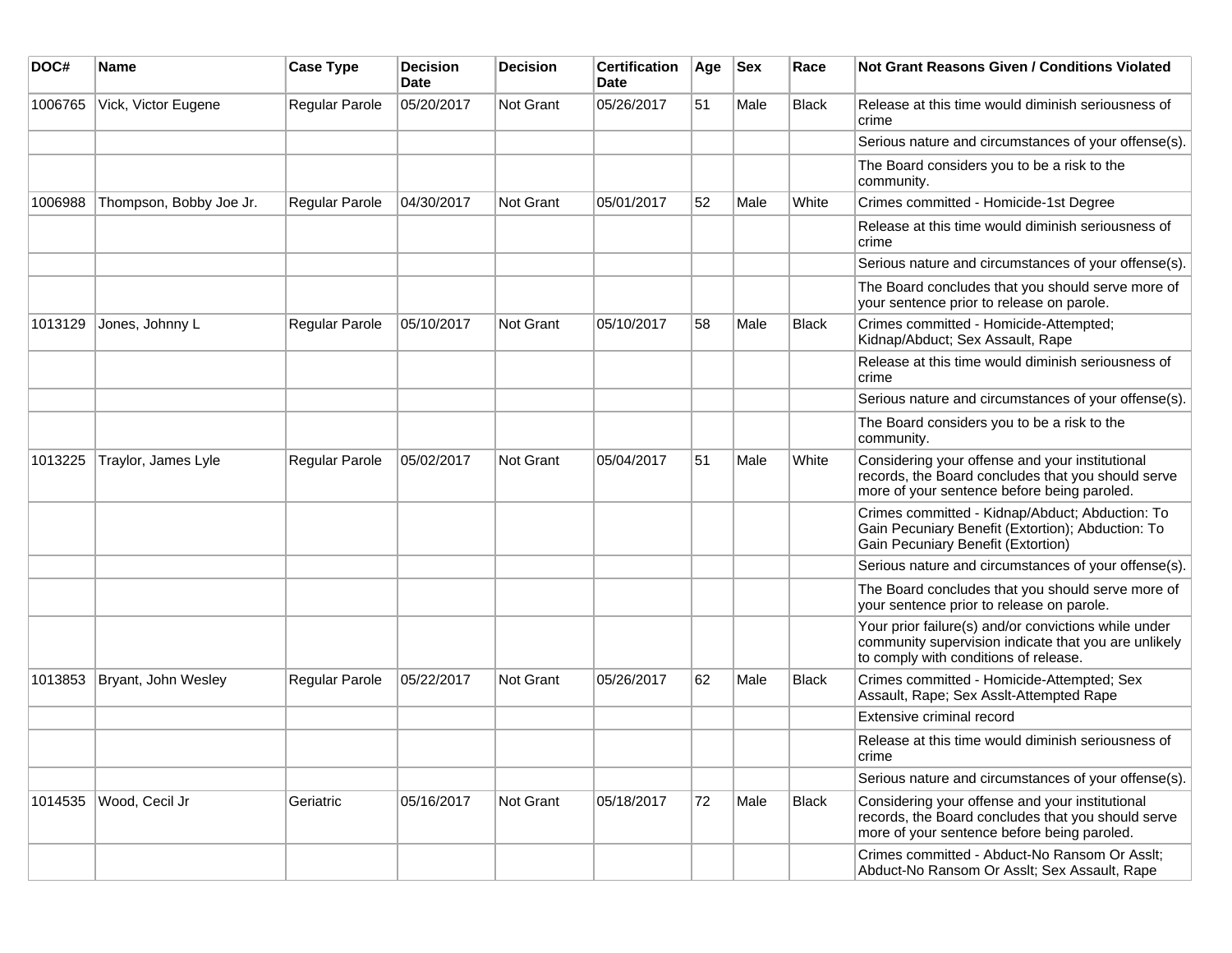| DOC# | Name | Case Type | Decision Date | Decision | Certification Date | Age | Sex | Race | Not Grant Reasons Given / Conditions Violated |
|---|---|---|---|---|---|---|---|---|---|
| 1006765 | Vick, Victor Eugene | Regular Parole | 05/20/2017 | Not Grant | 05/26/2017 | 51 | Male | Black | Release at this time would diminish seriousness of crime |
| | | | | | | | | | Serious nature and circumstances of your offense(s). |
| | | | | | | | | | The Board considers you to be a risk to the community. |
| 1006988 | Thompson, Bobby Joe Jr. | Regular Parole | 04/30/2017 | Not Grant | 05/01/2017 | 52 | Male | White | Crimes committed - Homicide-1st Degree |
| | | | | | | | | | Release at this time would diminish seriousness of crime |
| | | | | | | | | | Serious nature and circumstances of your offense(s). |
| | | | | | | | | | The Board concludes that you should serve more of your sentence prior to release on parole. |
| 1013129 | Jones, Johnny L | Regular Parole | 05/10/2017 | Not Grant | 05/10/2017 | 58 | Male | Black | Crimes committed - Homicide-Attempted; Kidnap/Abduct; Sex Assault, Rape |
| | | | | | | | | | Release at this time would diminish seriousness of crime |
| | | | | | | | | | Serious nature and circumstances of your offense(s). |
| | | | | | | | | | The Board considers you to be a risk to the community. |
| 1013225 | Traylor, James Lyle | Regular Parole | 05/02/2017 | Not Grant | 05/04/2017 | 51 | Male | White | Considering your offense and your institutional records, the Board concludes that you should serve more of your sentence before being paroled. |
| | | | | | | | | | Crimes committed - Kidnap/Abduct; Abduction: To Gain Pecuniary Benefit (Extortion); Abduction: To Gain Pecuniary Benefit (Extortion) |
| | | | | | | | | | Serious nature and circumstances of your offense(s). |
| | | | | | | | | | The Board concludes that you should serve more of your sentence prior to release on parole. |
| | | | | | | | | | Your prior failure(s) and/or convictions while under community supervision indicate that you are unlikely to comply with conditions of release. |
| 1013853 | Bryant, John Wesley | Regular Parole | 05/22/2017 | Not Grant | 05/26/2017 | 62 | Male | Black | Crimes committed - Homicide-Attempted; Sex Assault, Rape; Sex Asslt-Attempted Rape |
| | | | | | | | | | Extensive criminal record |
| | | | | | | | | | Release at this time would diminish seriousness of crime |
| | | | | | | | | | Serious nature and circumstances of your offense(s). |
| 1014535 | Wood, Cecil Jr | Geriatric | 05/16/2017 | Not Grant | 05/18/2017 | 72 | Male | Black | Considering your offense and your institutional records, the Board concludes that you should serve more of your sentence before being paroled. |
| | | | | | | | | | Crimes committed - Abduct-No Ransom Or Asslt; Abduct-No Ransom Or Asslt; Sex Assault, Rape |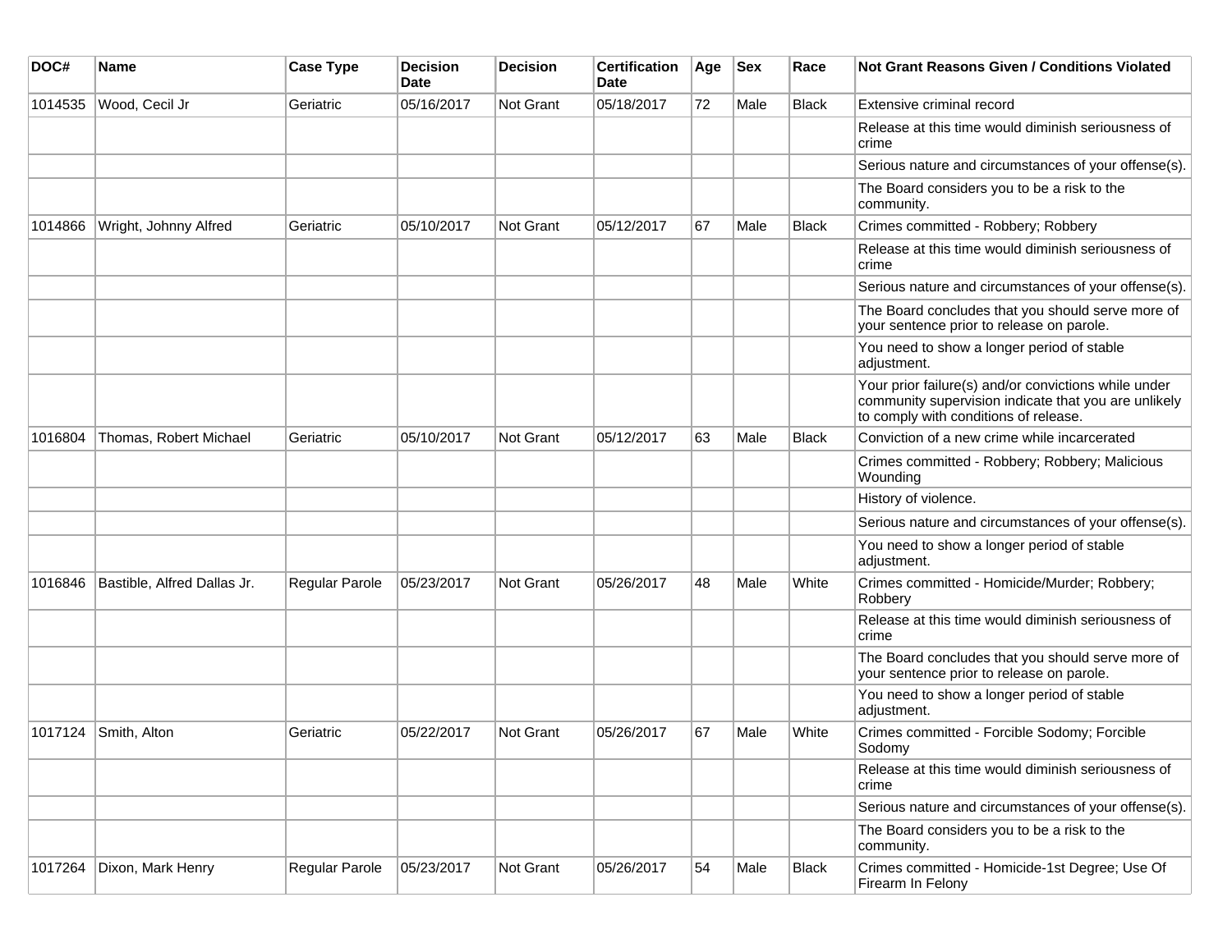| DOC# | Name | Case Type | Decision Date | Decision | Certification Date | Age | Sex | Race | Not Grant Reasons Given / Conditions Violated |
|---|---|---|---|---|---|---|---|---|---|
| 1014535 | Wood, Cecil Jr | Geriatric | 05/16/2017 | Not Grant | 05/18/2017 | 72 | Male | Black | Extensive criminal record |
| | | | | | | | | | Release at this time would diminish seriousness of crime |
| | | | | | | | | | Serious nature and circumstances of your offense(s). |
| | | | | | | | | | The Board considers you to be a risk to the community. |
| 1014866 | Wright, Johnny Alfred | Geriatric | 05/10/2017 | Not Grant | 05/12/2017 | 67 | Male | Black | Crimes committed - Robbery; Robbery |
| | | | | | | | | | Release at this time would diminish seriousness of crime |
| | | | | | | | | | Serious nature and circumstances of your offense(s). |
| | | | | | | | | | The Board concludes that you should serve more of your sentence prior to release on parole. |
| | | | | | | | | | You need to show a longer period of stable adjustment. |
| | | | | | | | | | Your prior failure(s) and/or convictions while under community supervision indicate that you are unlikely to comply with conditions of release. |
| 1016804 | Thomas, Robert Michael | Geriatric | 05/10/2017 | Not Grant | 05/12/2017 | 63 | Male | Black | Conviction of a new crime while incarcerated |
| | | | | | | | | | Crimes committed - Robbery; Robbery; Malicious Wounding |
| | | | | | | | | | History of violence. |
| | | | | | | | | | Serious nature and circumstances of your offense(s). |
| | | | | | | | | | You need to show a longer period of stable adjustment. |
| 1016846 | Bastible, Alfred Dallas Jr. | Regular Parole | 05/23/2017 | Not Grant | 05/26/2017 | 48 | Male | White | Crimes committed - Homicide/Murder; Robbery; Robbery |
| | | | | | | | | | Release at this time would diminish seriousness of crime |
| | | | | | | | | | The Board concludes that you should serve more of your sentence prior to release on parole. |
| | | | | | | | | | You need to show a longer period of stable adjustment. |
| 1017124 | Smith, Alton | Geriatric | 05/22/2017 | Not Grant | 05/26/2017 | 67 | Male | White | Crimes committed - Forcible Sodomy; Forcible Sodomy |
| | | | | | | | | | Release at this time would diminish seriousness of crime |
| | | | | | | | | | Serious nature and circumstances of your offense(s). |
| | | | | | | | | | The Board considers you to be a risk to the community. |
| 1017264 | Dixon, Mark Henry | Regular Parole | 05/23/2017 | Not Grant | 05/26/2017 | 54 | Male | Black | Crimes committed - Homicide-1st Degree; Use Of Firearm In Felony |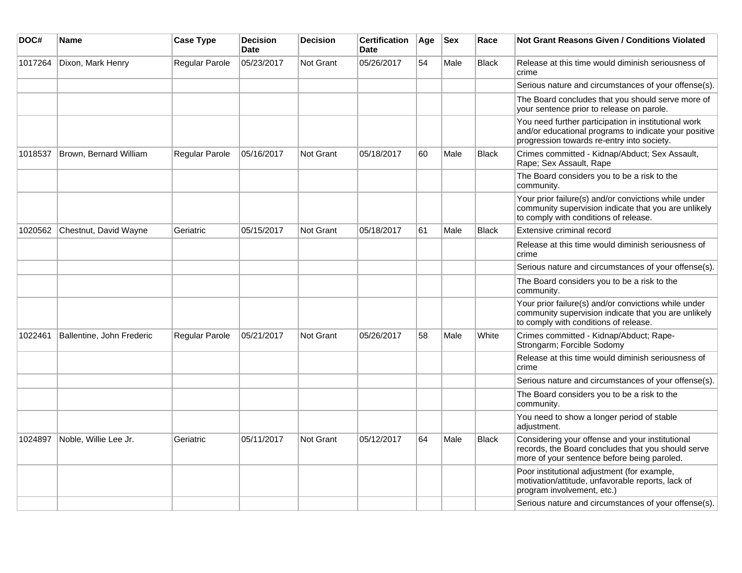| DOC# | Name | Case Type | Decision Date | Decision | Certification Date | Age | Sex | Race | Not Grant Reasons Given / Conditions Violated |
|---|---|---|---|---|---|---|---|---|---|
| 1017264 | Dixon, Mark Henry | Regular Parole | 05/23/2017 | Not Grant | 05/26/2017 | 54 | Male | Black | Release at this time would diminish seriousness of crime |
| | | | | | | | | | Serious nature and circumstances of your offense(s). |
| | | | | | | | | | The Board concludes that you should serve more of your sentence prior to release on parole. |
| | | | | | | | | | You need further participation in institutional work and/or educational programs to indicate your positive progression towards re-entry into society. |
| 1018537 | Brown, Bernard William | Regular Parole | 05/16/2017 | Not Grant | 05/18/2017 | 60 | Male | Black | Crimes committed - Kidnap/Abduct; Sex Assault, Rape; Sex Assault, Rape |
| | | | | | | | | | The Board considers you to be a risk to the community. |
| | | | | | | | | | Your prior failure(s) and/or convictions while under community supervision indicate that you are unlikely to comply with conditions of release. |
| 1020562 | Chestnut, David Wayne | Geriatric | 05/15/2017 | Not Grant | 05/18/2017 | 61 | Male | Black | Extensive criminal record |
| | | | | | | | | | Release at this time would diminish seriousness of crime |
| | | | | | | | | | Serious nature and circumstances of your offense(s). |
| | | | | | | | | | The Board considers you to be a risk to the community. |
| | | | | | | | | | Your prior failure(s) and/or convictions while under community supervision indicate that you are unlikely to comply with conditions of release. |
| 1022461 | Ballentine, John Frederic | Regular Parole | 05/21/2017 | Not Grant | 05/26/2017 | 58 | Male | White | Crimes committed - Kidnap/Abduct; Rape-Strongarm; Forcible Sodomy |
| | | | | | | | | | Release at this time would diminish seriousness of crime |
| | | | | | | | | | Serious nature and circumstances of your offense(s). |
| | | | | | | | | | The Board considers you to be a risk to the community. |
| | | | | | | | | | You need to show a longer period of stable adjustment. |
| 1024897 | Noble, Willie Lee Jr. | Geriatric | 05/11/2017 | Not Grant | 05/12/2017 | 64 | Male | Black | Considering your offense and your institutional records, the Board concludes that you should serve more of your sentence before being paroled. |
| | | | | | | | | | Poor institutional adjustment (for example, motivation/attitude, unfavorable reports, lack of program involvement, etc.) |
| | | | | | | | | | Serious nature and circumstances of your offense(s). |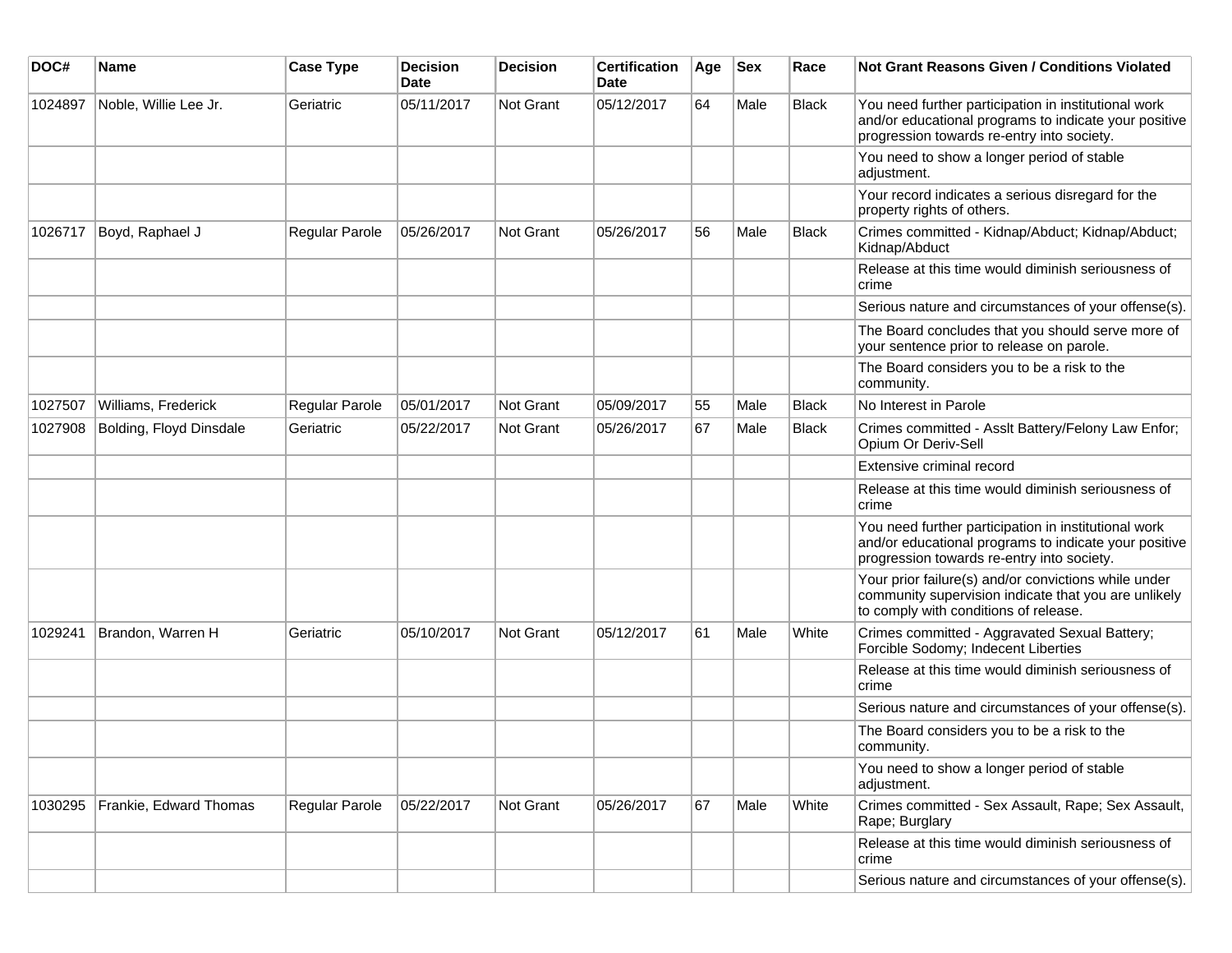| DOC# | Name | Case Type | Decision Date | Decision | Certification Date | Age | Sex | Race | Not Grant Reasons Given / Conditions Violated |
|---|---|---|---|---|---|---|---|---|---|
| 1024897 | Noble, Willie Lee Jr. | Geriatric | 05/11/2017 | Not Grant | 05/12/2017 | 64 | Male | Black | You need further participation in institutional work and/or educational programs to indicate your positive progression towards re-entry into society. |
| | | | | | | | | | You need to show a longer period of stable adjustment. |
| | | | | | | | | | Your record indicates a serious disregard for the property rights of others. |
| 1026717 | Boyd, Raphael J | Regular Parole | 05/26/2017 | Not Grant | 05/26/2017 | 56 | Male | Black | Crimes committed - Kidnap/Abduct; Kidnap/Abduct; Kidnap/Abduct |
| | | | | | | | | | Release at this time would diminish seriousness of crime |
| | | | | | | | | | Serious nature and circumstances of your offense(s). |
| | | | | | | | | | The Board concludes that you should serve more of your sentence prior to release on parole. |
| | | | | | | | | | The Board considers you to be a risk to the community. |
| 1027507 | Williams, Frederick | Regular Parole | 05/01/2017 | Not Grant | 05/09/2017 | 55 | Male | Black | No Interest in Parole |
| 1027908 | Bolding, Floyd Dinsdale | Geriatric | 05/22/2017 | Not Grant | 05/26/2017 | 67 | Male | Black | Crimes committed - Asslt Battery/Felony Law Enfor; Opium Or Deriv-Sell |
| | | | | | | | | | Extensive criminal record |
| | | | | | | | | | Release at this time would diminish seriousness of crime |
| | | | | | | | | | You need further participation in institutional work and/or educational programs to indicate your positive progression towards re-entry into society. |
| | | | | | | | | | Your prior failure(s) and/or convictions while under community supervision indicate that you are unlikely to comply with conditions of release. |
| 1029241 | Brandon, Warren H | Geriatric | 05/10/2017 | Not Grant | 05/12/2017 | 61 | Male | White | Crimes committed - Aggravated Sexual Battery; Forcible Sodomy; Indecent Liberties |
| | | | | | | | | | Release at this time would diminish seriousness of crime |
| | | | | | | | | | Serious nature and circumstances of your offense(s). |
| | | | | | | | | | The Board considers you to be a risk to the community. |
| | | | | | | | | | You need to show a longer period of stable adjustment. |
| 1030295 | Frankie, Edward Thomas | Regular Parole | 05/22/2017 | Not Grant | 05/26/2017 | 67 | Male | White | Crimes committed - Sex Assault, Rape; Sex Assault, Rape; Burglary |
| | | | | | | | | | Release at this time would diminish seriousness of crime |
| | | | | | | | | | Serious nature and circumstances of your offense(s). |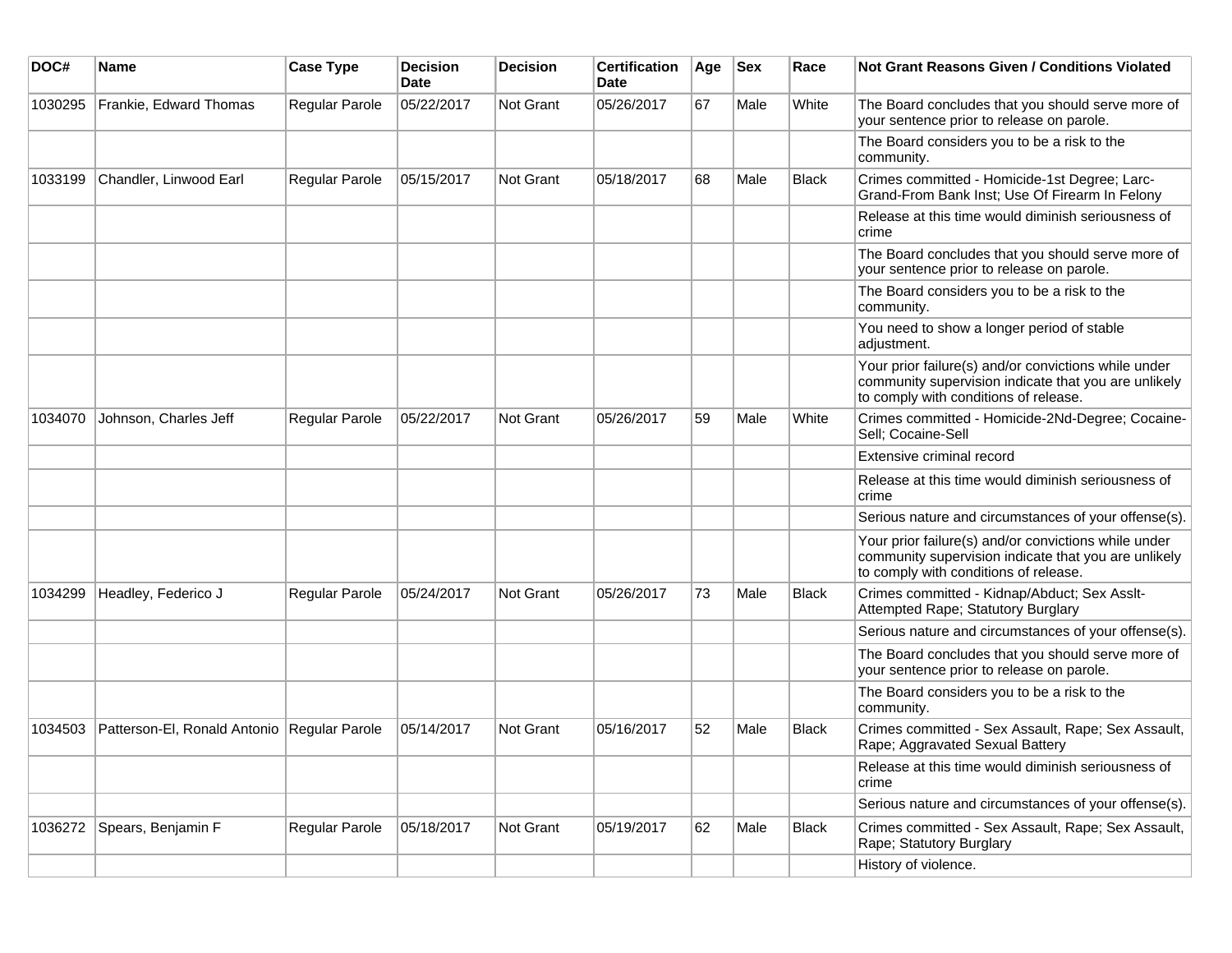| DOC# | Name | Case Type | Decision Date | Decision | Certification Date | Age | Sex | Race | Not Grant Reasons Given / Conditions Violated |
|---|---|---|---|---|---|---|---|---|---|
| 1030295 | Frankie, Edward Thomas | Regular Parole | 05/22/2017 | Not Grant | 05/26/2017 | 67 | Male | White | The Board concludes that you should serve more of your sentence prior to release on parole. |
| | | | | | | | | | The Board considers you to be a risk to the community. |
| 1033199 | Chandler, Linwood Earl | Regular Parole | 05/15/2017 | Not Grant | 05/18/2017 | 68 | Male | Black | Crimes committed - Homicide-1st Degree; Larc-Grand-From Bank Inst; Use Of Firearm In Felony |
| | | | | | | | | | Release at this time would diminish seriousness of crime |
| | | | | | | | | | The Board concludes that you should serve more of your sentence prior to release on parole. |
| | | | | | | | | | The Board considers you to be a risk to the community. |
| | | | | | | | | | You need to show a longer period of stable adjustment. |
| | | | | | | | | | Your prior failure(s) and/or convictions while under community supervision indicate that you are unlikely to comply with conditions of release. |
| 1034070 | Johnson, Charles Jeff | Regular Parole | 05/22/2017 | Not Grant | 05/26/2017 | 59 | Male | White | Crimes committed - Homicide-2Nd-Degree; Cocaine-Sell; Cocaine-Sell |
| | | | | | | | | | Extensive criminal record |
| | | | | | | | | | Release at this time would diminish seriousness of crime |
| | | | | | | | | | Serious nature and circumstances of your offense(s). |
| | | | | | | | | | Your prior failure(s) and/or convictions while under community supervision indicate that you are unlikely to comply with conditions of release. |
| 1034299 | Headley, Federico J | Regular Parole | 05/24/2017 | Not Grant | 05/26/2017 | 73 | Male | Black | Crimes committed - Kidnap/Abduct; Sex Asslt-Attempted Rape; Statutory Burglary |
| | | | | | | | | | Serious nature and circumstances of your offense(s). |
| | | | | | | | | | The Board concludes that you should serve more of your sentence prior to release on parole. |
| | | | | | | | | | The Board considers you to be a risk to the community. |
| 1034503 | Patterson-El, Ronald Antonio | Regular Parole | 05/14/2017 | Not Grant | 05/16/2017 | 52 | Male | Black | Crimes committed - Sex Assault, Rape; Sex Assault, Rape; Aggravated Sexual Battery |
| | | | | | | | | | Release at this time would diminish seriousness of crime |
| | | | | | | | | | Serious nature and circumstances of your offense(s). |
| 1036272 | Spears, Benjamin F | Regular Parole | 05/18/2017 | Not Grant | 05/19/2017 | 62 | Male | Black | Crimes committed - Sex Assault, Rape; Sex Assault, Rape; Statutory Burglary |
| | | | | | | | | | History of violence. |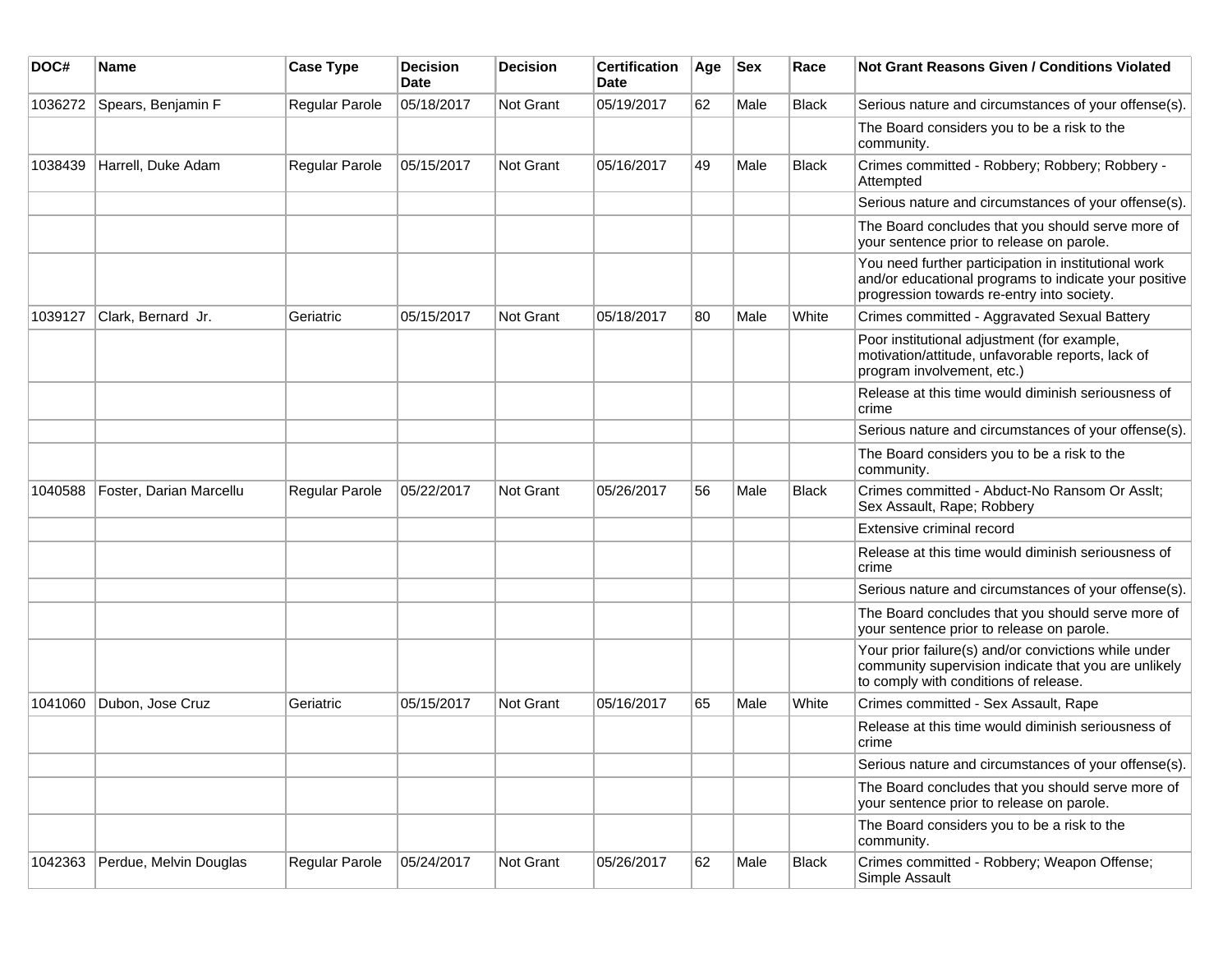| DOC# | Name | Case Type | Decision Date | Decision | Certification Date | Age | Sex | Race | Not Grant Reasons Given / Conditions Violated |
|---|---|---|---|---|---|---|---|---|---|
| 1036272 | Spears, Benjamin F | Regular Parole | 05/18/2017 | Not Grant | 05/19/2017 | 62 | Male | Black | Serious nature and circumstances of your offense(s). |
| | | | | | | | | | The Board considers you to be a risk to the community. |
| 1038439 | Harrell, Duke Adam | Regular Parole | 05/15/2017 | Not Grant | 05/16/2017 | 49 | Male | Black | Crimes committed - Robbery; Robbery; Robbery - Attempted |
| | | | | | | | | | Serious nature and circumstances of your offense(s). |
| | | | | | | | | | The Board concludes that you should serve more of your sentence prior to release on parole. |
| | | | | | | | | | You need further participation in institutional work and/or educational programs to indicate your positive progression towards re-entry into society. |
| 1039127 | Clark, Bernard Jr. | Geriatric | 05/15/2017 | Not Grant | 05/18/2017 | 80 | Male | White | Crimes committed - Aggravated Sexual Battery |
| | | | | | | | | | Poor institutional adjustment (for example, motivation/attitude, unfavorable reports, lack of program involvement, etc.) |
| | | | | | | | | | Release at this time would diminish seriousness of crime |
| | | | | | | | | | Serious nature and circumstances of your offense(s). |
| | | | | | | | | | The Board considers you to be a risk to the community. |
| 1040588 | Foster, Darian Marcellu | Regular Parole | 05/22/2017 | Not Grant | 05/26/2017 | 56 | Male | Black | Crimes committed - Abduct-No Ransom Or Asslt; Sex Assault, Rape; Robbery |
| | | | | | | | | | Extensive criminal record |
| | | | | | | | | | Release at this time would diminish seriousness of crime |
| | | | | | | | | | Serious nature and circumstances of your offense(s). |
| | | | | | | | | | The Board concludes that you should serve more of your sentence prior to release on parole. |
| | | | | | | | | | Your prior failure(s) and/or convictions while under community supervision indicate that you are unlikely to comply with conditions of release. |
| 1041060 | Dubon, Jose Cruz | Geriatric | 05/15/2017 | Not Grant | 05/16/2017 | 65 | Male | White | Crimes committed - Sex Assault, Rape |
| | | | | | | | | | Release at this time would diminish seriousness of crime |
| | | | | | | | | | Serious nature and circumstances of your offense(s). |
| | | | | | | | | | The Board concludes that you should serve more of your sentence prior to release on parole. |
| | | | | | | | | | The Board considers you to be a risk to the community. |
| 1042363 | Perdue, Melvin Douglas | Regular Parole | 05/24/2017 | Not Grant | 05/26/2017 | 62 | Male | Black | Crimes committed - Robbery; Weapon Offense; Simple Assault |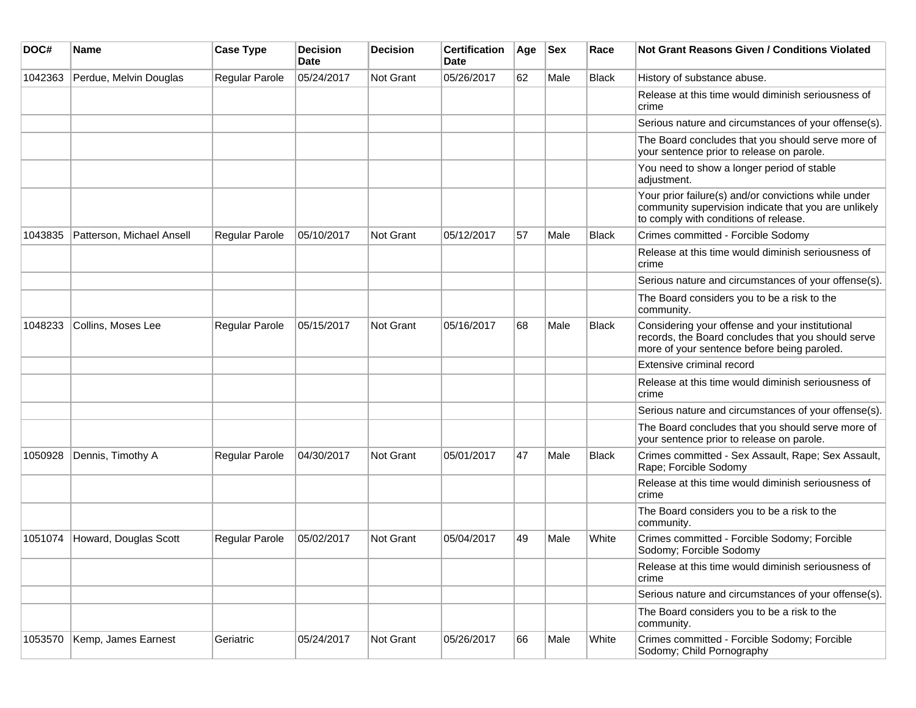| DOC# | Name | Case Type | Decision Date | Decision | Certification Date | Age | Sex | Race | Not Grant Reasons Given / Conditions Violated |
|---|---|---|---|---|---|---|---|---|---|
| 1042363 | Perdue, Melvin Douglas | Regular Parole | 05/24/2017 | Not Grant | 05/26/2017 | 62 | Male | Black | History of substance abuse. |
| | | | | | | | | | Release at this time would diminish seriousness of crime |
| | | | | | | | | | Serious nature and circumstances of your offense(s). |
| | | | | | | | | | The Board concludes that you should serve more of your sentence prior to release on parole. |
| | | | | | | | | | You need to show a longer period of stable adjustment. |
| | | | | | | | | | Your prior failure(s) and/or convictions while under community supervision indicate that you are unlikely to comply with conditions of release. |
| 1043835 | Patterson, Michael Ansell | Regular Parole | 05/10/2017 | Not Grant | 05/12/2017 | 57 | Male | Black | Crimes committed - Forcible Sodomy |
| | | | | | | | | | Release at this time would diminish seriousness of crime |
| | | | | | | | | | Serious nature and circumstances of your offense(s). |
| | | | | | | | | | The Board considers you to be a risk to the community. |
| 1048233 | Collins, Moses Lee | Regular Parole | 05/15/2017 | Not Grant | 05/16/2017 | 68 | Male | Black | Considering your offense and your institutional records, the Board concludes that you should serve more of your sentence before being paroled. |
| | | | | | | | | | Extensive criminal record |
| | | | | | | | | | Release at this time would diminish seriousness of crime |
| | | | | | | | | | Serious nature and circumstances of your offense(s). |
| | | | | | | | | | The Board concludes that you should serve more of your sentence prior to release on parole. |
| 1050928 | Dennis, Timothy A | Regular Parole | 04/30/2017 | Not Grant | 05/01/2017 | 47 | Male | Black | Crimes committed - Sex Assault, Rape; Sex Assault, Rape; Forcible Sodomy |
| | | | | | | | | | Release at this time would diminish seriousness of crime |
| | | | | | | | | | The Board considers you to be a risk to the community. |
| 1051074 | Howard, Douglas Scott | Regular Parole | 05/02/2017 | Not Grant | 05/04/2017 | 49 | Male | White | Crimes committed - Forcible Sodomy; Forcible Sodomy; Forcible Sodomy |
| | | | | | | | | | Release at this time would diminish seriousness of crime |
| | | | | | | | | | Serious nature and circumstances of your offense(s). |
| | | | | | | | | | The Board considers you to be a risk to the community. |
| 1053570 | Kemp, James Earnest | Geriatric | 05/24/2017 | Not Grant | 05/26/2017 | 66 | Male | White | Crimes committed - Forcible Sodomy; Forcible Sodomy; Child Pornography |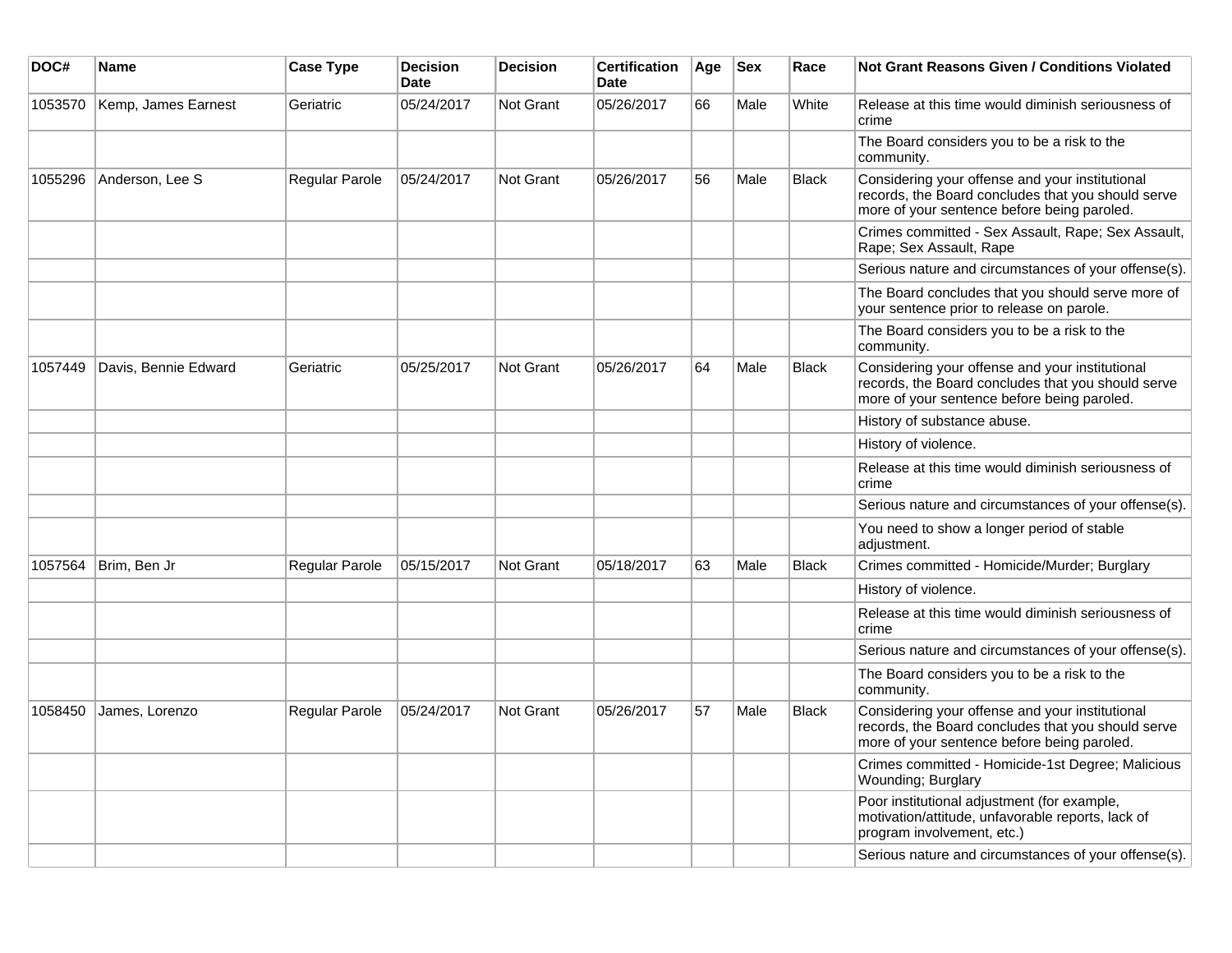| DOC# | Name | Case Type | Decision Date | Decision | Certification Date | Age | Sex | Race | Not Grant Reasons Given / Conditions Violated |
|---|---|---|---|---|---|---|---|---|---|
| 1053570 | Kemp, James Earnest | Geriatric | 05/24/2017 | Not Grant | 05/26/2017 | 66 | Male | White | Release at this time would diminish seriousness of crime |
| | | | | | | | | | The Board considers you to be a risk to the community. |
| 1055296 | Anderson, Lee S | Regular Parole | 05/24/2017 | Not Grant | 05/26/2017 | 56 | Male | Black | Considering your offense and your institutional records, the Board concludes that you should serve more of your sentence before being paroled. |
| | | | | | | | | | Crimes committed - Sex Assault, Rape; Sex Assault, Rape; Sex Assault, Rape |
| | | | | | | | | | Serious nature and circumstances of your offense(s). |
| | | | | | | | | | The Board concludes that you should serve more of your sentence prior to release on parole. |
| | | | | | | | | | The Board considers you to be a risk to the community. |
| 1057449 | Davis, Bennie Edward | Geriatric | 05/25/2017 | Not Grant | 05/26/2017 | 64 | Male | Black | Considering your offense and your institutional records, the Board concludes that you should serve more of your sentence before being paroled. |
| | | | | | | | | | History of substance abuse. |
| | | | | | | | | | History of violence. |
| | | | | | | | | | Release at this time would diminish seriousness of crime |
| | | | | | | | | | Serious nature and circumstances of your offense(s). |
| | | | | | | | | | You need to show a longer period of stable adjustment. |
| 1057564 | Brim, Ben Jr | Regular Parole | 05/15/2017 | Not Grant | 05/18/2017 | 63 | Male | Black | Crimes committed - Homicide/Murder; Burglary |
| | | | | | | | | | History of violence. |
| | | | | | | | | | Release at this time would diminish seriousness of crime |
| | | | | | | | | | Serious nature and circumstances of your offense(s). |
| | | | | | | | | | The Board considers you to be a risk to the community. |
| 1058450 | James, Lorenzo | Regular Parole | 05/24/2017 | Not Grant | 05/26/2017 | 57 | Male | Black | Considering your offense and your institutional records, the Board concludes that you should serve more of your sentence before being paroled. |
| | | | | | | | | | Crimes committed - Homicide-1st Degree; Malicious Wounding; Burglary |
| | | | | | | | | | Poor institutional adjustment (for example, motivation/attitude, unfavorable reports, lack of program involvement, etc.) |
| | | | | | | | | | Serious nature and circumstances of your offense(s). |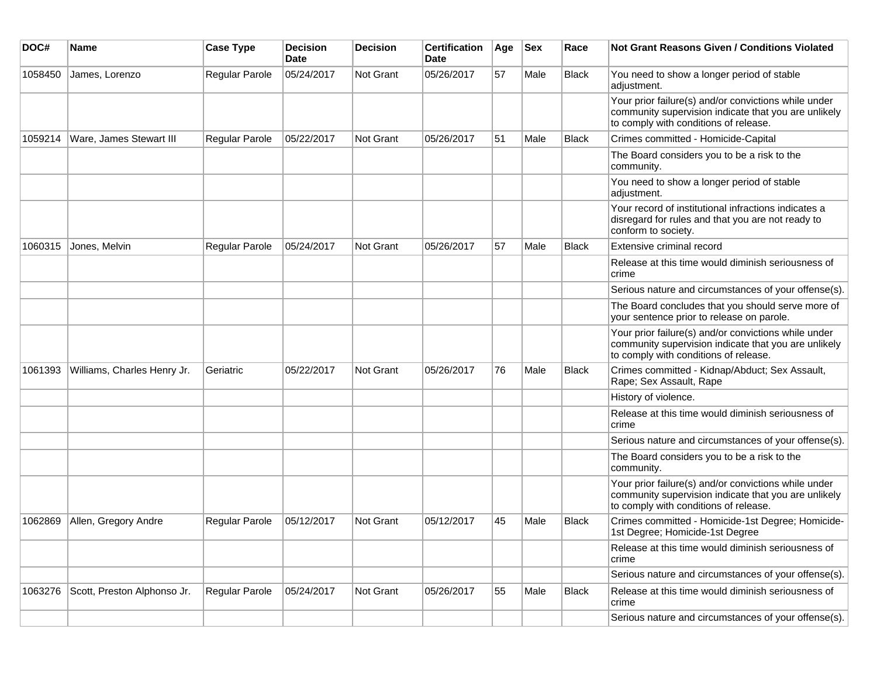| DOC# | Name | Case Type | Decision Date | Decision | Certification Date | Age | Sex | Race | Not Grant Reasons Given / Conditions Violated |
| --- | --- | --- | --- | --- | --- | --- | --- | --- | --- |
| 1058450 | James, Lorenzo | Regular Parole | 05/24/2017 | Not Grant | 05/26/2017 | 57 | Male | Black | You need to show a longer period of stable adjustment. |
| | | | | | | | | | Your prior failure(s) and/or convictions while under community supervision indicate that you are unlikely to comply with conditions of release. |
| 1059214 | Ware, James Stewart III | Regular Parole | 05/22/2017 | Not Grant | 05/26/2017 | 51 | Male | Black | Crimes committed - Homicide-Capital |
| | | | | | | | | | The Board considers you to be a risk to the community. |
| | | | | | | | | | You need to show a longer period of stable adjustment. |
| | | | | | | | | | Your record of institutional infractions indicates a disregard for rules and that you are not ready to conform to society. |
| 1060315 | Jones, Melvin | Regular Parole | 05/24/2017 | Not Grant | 05/26/2017 | 57 | Male | Black | Extensive criminal record |
| | | | | | | | | | Release at this time would diminish seriousness of crime |
| | | | | | | | | | Serious nature and circumstances of your offense(s). |
| | | | | | | | | | The Board concludes that you should serve more of your sentence prior to release on parole. |
| | | | | | | | | | Your prior failure(s) and/or convictions while under community supervision indicate that you are unlikely to comply with conditions of release. |
| 1061393 | Williams, Charles Henry Jr. | Geriatric | 05/22/2017 | Not Grant | 05/26/2017 | 76 | Male | Black | Crimes committed - Kidnap/Abduct; Sex Assault, Rape; Sex Assault, Rape |
| | | | | | | | | | History of violence. |
| | | | | | | | | | Release at this time would diminish seriousness of crime |
| | | | | | | | | | Serious nature and circumstances of your offense(s). |
| | | | | | | | | | The Board considers you to be a risk to the community. |
| | | | | | | | | | Your prior failure(s) and/or convictions while under community supervision indicate that you are unlikely to comply with conditions of release. |
| 1062869 | Allen, Gregory Andre | Regular Parole | 05/12/2017 | Not Grant | 05/12/2017 | 45 | Male | Black | Crimes committed - Homicide-1st Degree; Homicide-1st Degree; Homicide-1st Degree |
| | | | | | | | | | Release at this time would diminish seriousness of crime |
| | | | | | | | | | Serious nature and circumstances of your offense(s). |
| 1063276 | Scott, Preston Alphonso Jr. | Regular Parole | 05/24/2017 | Not Grant | 05/26/2017 | 55 | Male | Black | Release at this time would diminish seriousness of crime |
| | | | | | | | | | Serious nature and circumstances of your offense(s). |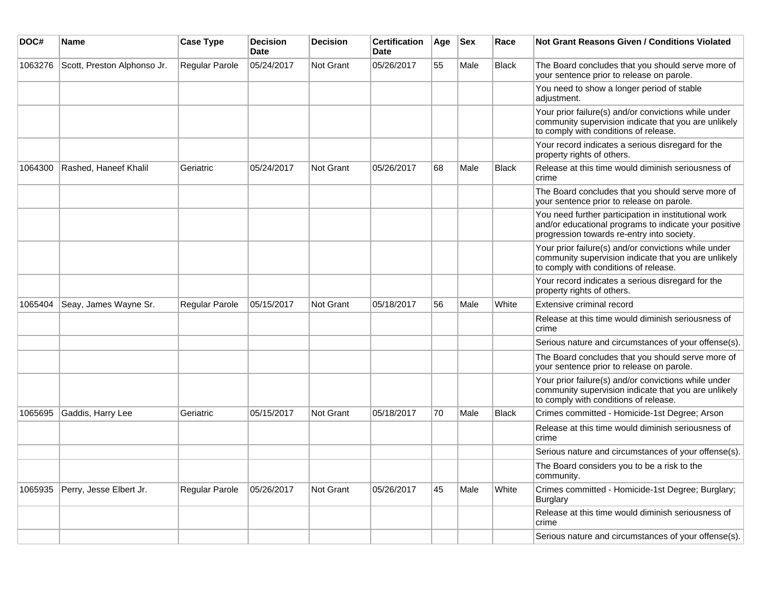| DOC# | Name | Case Type | Decision Date | Decision | Certification Date | Age | Sex | Race | Not Grant Reasons Given / Conditions Violated |
|---|---|---|---|---|---|---|---|---|---|
| 1063276 | Scott, Preston Alphonso Jr. | Regular Parole | 05/24/2017 | Not Grant | 05/26/2017 | 55 | Male | Black | The Board concludes that you should serve more of your sentence prior to release on parole. |
| | | | | | | | | | You need to show a longer period of stable adjustment. |
| | | | | | | | | | Your prior failure(s) and/or convictions while under community supervision indicate that you are unlikely to comply with conditions of release. |
| | | | | | | | | | Your record indicates a serious disregard for the property rights of others. |
| 1064300 | Rashed, Haneef Khalil | Geriatric | 05/24/2017 | Not Grant | 05/26/2017 | 68 | Male | Black | Release at this time would diminish seriousness of crime |
| | | | | | | | | | The Board concludes that you should serve more of your sentence prior to release on parole. |
| | | | | | | | | | You need further participation in institutional work and/or educational programs to indicate your positive progression towards re-entry into society. |
| | | | | | | | | | Your prior failure(s) and/or convictions while under community supervision indicate that you are unlikely to comply with conditions of release. |
| | | | | | | | | | Your record indicates a serious disregard for the property rights of others. |
| 1065404 | Seay, James Wayne Sr. | Regular Parole | 05/15/2017 | Not Grant | 05/18/2017 | 56 | Male | White | Extensive criminal record |
| | | | | | | | | | Release at this time would diminish seriousness of crime |
| | | | | | | | | | Serious nature and circumstances of your offense(s). |
| | | | | | | | | | The Board concludes that you should serve more of your sentence prior to release on parole. |
| | | | | | | | | | Your prior failure(s) and/or convictions while under community supervision indicate that you are unlikely to comply with conditions of release. |
| 1065695 | Gaddis, Harry Lee | Geriatric | 05/15/2017 | Not Grant | 05/18/2017 | 70 | Male | Black | Crimes committed - Homicide-1st Degree; Arson |
| | | | | | | | | | Release at this time would diminish seriousness of crime |
| | | | | | | | | | Serious nature and circumstances of your offense(s). |
| | | | | | | | | | The Board considers you to be a risk to the community. |
| 1065935 | Perry, Jesse Elbert Jr. | Regular Parole | 05/26/2017 | Not Grant | 05/26/2017 | 45 | Male | White | Crimes committed - Homicide-1st Degree; Burglary; Burglary |
| | | | | | | | | | Release at this time would diminish seriousness of crime |
| | | | | | | | | | Serious nature and circumstances of your offense(s). |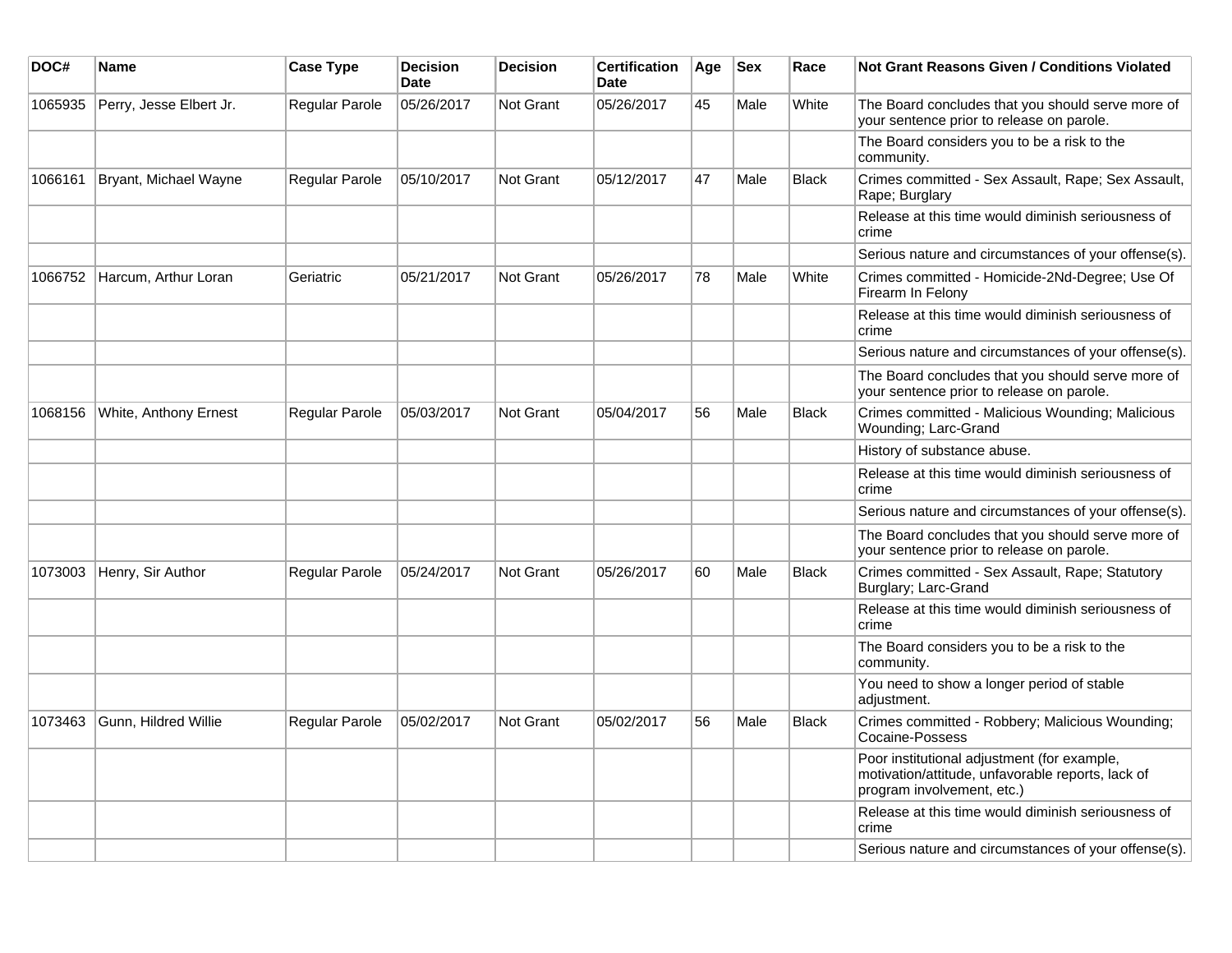| DOC# | Name | Case Type | Decision Date | Decision | Certification Date | Age | Sex | Race | Not Grant Reasons Given / Conditions Violated |
|---|---|---|---|---|---|---|---|---|---|
| 1065935 | Perry, Jesse Elbert Jr. | Regular Parole | 05/26/2017 | Not Grant | 05/26/2017 | 45 | Male | White | The Board concludes that you should serve more of your sentence prior to release on parole. |
| | | | | | | | | | The Board considers you to be a risk to the community. |
| 1066161 | Bryant, Michael Wayne | Regular Parole | 05/10/2017 | Not Grant | 05/12/2017 | 47 | Male | Black | Crimes committed - Sex Assault, Rape; Sex Assault, Rape; Burglary |
| | | | | | | | | | Release at this time would diminish seriousness of crime |
| | | | | | | | | | Serious nature and circumstances of your offense(s). |
| 1066752 | Harcum, Arthur Loran | Geriatric | 05/21/2017 | Not Grant | 05/26/2017 | 78 | Male | White | Crimes committed - Homicide-2Nd-Degree; Use Of Firearm In Felony |
| | | | | | | | | | Release at this time would diminish seriousness of crime |
| | | | | | | | | | Serious nature and circumstances of your offense(s). |
| | | | | | | | | | The Board concludes that you should serve more of your sentence prior to release on parole. |
| 1068156 | White, Anthony Ernest | Regular Parole | 05/03/2017 | Not Grant | 05/04/2017 | 56 | Male | Black | Crimes committed - Malicious Wounding; Malicious Wounding; Larc-Grand |
| | | | | | | | | | History of substance abuse. |
| | | | | | | | | | Release at this time would diminish seriousness of crime |
| | | | | | | | | | Serious nature and circumstances of your offense(s). |
| | | | | | | | | | The Board concludes that you should serve more of your sentence prior to release on parole. |
| 1073003 | Henry, Sir Author | Regular Parole | 05/24/2017 | Not Grant | 05/26/2017 | 60 | Male | Black | Crimes committed - Sex Assault, Rape; Statutory Burglary; Larc-Grand |
| | | | | | | | | | Release at this time would diminish seriousness of crime |
| | | | | | | | | | The Board considers you to be a risk to the community. |
| | | | | | | | | | You need to show a longer period of stable adjustment. |
| 1073463 | Gunn, Hildred Willie | Regular Parole | 05/02/2017 | Not Grant | 05/02/2017 | 56 | Male | Black | Crimes committed - Robbery; Malicious Wounding; Cocaine-Possess |
| | | | | | | | | | Poor institutional adjustment (for example, motivation/attitude, unfavorable reports, lack of program involvement, etc.) |
| | | | | | | | | | Release at this time would diminish seriousness of crime |
| | | | | | | | | | Serious nature and circumstances of your offense(s). |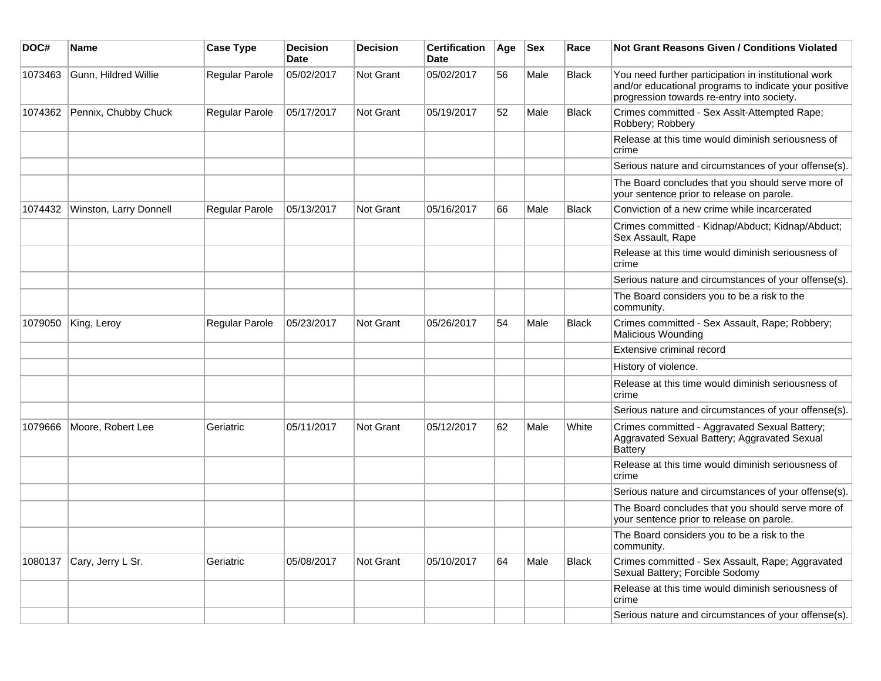| DOC# | Name | Case Type | Decision Date | Decision | Certification Date | Age | Sex | Race | Not Grant Reasons Given / Conditions Violated |
|---|---|---|---|---|---|---|---|---|---|
| 1073463 | Gunn, Hildred Willie | Regular Parole | 05/02/2017 | Not Grant | 05/02/2017 | 56 | Male | Black | You need further participation in institutional work and/or educational programs to indicate your positive progression towards re-entry into society. |
| 1074362 | Pennix, Chubby Chuck | Regular Parole | 05/17/2017 | Not Grant | 05/19/2017 | 52 | Male | Black | Crimes committed - Sex Asslt-Attempted Rape; Robbery; Robbery |
| | | | | | | | | | Release at this time would diminish seriousness of crime |
| | | | | | | | | | Serious nature and circumstances of your offense(s). |
| | | | | | | | | | The Board concludes that you should serve more of your sentence prior to release on parole. |
| 1074432 | Winston, Larry Donnell | Regular Parole | 05/13/2017 | Not Grant | 05/16/2017 | 66 | Male | Black | Conviction of a new crime while incarcerated |
| | | | | | | | | | Crimes committed - Kidnap/Abduct; Kidnap/Abduct; Sex Assault, Rape |
| | | | | | | | | | Release at this time would diminish seriousness of crime |
| | | | | | | | | | Serious nature and circumstances of your offense(s). |
| | | | | | | | | | The Board considers you to be a risk to the community. |
| 1079050 | King, Leroy | Regular Parole | 05/23/2017 | Not Grant | 05/26/2017 | 54 | Male | Black | Crimes committed - Sex Assault, Rape; Robbery; Malicious Wounding |
| | | | | | | | | | Extensive criminal record |
| | | | | | | | | | History of violence. |
| | | | | | | | | | Release at this time would diminish seriousness of crime |
| | | | | | | | | | Serious nature and circumstances of your offense(s). |
| 1079666 | Moore, Robert Lee | Geriatric | 05/11/2017 | Not Grant | 05/12/2017 | 62 | Male | White | Crimes committed - Aggravated Sexual Battery; Aggravated Sexual Battery; Aggravated Sexual Battery |
| | | | | | | | | | Release at this time would diminish seriousness of crime |
| | | | | | | | | | Serious nature and circumstances of your offense(s). |
| | | | | | | | | | The Board concludes that you should serve more of your sentence prior to release on parole. |
| | | | | | | | | | The Board considers you to be a risk to the community. |
| 1080137 | Cary, Jerry L Sr. | Geriatric | 05/08/2017 | Not Grant | 05/10/2017 | 64 | Male | Black | Crimes committed - Sex Assault, Rape; Aggravated Sexual Battery; Forcible Sodomy |
| | | | | | | | | | Release at this time would diminish seriousness of crime |
| | | | | | | | | | Serious nature and circumstances of your offense(s). |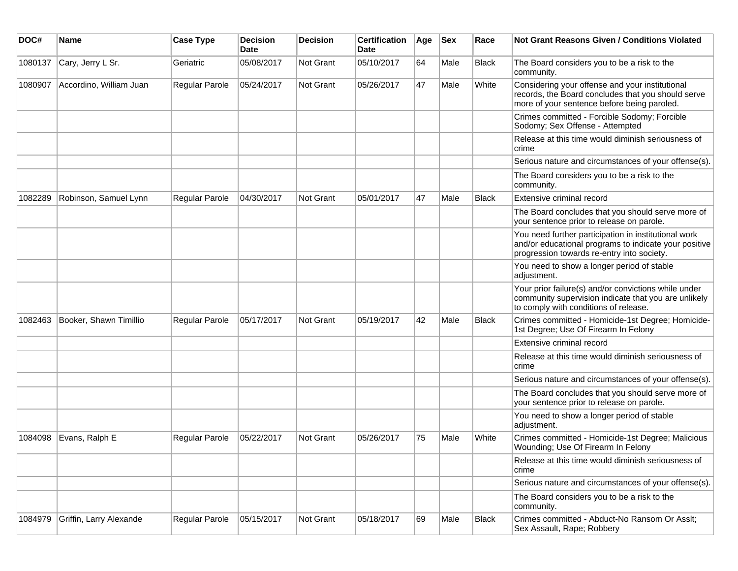| DOC# | Name | Case Type | Decision Date | Decision | Certification Date | Age | Sex | Race | Not Grant Reasons Given / Conditions Violated |
|---|---|---|---|---|---|---|---|---|---|
| 1080137 | Cary, Jerry L Sr. | Geriatric | 05/08/2017 | Not Grant | 05/10/2017 | 64 | Male | Black | The Board considers you to be a risk to the community. |
| 1080907 | Accordino, William Juan | Regular Parole | 05/24/2017 | Not Grant | 05/26/2017 | 47 | Male | White | Considering your offense and your institutional records, the Board concludes that you should serve more of your sentence before being paroled. |
| | | | | | | | | | Crimes committed - Forcible Sodomy; Forcible Sodomy; Sex Offense - Attempted |
| | | | | | | | | | Release at this time would diminish seriousness of crime |
| | | | | | | | | | Serious nature and circumstances of your offense(s). |
| | | | | | | | | | The Board considers you to be a risk to the community. |
| 1082289 | Robinson, Samuel Lynn | Regular Parole | 04/30/2017 | Not Grant | 05/01/2017 | 47 | Male | Black | Extensive criminal record |
| | | | | | | | | | The Board concludes that you should serve more of your sentence prior to release on parole. |
| | | | | | | | | | You need further participation in institutional work and/or educational programs to indicate your positive progression towards re-entry into society. |
| | | | | | | | | | You need to show a longer period of stable adjustment. |
| | | | | | | | | | Your prior failure(s) and/or convictions while under community supervision indicate that you are unlikely to comply with conditions of release. |
| 1082463 | Booker, Shawn Timillio | Regular Parole | 05/17/2017 | Not Grant | 05/19/2017 | 42 | Male | Black | Crimes committed - Homicide-1st Degree; Homicide-1st Degree; Use Of Firearm In Felony |
| | | | | | | | | | Extensive criminal record |
| | | | | | | | | | Release at this time would diminish seriousness of crime |
| | | | | | | | | | Serious nature and circumstances of your offense(s). |
| | | | | | | | | | The Board concludes that you should serve more of your sentence prior to release on parole. |
| | | | | | | | | | You need to show a longer period of stable adjustment. |
| 1084098 | Evans, Ralph E | Regular Parole | 05/22/2017 | Not Grant | 05/26/2017 | 75 | Male | White | Crimes committed - Homicide-1st Degree; Malicious Wounding; Use Of Firearm In Felony |
| | | | | | | | | | Release at this time would diminish seriousness of crime |
| | | | | | | | | | Serious nature and circumstances of your offense(s). |
| | | | | | | | | | The Board considers you to be a risk to the community. |
| 1084979 | Griffin, Larry Alexande | Regular Parole | 05/15/2017 | Not Grant | 05/18/2017 | 69 | Male | Black | Crimes committed - Abduct-No Ransom Or Asslt; Sex Assault, Rape; Robbery |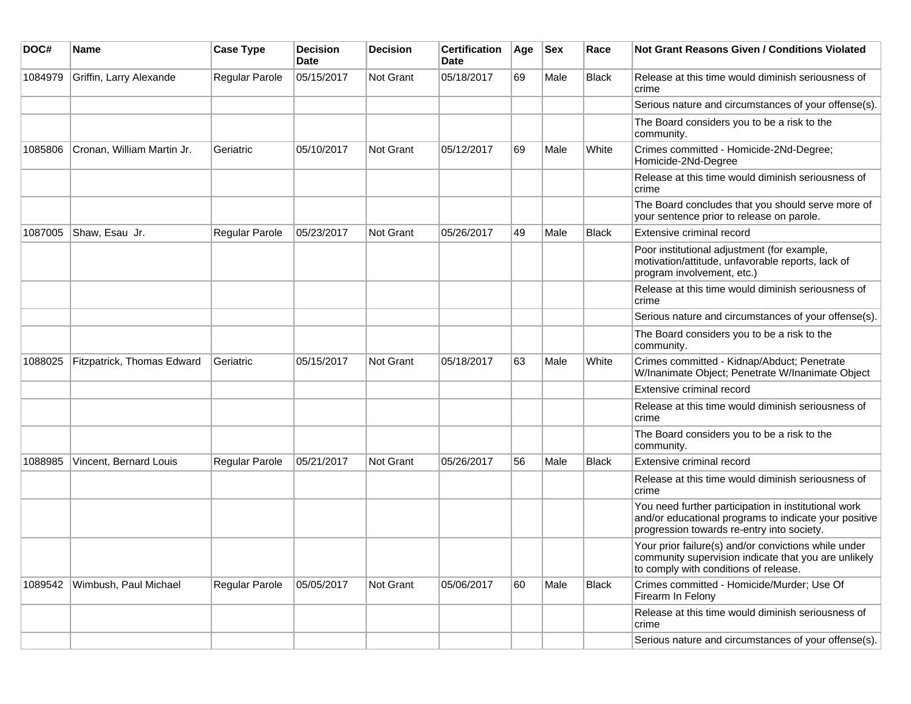| DOC# | Name | Case Type | Decision Date | Decision | Certification Date | Age | Sex | Race | Not Grant Reasons Given / Conditions Violated |
|---|---|---|---|---|---|---|---|---|---|
| 1084979 | Griffin, Larry Alexande | Regular Parole | 05/15/2017 | Not Grant | 05/18/2017 | 69 | Male | Black | Release at this time would diminish seriousness of crime |
| | | | | | | | | | Serious nature and circumstances of your offense(s). |
| | | | | | | | | | The Board considers you to be a risk to the community. |
| 1085806 | Cronan, William Martin Jr. | Geriatric | 05/10/2017 | Not Grant | 05/12/2017 | 69 | Male | White | Crimes committed - Homicide-2Nd-Degree; Homicide-2Nd-Degree |
| | | | | | | | | | Release at this time would diminish seriousness of crime |
| | | | | | | | | | The Board concludes that you should serve more of your sentence prior to release on parole. |
| 1087005 | Shaw, Esau Jr. | Regular Parole | 05/23/2017 | Not Grant | 05/26/2017 | 49 | Male | Black | Extensive criminal record |
| | | | | | | | | | Poor institutional adjustment (for example, motivation/attitude, unfavorable reports, lack of program involvement, etc.) |
| | | | | | | | | | Release at this time would diminish seriousness of crime |
| | | | | | | | | | Serious nature and circumstances of your offense(s). |
| | | | | | | | | | The Board considers you to be a risk to the community. |
| 1088025 | Fitzpatrick, Thomas Edward | Geriatric | 05/15/2017 | Not Grant | 05/18/2017 | 63 | Male | White | Crimes committed - Kidnap/Abduct; Penetrate W/Inanimate Object; Penetrate W/Inanimate Object |
| | | | | | | | | | Extensive criminal record |
| | | | | | | | | | Release at this time would diminish seriousness of crime |
| | | | | | | | | | The Board considers you to be a risk to the community. |
| 1088985 | Vincent, Bernard Louis | Regular Parole | 05/21/2017 | Not Grant | 05/26/2017 | 56 | Male | Black | Extensive criminal record |
| | | | | | | | | | Release at this time would diminish seriousness of crime |
| | | | | | | | | | You need further participation in institutional work and/or educational programs to indicate your positive progression towards re-entry into society. |
| | | | | | | | | | Your prior failure(s) and/or convictions while under community supervision indicate that you are unlikely to comply with conditions of release. |
| 1089542 | Wimbush, Paul Michael | Regular Parole | 05/05/2017 | Not Grant | 05/06/2017 | 60 | Male | Black | Crimes committed - Homicide/Murder; Use Of Firearm In Felony |
| | | | | | | | | | Release at this time would diminish seriousness of crime |
| | | | | | | | | | Serious nature and circumstances of your offense(s). |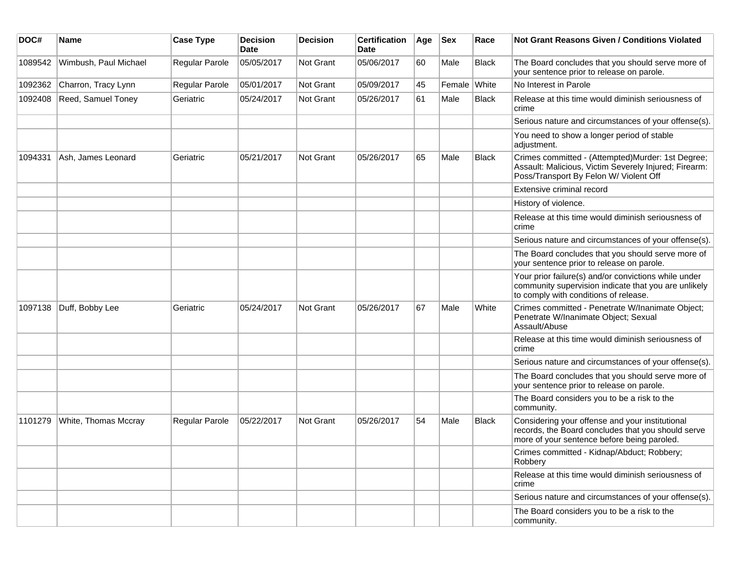| DOC# | Name | Case Type | Decision Date | Decision | Certification Date | Age | Sex | Race | Not Grant Reasons Given / Conditions Violated |
|---|---|---|---|---|---|---|---|---|---|
| 1089542 | Wimbush, Paul Michael | Regular Parole | 05/05/2017 | Not Grant | 05/06/2017 | 60 | Male | Black | The Board concludes that you should serve more of your sentence prior to release on parole. |
| 1092362 | Charron, Tracy Lynn | Regular Parole | 05/01/2017 | Not Grant | 05/09/2017 | 45 | Female | White | No Interest in Parole |
| 1092408 | Reed, Samuel Toney | Geriatric | 05/24/2017 | Not Grant | 05/26/2017 | 61 | Male | Black | Release at this time would diminish seriousness of crime |
| | | | | | | | | | Serious nature and circumstances of your offense(s). |
| | | | | | | | | | You need to show a longer period of stable adjustment. |
| 1094331 | Ash, James Leonard | Geriatric | 05/21/2017 | Not Grant | 05/26/2017 | 65 | Male | Black | Crimes committed - (Attempted)Murder: 1st Degree; Assault: Malicious, Victim Severely Injured; Firearm: Poss/Transport By Felon W/ Violent Off |
| | | | | | | | | | Extensive criminal record |
| | | | | | | | | | History of violence. |
| | | | | | | | | | Release at this time would diminish seriousness of crime |
| | | | | | | | | | Serious nature and circumstances of your offense(s). |
| | | | | | | | | | The Board concludes that you should serve more of your sentence prior to release on parole. |
| | | | | | | | | | Your prior failure(s) and/or convictions while under community supervision indicate that you are unlikely to comply with conditions of release. |
| 1097138 | Duff, Bobby Lee | Geriatric | 05/24/2017 | Not Grant | 05/26/2017 | 67 | Male | White | Crimes committed - Penetrate W/Inanimate Object; Penetrate W/Inanimate Object; Sexual Assault/Abuse |
| | | | | | | | | | Release at this time would diminish seriousness of crime |
| | | | | | | | | | Serious nature and circumstances of your offense(s). |
| | | | | | | | | | The Board concludes that you should serve more of your sentence prior to release on parole. |
| | | | | | | | | | The Board considers you to be a risk to the community. |
| 1101279 | White, Thomas Mccray | Regular Parole | 05/22/2017 | Not Grant | 05/26/2017 | 54 | Male | Black | Considering your offense and your institutional records, the Board concludes that you should serve more of your sentence before being paroled. |
| | | | | | | | | | Crimes committed - Kidnap/Abduct; Robbery; Robbery |
| | | | | | | | | | Release at this time would diminish seriousness of crime |
| | | | | | | | | | Serious nature and circumstances of your offense(s). |
| | | | | | | | | | The Board considers you to be a risk to the community. |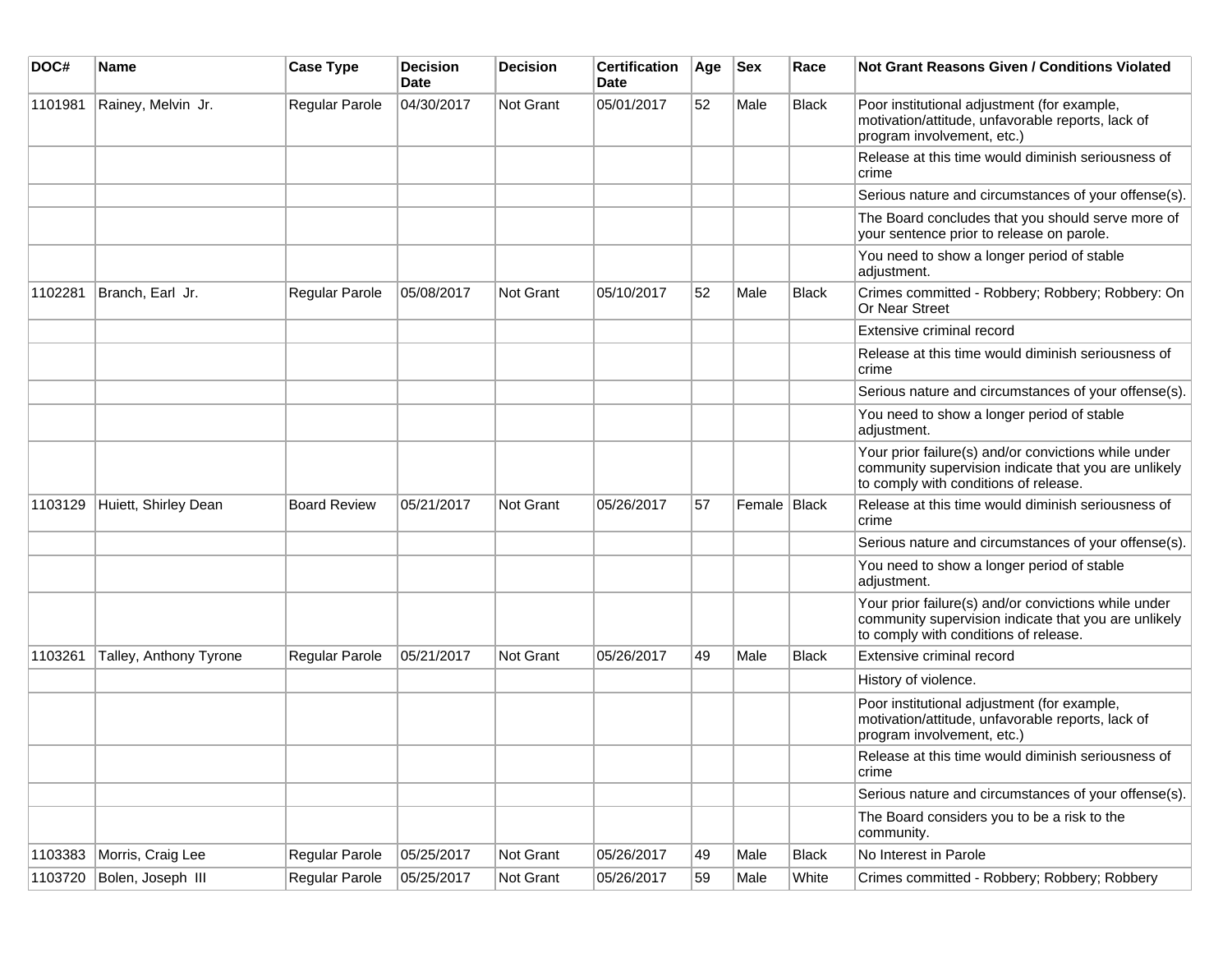| DOC# | Name | Case Type | Decision Date | Decision | Certification Date | Age | Sex | Race | Not Grant Reasons Given / Conditions Violated |
|---|---|---|---|---|---|---|---|---|---|
| 1101981 | Rainey, Melvin Jr. | Regular Parole | 04/30/2017 | Not Grant | 05/01/2017 | 52 | Male | Black | Poor institutional adjustment (for example, motivation/attitude, unfavorable reports, lack of program involvement, etc.) |
| | | | | | | | | | Release at this time would diminish seriousness of crime |
| | | | | | | | | | Serious nature and circumstances of your offense(s). |
| | | | | | | | | | The Board concludes that you should serve more of your sentence prior to release on parole. |
| | | | | | | | | | You need to show a longer period of stable adjustment. |
| 1102281 | Branch, Earl Jr. | Regular Parole | 05/08/2017 | Not Grant | 05/10/2017 | 52 | Male | Black | Crimes committed - Robbery; Robbery; Robbery: On Or Near Street |
| | | | | | | | | | Extensive criminal record |
| | | | | | | | | | Release at this time would diminish seriousness of crime |
| | | | | | | | | | Serious nature and circumstances of your offense(s). |
| | | | | | | | | | You need to show a longer period of stable adjustment. |
| | | | | | | | | | Your prior failure(s) and/or convictions while under community supervision indicate that you are unlikely to comply with conditions of release. |
| 1103129 | Huiett, Shirley Dean | Board Review | 05/21/2017 | Not Grant | 05/26/2017 | 57 | Female | Black | Release at this time would diminish seriousness of crime |
| | | | | | | | | | Serious nature and circumstances of your offense(s). |
| | | | | | | | | | You need to show a longer period of stable adjustment. |
| | | | | | | | | | Your prior failure(s) and/or convictions while under community supervision indicate that you are unlikely to comply with conditions of release. |
| 1103261 | Talley, Anthony Tyrone | Regular Parole | 05/21/2017 | Not Grant | 05/26/2017 | 49 | Male | Black | Extensive criminal record |
| | | | | | | | | | History of violence. |
| | | | | | | | | | Poor institutional adjustment (for example, motivation/attitude, unfavorable reports, lack of program involvement, etc.) |
| | | | | | | | | | Release at this time would diminish seriousness of crime |
| | | | | | | | | | Serious nature and circumstances of your offense(s). |
| | | | | | | | | | The Board considers you to be a risk to the community. |
| 1103383 | Morris, Craig Lee | Regular Parole | 05/25/2017 | Not Grant | 05/26/2017 | 49 | Male | Black | No Interest in Parole |
| 1103720 | Bolen, Joseph III | Regular Parole | 05/25/2017 | Not Grant | 05/26/2017 | 59 | Male | White | Crimes committed - Robbery; Robbery; Robbery |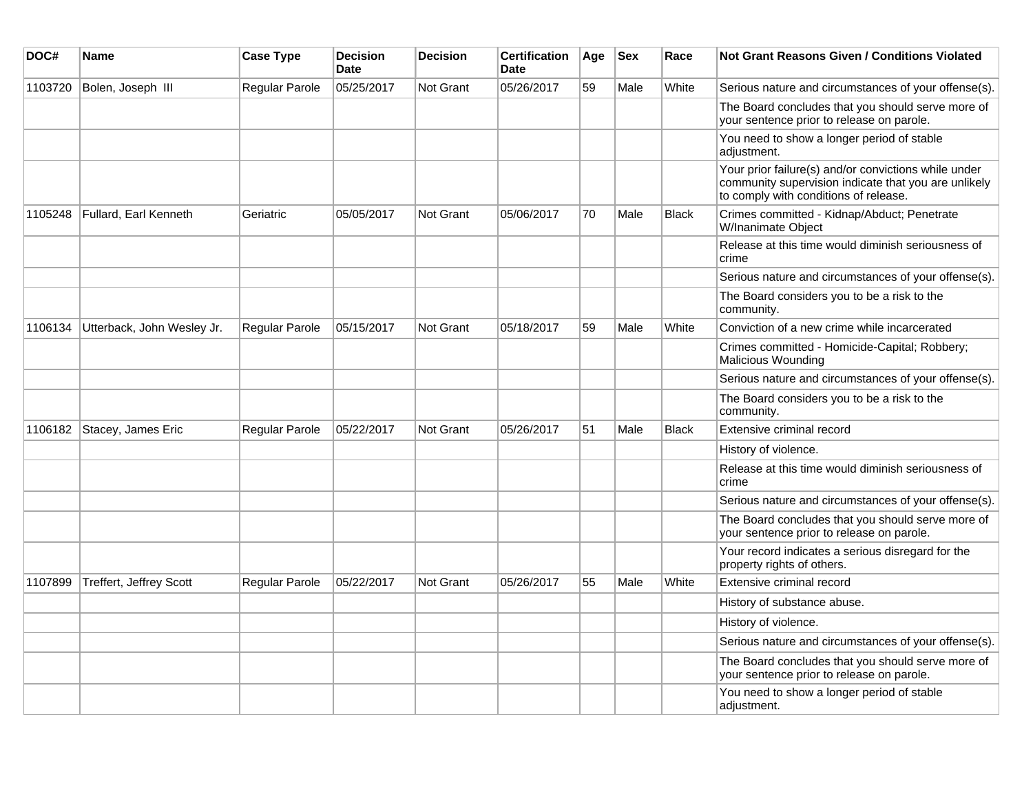| DOC# | Name | Case Type | Decision Date | Decision | Certification Date | Age | Sex | Race | Not Grant Reasons Given / Conditions Violated |
|---|---|---|---|---|---|---|---|---|---|
| 1103720 | Bolen, Joseph III | Regular Parole | 05/25/2017 | Not Grant | 05/26/2017 | 59 | Male | White | Serious nature and circumstances of your offense(s). |
| | | | | | | | | | The Board concludes that you should serve more of your sentence prior to release on parole. |
| | | | | | | | | | You need to show a longer period of stable adjustment. |
| | | | | | | | | | Your prior failure(s) and/or convictions while under community supervision indicate that you are unlikely to comply with conditions of release. |
| 1105248 | Fullard, Earl Kenneth | Geriatric | 05/05/2017 | Not Grant | 05/06/2017 | 70 | Male | Black | Crimes committed - Kidnap/Abduct; Penetrate W/Inanimate Object |
| | | | | | | | | | Release at this time would diminish seriousness of crime |
| | | | | | | | | | Serious nature and circumstances of your offense(s). |
| | | | | | | | | | The Board considers you to be a risk to the community. |
| 1106134 | Utterback, John Wesley Jr. | Regular Parole | 05/15/2017 | Not Grant | 05/18/2017 | 59 | Male | White | Conviction of a new crime while incarcerated |
| | | | | | | | | | Crimes committed - Homicide-Capital; Robbery; Malicious Wounding |
| | | | | | | | | | Serious nature and circumstances of your offense(s). |
| | | | | | | | | | The Board considers you to be a risk to the community. |
| 1106182 | Stacey, James Eric | Regular Parole | 05/22/2017 | Not Grant | 05/26/2017 | 51 | Male | Black | Extensive criminal record |
| | | | | | | | | | History of violence. |
| | | | | | | | | | Release at this time would diminish seriousness of crime |
| | | | | | | | | | Serious nature and circumstances of your offense(s). |
| | | | | | | | | | The Board concludes that you should serve more of your sentence prior to release on parole. |
| | | | | | | | | | Your record indicates a serious disregard for the property rights of others. |
| 1107899 | Treffert, Jeffrey Scott | Regular Parole | 05/22/2017 | Not Grant | 05/26/2017 | 55 | Male | White | Extensive criminal record |
| | | | | | | | | | History of substance abuse. |
| | | | | | | | | | History of violence. |
| | | | | | | | | | Serious nature and circumstances of your offense(s). |
| | | | | | | | | | The Board concludes that you should serve more of your sentence prior to release on parole. |
| | | | | | | | | | You need to show a longer period of stable adjustment. |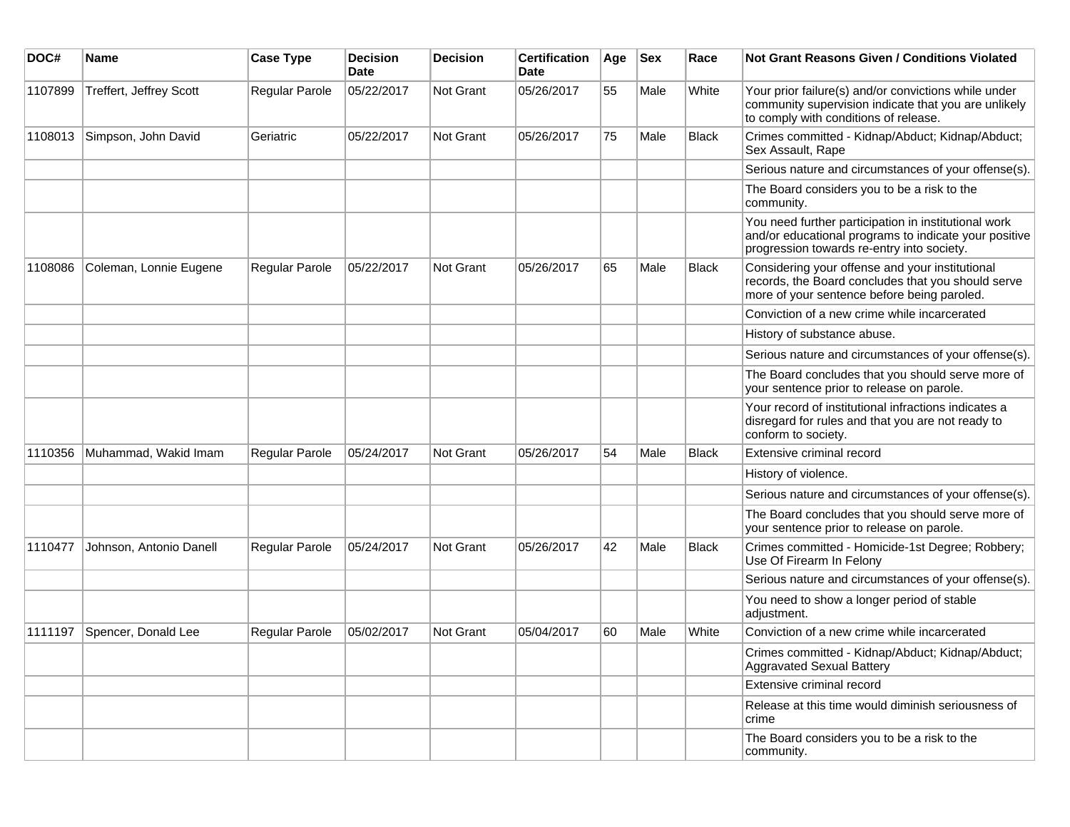| DOC# | Name | Case Type | Decision Date | Decision | Certification Date | Age | Sex | Race | Not Grant Reasons Given / Conditions Violated |
|---|---|---|---|---|---|---|---|---|---|
| 1107899 | Treffert, Jeffrey Scott | Regular Parole | 05/22/2017 | Not Grant | 05/26/2017 | 55 | Male | White | Your prior failure(s) and/or convictions while under community supervision indicate that you are unlikely to comply with conditions of release. |
| 1108013 | Simpson, John David | Geriatric | 05/22/2017 | Not Grant | 05/26/2017 | 75 | Male | Black | Crimes committed - Kidnap/Abduct; Kidnap/Abduct; Sex Assault, Rape |
| | | | | | | | | | Serious nature and circumstances of your offense(s). |
| | | | | | | | | | The Board considers you to be a risk to the community. |
| | | | | | | | | | You need further participation in institutional work and/or educational programs to indicate your positive progression towards re-entry into society. |
| 1108086 | Coleman, Lonnie Eugene | Regular Parole | 05/22/2017 | Not Grant | 05/26/2017 | 65 | Male | Black | Considering your offense and your institutional records, the Board concludes that you should serve more of your sentence before being paroled. |
| | | | | | | | | | Conviction of a new crime while incarcerated |
| | | | | | | | | | History of substance abuse. |
| | | | | | | | | | Serious nature and circumstances of your offense(s). |
| | | | | | | | | | The Board concludes that you should serve more of your sentence prior to release on parole. |
| | | | | | | | | | Your record of institutional infractions indicates a disregard for rules and that you are not ready to conform to society. |
| 1110356 | Muhammad, Wakid Imam | Regular Parole | 05/24/2017 | Not Grant | 05/26/2017 | 54 | Male | Black | Extensive criminal record |
| | | | | | | | | | History of violence. |
| | | | | | | | | | Serious nature and circumstances of your offense(s). |
| | | | | | | | | | The Board concludes that you should serve more of your sentence prior to release on parole. |
| 1110477 | Johnson, Antonio Danell | Regular Parole | 05/24/2017 | Not Grant | 05/26/2017 | 42 | Male | Black | Crimes committed - Homicide-1st Degree; Robbery; Use Of Firearm In Felony |
| | | | | | | | | | Serious nature and circumstances of your offense(s). |
| | | | | | | | | | You need to show a longer period of stable adjustment. |
| 1111197 | Spencer, Donald Lee | Regular Parole | 05/02/2017 | Not Grant | 05/04/2017 | 60 | Male | White | Conviction of a new crime while incarcerated |
| | | | | | | | | | Crimes committed - Kidnap/Abduct; Kidnap/Abduct; Aggravated Sexual Battery |
| | | | | | | | | | Extensive criminal record |
| | | | | | | | | | Release at this time would diminish seriousness of crime |
| | | | | | | | | | The Board considers you to be a risk to the community. |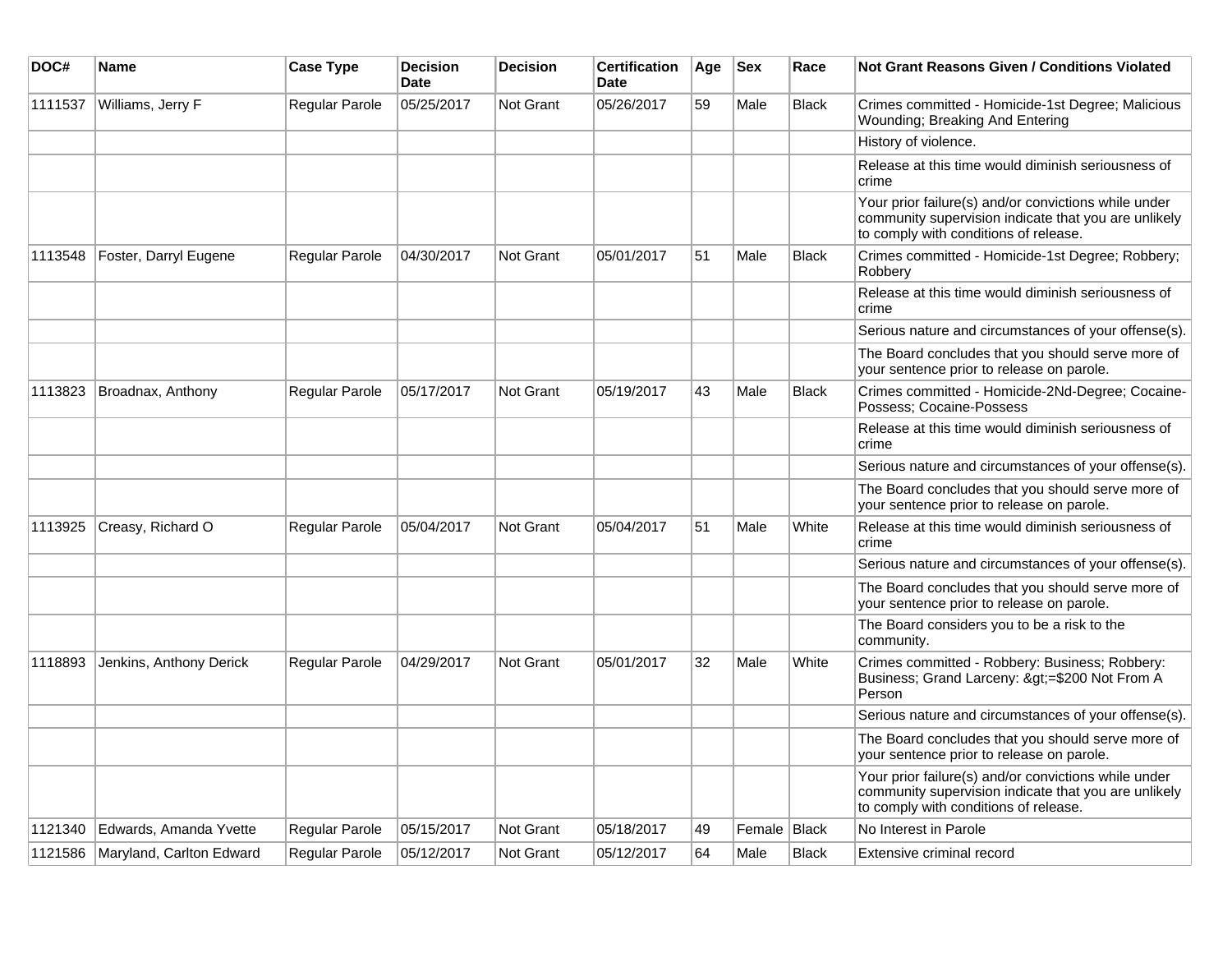| DOC# | Name | Case Type | Decision Date | Decision | Certification Date | Age | Sex | Race | Not Grant Reasons Given / Conditions Violated |
|---|---|---|---|---|---|---|---|---|---|
| 1111537 | Williams, Jerry F | Regular Parole | 05/25/2017 | Not Grant | 05/26/2017 | 59 | Male | Black | Crimes committed - Homicide-1st Degree; Malicious Wounding; Breaking And Entering |
| | | | | | | | | | History of violence. |
| | | | | | | | | | Release at this time would diminish seriousness of crime |
| | | | | | | | | | Your prior failure(s) and/or convictions while under community supervision indicate that you are unlikely to comply with conditions of release. |
| 1113548 | Foster, Darryl Eugene | Regular Parole | 04/30/2017 | Not Grant | 05/01/2017 | 51 | Male | Black | Crimes committed - Homicide-1st Degree; Robbery; Robbery |
| | | | | | | | | | Release at this time would diminish seriousness of crime |
| | | | | | | | | | Serious nature and circumstances of your offense(s). |
| | | | | | | | | | The Board concludes that you should serve more of your sentence prior to release on parole. |
| 1113823 | Broadnax, Anthony | Regular Parole | 05/17/2017 | Not Grant | 05/19/2017 | 43 | Male | Black | Crimes committed - Homicide-2Nd-Degree; Cocaine-Possess; Cocaine-Possess |
| | | | | | | | | | Release at this time would diminish seriousness of crime |
| | | | | | | | | | Serious nature and circumstances of your offense(s). |
| | | | | | | | | | The Board concludes that you should serve more of your sentence prior to release on parole. |
| 1113925 | Creasy, Richard O | Regular Parole | 05/04/2017 | Not Grant | 05/04/2017 | 51 | Male | White | Release at this time would diminish seriousness of crime |
| | | | | | | | | | Serious nature and circumstances of your offense(s). |
| | | | | | | | | | The Board concludes that you should serve more of your sentence prior to release on parole. |
| | | | | | | | | | The Board considers you to be a risk to the community. |
| 1118893 | Jenkins, Anthony Derick | Regular Parole | 04/29/2017 | Not Grant | 05/01/2017 | 32 | Male | White | Crimes committed - Robbery: Business; Robbery: Business; Grand Larceny: &gt;=$200 Not From A Person |
| | | | | | | | | | Serious nature and circumstances of your offense(s). |
| | | | | | | | | | The Board concludes that you should serve more of your sentence prior to release on parole. |
| | | | | | | | | | Your prior failure(s) and/or convictions while under community supervision indicate that you are unlikely to comply with conditions of release. |
| 1121340 | Edwards, Amanda Yvette | Regular Parole | 05/15/2017 | Not Grant | 05/18/2017 | 49 | Female | Black | No Interest in Parole |
| 1121586 | Maryland, Carlton Edward | Regular Parole | 05/12/2017 | Not Grant | 05/12/2017 | 64 | Male | Black | Extensive criminal record |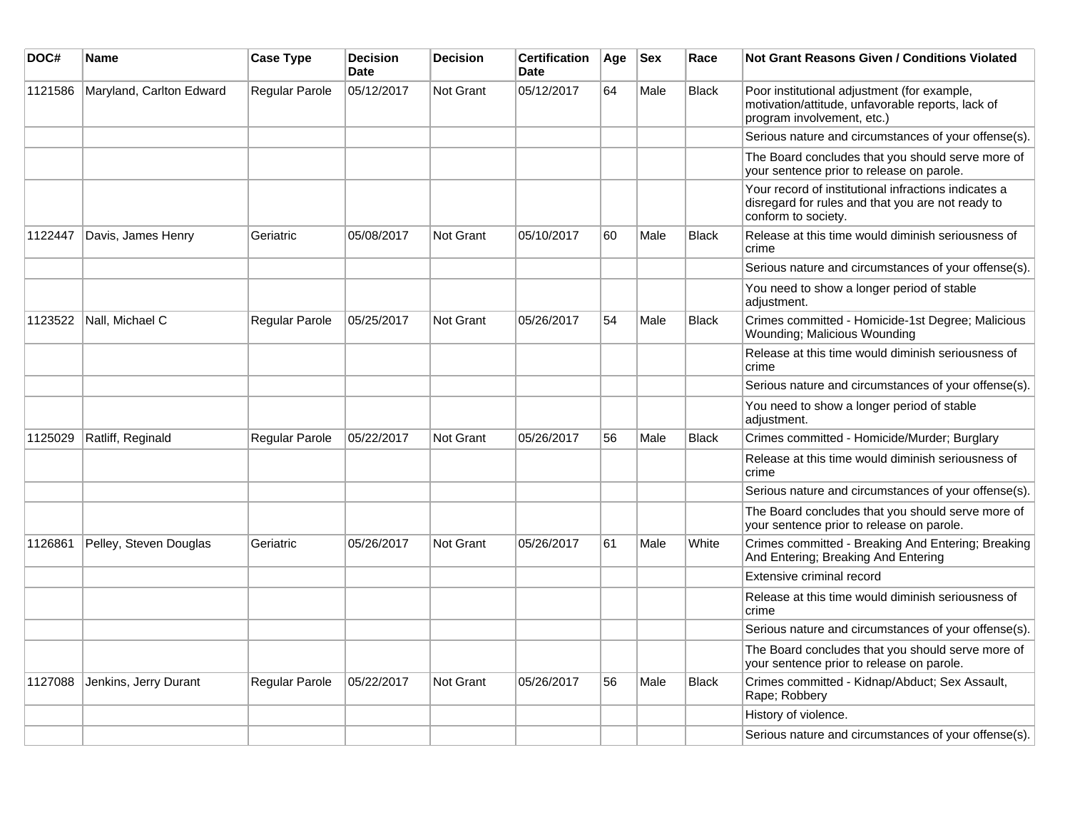| DOC# | Name | Case Type | Decision Date | Decision | Certification Date | Age | Sex | Race | Not Grant Reasons Given / Conditions Violated |
|---|---|---|---|---|---|---|---|---|---|
| 1121586 | Maryland, Carlton Edward | Regular Parole | 05/12/2017 | Not Grant | 05/12/2017 | 64 | Male | Black | Poor institutional adjustment (for example, motivation/attitude, unfavorable reports, lack of program involvement, etc.) |
| | | | | | | | | | Serious nature and circumstances of your offense(s). |
| | | | | | | | | | The Board concludes that you should serve more of your sentence prior to release on parole. |
| | | | | | | | | | Your record of institutional infractions indicates a disregard for rules and that you are not ready to conform to society. |
| 1122447 | Davis, James Henry | Geriatric | 05/08/2017 | Not Grant | 05/10/2017 | 60 | Male | Black | Release at this time would diminish seriousness of crime |
| | | | | | | | | | Serious nature and circumstances of your offense(s). |
| | | | | | | | | | You need to show a longer period of stable adjustment. |
| 1123522 | Nall, Michael C | Regular Parole | 05/25/2017 | Not Grant | 05/26/2017 | 54 | Male | Black | Crimes committed - Homicide-1st Degree; Malicious Wounding; Malicious Wounding |
| | | | | | | | | | Release at this time would diminish seriousness of crime |
| | | | | | | | | | Serious nature and circumstances of your offense(s). |
| | | | | | | | | | You need to show a longer period of stable adjustment. |
| 1125029 | Ratliff, Reginald | Regular Parole | 05/22/2017 | Not Grant | 05/26/2017 | 56 | Male | Black | Crimes committed - Homicide/Murder; Burglary |
| | | | | | | | | | Release at this time would diminish seriousness of crime |
| | | | | | | | | | Serious nature and circumstances of your offense(s). |
| | | | | | | | | | The Board concludes that you should serve more of your sentence prior to release on parole. |
| 1126861 | Pelley, Steven Douglas | Geriatric | 05/26/2017 | Not Grant | 05/26/2017 | 61 | Male | White | Crimes committed - Breaking And Entering; Breaking And Entering; Breaking And Entering |
| | | | | | | | | | Extensive criminal record |
| | | | | | | | | | Release at this time would diminish seriousness of crime |
| | | | | | | | | | Serious nature and circumstances of your offense(s). |
| | | | | | | | | | The Board concludes that you should serve more of your sentence prior to release on parole. |
| 1127088 | Jenkins, Jerry Durant | Regular Parole | 05/22/2017 | Not Grant | 05/26/2017 | 56 | Male | Black | Crimes committed - Kidnap/Abduct; Sex Assault, Rape; Robbery |
| | | | | | | | | | History of violence. |
| | | | | | | | | | Serious nature and circumstances of your offense(s). |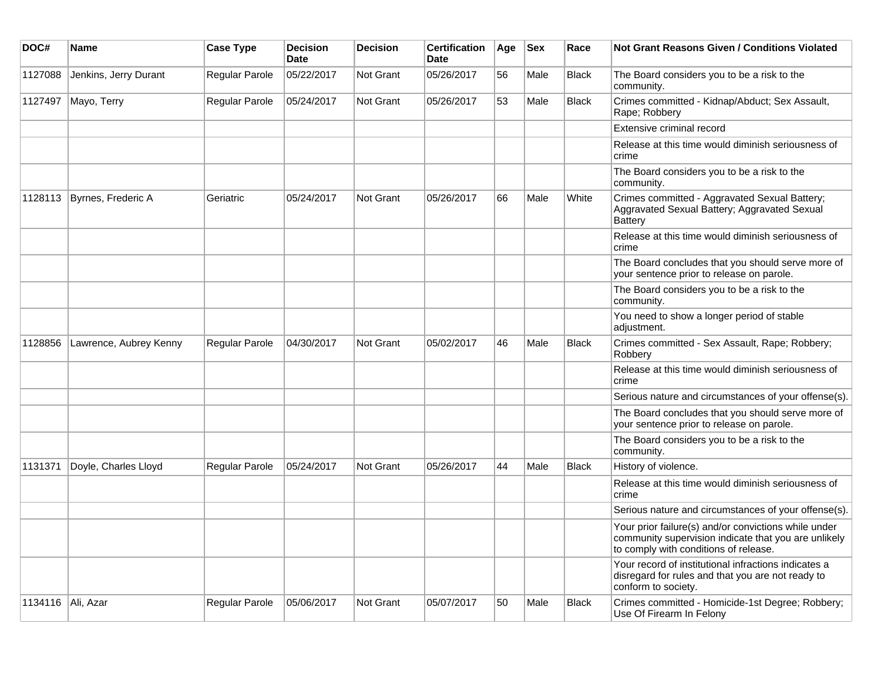| DOC# | Name | Case Type | Decision Date | Decision | Certification Date | Age | Sex | Race | Not Grant Reasons Given / Conditions Violated |
|---|---|---|---|---|---|---|---|---|---|
| 1127088 | Jenkins, Jerry Durant | Regular Parole | 05/22/2017 | Not Grant | 05/26/2017 | 56 | Male | Black | The Board considers you to be a risk to the community. |
| 1127497 | Mayo, Terry | Regular Parole | 05/24/2017 | Not Grant | 05/26/2017 | 53 | Male | Black | Crimes committed - Kidnap/Abduct; Sex Assault, Rape; Robbery |
| | | | | | | | | | Extensive criminal record |
| | | | | | | | | | Release at this time would diminish seriousness of crime |
| | | | | | | | | | The Board considers you to be a risk to the community. |
| 1128113 | Byrnes, Frederic A | Geriatric | 05/24/2017 | Not Grant | 05/26/2017 | 66 | Male | White | Crimes committed - Aggravated Sexual Battery; Aggravated Sexual Battery; Aggravated Sexual Battery |
| | | | | | | | | | Release at this time would diminish seriousness of crime |
| | | | | | | | | | The Board concludes that you should serve more of your sentence prior to release on parole. |
| | | | | | | | | | The Board considers you to be a risk to the community. |
| | | | | | | | | | You need to show a longer period of stable adjustment. |
| 1128856 | Lawrence, Aubrey Kenny | Regular Parole | 04/30/2017 | Not Grant | 05/02/2017 | 46 | Male | Black | Crimes committed - Sex Assault, Rape; Robbery; Robbery |
| | | | | | | | | | Release at this time would diminish seriousness of crime |
| | | | | | | | | | Serious nature and circumstances of your offense(s). |
| | | | | | | | | | The Board concludes that you should serve more of your sentence prior to release on parole. |
| | | | | | | | | | The Board considers you to be a risk to the community. |
| 1131371 | Doyle, Charles Lloyd | Regular Parole | 05/24/2017 | Not Grant | 05/26/2017 | 44 | Male | Black | History of violence. |
| | | | | | | | | | Release at this time would diminish seriousness of crime |
| | | | | | | | | | Serious nature and circumstances of your offense(s). |
| | | | | | | | | | Your prior failure(s) and/or convictions while under community supervision indicate that you are unlikely to comply with conditions of release. |
| | | | | | | | | | Your record of institutional infractions indicates a disregard for rules and that you are not ready to conform to society. |
| 1134116 | Ali, Azar | Regular Parole | 05/06/2017 | Not Grant | 05/07/2017 | 50 | Male | Black | Crimes committed - Homicide-1st Degree; Robbery; Use Of Firearm In Felony |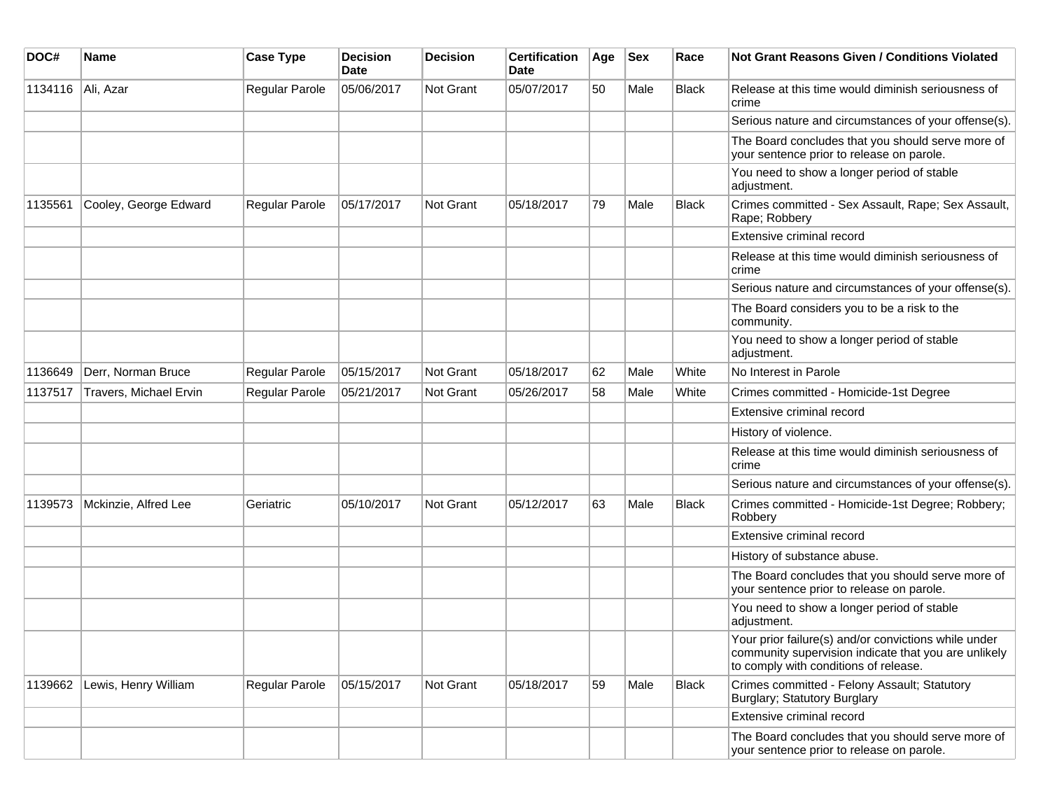| DOC# | Name | Case Type | Decision Date | Decision | Certification Date | Age | Sex | Race | Not Grant Reasons Given / Conditions Violated |
|---|---|---|---|---|---|---|---|---|---|
| 1134116 | Ali, Azar | Regular Parole | 05/06/2017 | Not Grant | 05/07/2017 | 50 | Male | Black | Release at this time would diminish seriousness of crime |
| | | | | | | | | | Serious nature and circumstances of your offense(s). |
| | | | | | | | | | The Board concludes that you should serve more of your sentence prior to release on parole. |
| | | | | | | | | | You need to show a longer period of stable adjustment. |
| 1135561 | Cooley, George Edward | Regular Parole | 05/17/2017 | Not Grant | 05/18/2017 | 79 | Male | Black | Crimes committed - Sex Assault, Rape; Sex Assault, Rape; Robbery |
| | | | | | | | | | Extensive criminal record |
| | | | | | | | | | Release at this time would diminish seriousness of crime |
| | | | | | | | | | Serious nature and circumstances of your offense(s). |
| | | | | | | | | | The Board considers you to be a risk to the community. |
| | | | | | | | | | You need to show a longer period of stable adjustment. |
| 1136649 | Derr, Norman Bruce | Regular Parole | 05/15/2017 | Not Grant | 05/18/2017 | 62 | Male | White | No Interest in Parole |
| 1137517 | Travers, Michael Ervin | Regular Parole | 05/21/2017 | Not Grant | 05/26/2017 | 58 | Male | White | Crimes committed - Homicide-1st Degree |
| | | | | | | | | | Extensive criminal record |
| | | | | | | | | | History of violence. |
| | | | | | | | | | Release at this time would diminish seriousness of crime |
| | | | | | | | | | Serious nature and circumstances of your offense(s). |
| 1139573 | Mckinzie, Alfred Lee | Geriatric | 05/10/2017 | Not Grant | 05/12/2017 | 63 | Male | Black | Crimes committed - Homicide-1st Degree; Robbery; Robbery |
| | | | | | | | | | Extensive criminal record |
| | | | | | | | | | History of substance abuse. |
| | | | | | | | | | The Board concludes that you should serve more of your sentence prior to release on parole. |
| | | | | | | | | | You need to show a longer period of stable adjustment. |
| | | | | | | | | | Your prior failure(s) and/or convictions while under community supervision indicate that you are unlikely to comply with conditions of release. |
| 1139662 | Lewis, Henry William | Regular Parole | 05/15/2017 | Not Grant | 05/18/2017 | 59 | Male | Black | Crimes committed - Felony Assault; Statutory Burglary; Statutory Burglary |
| | | | | | | | | | Extensive criminal record |
| | | | | | | | | | The Board concludes that you should serve more of your sentence prior to release on parole. |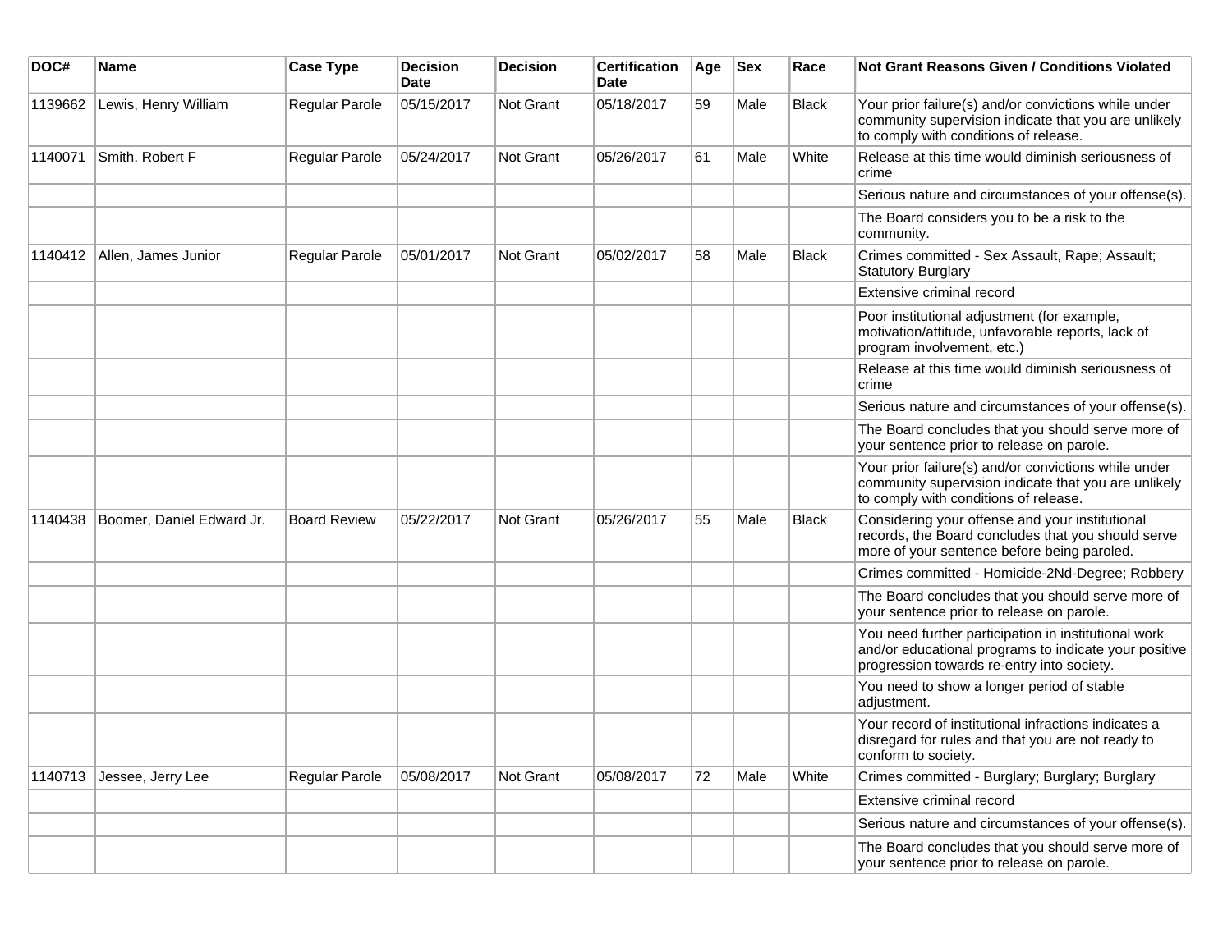| DOC# | Name | Case Type | Decision Date | Decision | Certification Date | Age | Sex | Race | Not Grant Reasons Given / Conditions Violated |
|---|---|---|---|---|---|---|---|---|---|
| 1139662 | Lewis, Henry William | Regular Parole | 05/15/2017 | Not Grant | 05/18/2017 | 59 | Male | Black | Your prior failure(s) and/or convictions while under community supervision indicate that you are unlikely to comply with conditions of release. |
| 1140071 | Smith, Robert F | Regular Parole | 05/24/2017 | Not Grant | 05/26/2017 | 61 | Male | White | Release at this time would diminish seriousness of crime |
| | | | | | | | | | Serious nature and circumstances of your offense(s). |
| | | | | | | | | | The Board considers you to be a risk to the community. |
| 1140412 | Allen, James Junior | Regular Parole | 05/01/2017 | Not Grant | 05/02/2017 | 58 | Male | Black | Crimes committed - Sex Assault, Rape; Assault; Statutory Burglary |
| | | | | | | | | | Extensive criminal record |
| | | | | | | | | | Poor institutional adjustment (for example, motivation/attitude, unfavorable reports, lack of program involvement, etc.) |
| | | | | | | | | | Release at this time would diminish seriousness of crime |
| | | | | | | | | | Serious nature and circumstances of your offense(s). |
| | | | | | | | | | The Board concludes that you should serve more of your sentence prior to release on parole. |
| | | | | | | | | | Your prior failure(s) and/or convictions while under community supervision indicate that you are unlikely to comply with conditions of release. |
| 1140438 | Boomer, Daniel Edward Jr. | Board Review | 05/22/2017 | Not Grant | 05/26/2017 | 55 | Male | Black | Considering your offense and your institutional records, the Board concludes that you should serve more of your sentence before being paroled. |
| | | | | | | | | | Crimes committed - Homicide-2Nd-Degree; Robbery |
| | | | | | | | | | The Board concludes that you should serve more of your sentence prior to release on parole. |
| | | | | | | | | | You need further participation in institutional work and/or educational programs to indicate your positive progression towards re-entry into society. |
| | | | | | | | | | You need to show a longer period of stable adjustment. |
| | | | | | | | | | Your record of institutional infractions indicates a disregard for rules and that you are not ready to conform to society. |
| 1140713 | Jessee, Jerry Lee | Regular Parole | 05/08/2017 | Not Grant | 05/08/2017 | 72 | Male | White | Crimes committed - Burglary; Burglary; Burglary |
| | | | | | | | | | Extensive criminal record |
| | | | | | | | | | Serious nature and circumstances of your offense(s). |
| | | | | | | | | | The Board concludes that you should serve more of your sentence prior to release on parole. |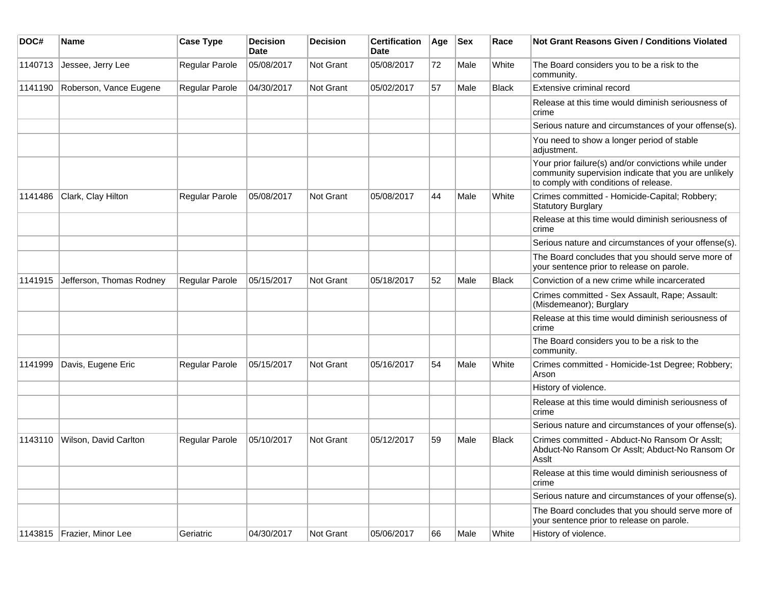| DOC# | Name | Case Type | Decision Date | Decision | Certification Date | Age | Sex | Race | Not Grant Reasons Given / Conditions Violated |
|---|---|---|---|---|---|---|---|---|---|
| 1140713 | Jessee, Jerry Lee | Regular Parole | 05/08/2017 | Not Grant | 05/08/2017 | 72 | Male | White | The Board considers you to be a risk to the community. |
| 1141190 | Roberson, Vance Eugene | Regular Parole | 04/30/2017 | Not Grant | 05/02/2017 | 57 | Male | Black | Extensive criminal record |
| | | | | | | | | | Release at this time would diminish seriousness of crime |
| | | | | | | | | | Serious nature and circumstances of your offense(s). |
| | | | | | | | | | You need to show a longer period of stable adjustment. |
| | | | | | | | | | Your prior failure(s) and/or convictions while under community supervision indicate that you are unlikely to comply with conditions of release. |
| 1141486 | Clark, Clay Hilton | Regular Parole | 05/08/2017 | Not Grant | 05/08/2017 | 44 | Male | White | Crimes committed - Homicide-Capital; Robbery; Statutory Burglary |
| | | | | | | | | | Release at this time would diminish seriousness of crime |
| | | | | | | | | | Serious nature and circumstances of your offense(s). |
| | | | | | | | | | The Board concludes that you should serve more of your sentence prior to release on parole. |
| 1141915 | Jefferson, Thomas Rodney | Regular Parole | 05/15/2017 | Not Grant | 05/18/2017 | 52 | Male | Black | Conviction of a new crime while incarcerated |
| | | | | | | | | | Crimes committed - Sex Assault, Rape; Assault: (Misdemeanor); Burglary |
| | | | | | | | | | Release at this time would diminish seriousness of crime |
| | | | | | | | | | The Board considers you to be a risk to the community. |
| 1141999 | Davis, Eugene Eric | Regular Parole | 05/15/2017 | Not Grant | 05/16/2017 | 54 | Male | White | Crimes committed - Homicide-1st Degree; Robbery; Arson |
| | | | | | | | | | History of violence. |
| | | | | | | | | | Release at this time would diminish seriousness of crime |
| | | | | | | | | | Serious nature and circumstances of your offense(s). |
| 1143110 | Wilson, David Carlton | Regular Parole | 05/10/2017 | Not Grant | 05/12/2017 | 59 | Male | Black | Crimes committed - Abduct-No Ransom Or Asslt; Abduct-No Ransom Or Asslt; Abduct-No Ransom Or Asslt |
| | | | | | | | | | Release at this time would diminish seriousness of crime |
| | | | | | | | | | Serious nature and circumstances of your offense(s). |
| | | | | | | | | | The Board concludes that you should serve more of your sentence prior to release on parole. |
| 1143815 | Frazier, Minor Lee | Geriatric | 04/30/2017 | Not Grant | 05/06/2017 | 66 | Male | White | History of violence. |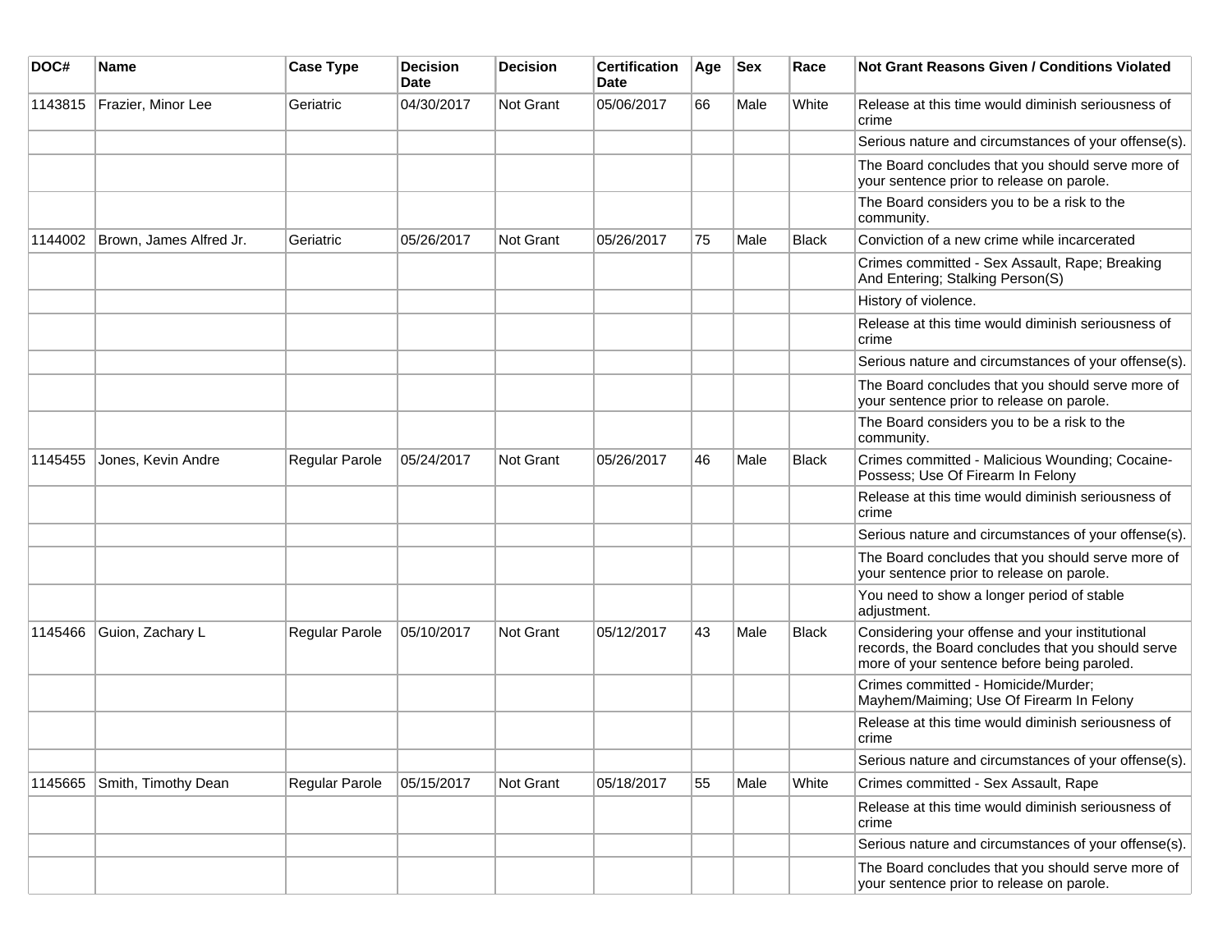| DOC# | Name | Case Type | Decision Date | Decision | Certification Date | Age | Sex | Race | Not Grant Reasons Given / Conditions Violated |
|---|---|---|---|---|---|---|---|---|---|
| 1143815 | Frazier, Minor Lee | Geriatric | 04/30/2017 | Not Grant | 05/06/2017 | 66 | Male | White | Release at this time would diminish seriousness of crime |
| | | | | | | | | | Serious nature and circumstances of your offense(s). |
| | | | | | | | | | The Board concludes that you should serve more of your sentence prior to release on parole. |
| | | | | | | | | | The Board considers you to be a risk to the community. |
| 1144002 | Brown, James Alfred Jr. | Geriatric | 05/26/2017 | Not Grant | 05/26/2017 | 75 | Male | Black | Conviction of a new crime while incarcerated |
| | | | | | | | | | Crimes committed - Sex Assault, Rape; Breaking And Entering; Stalking Person(S) |
| | | | | | | | | | History of violence. |
| | | | | | | | | | Release at this time would diminish seriousness of crime |
| | | | | | | | | | Serious nature and circumstances of your offense(s). |
| | | | | | | | | | The Board concludes that you should serve more of your sentence prior to release on parole. |
| | | | | | | | | | The Board considers you to be a risk to the community. |
| 1145455 | Jones, Kevin Andre | Regular Parole | 05/24/2017 | Not Grant | 05/26/2017 | 46 | Male | Black | Crimes committed - Malicious Wounding; Cocaine-Possess; Use Of Firearm In Felony |
| | | | | | | | | | Release at this time would diminish seriousness of crime |
| | | | | | | | | | Serious nature and circumstances of your offense(s). |
| | | | | | | | | | The Board concludes that you should serve more of your sentence prior to release on parole. |
| | | | | | | | | | You need to show a longer period of stable adjustment. |
| 1145466 | Guion, Zachary L | Regular Parole | 05/10/2017 | Not Grant | 05/12/2017 | 43 | Male | Black | Considering your offense and your institutional records, the Board concludes that you should serve more of your sentence before being paroled. |
| | | | | | | | | | Crimes committed - Homicide/Murder; Mayhem/Maiming; Use Of Firearm In Felony |
| | | | | | | | | | Release at this time would diminish seriousness of crime |
| | | | | | | | | | Serious nature and circumstances of your offense(s). |
| 1145665 | Smith, Timothy Dean | Regular Parole | 05/15/2017 | Not Grant | 05/18/2017 | 55 | Male | White | Crimes committed - Sex Assault, Rape |
| | | | | | | | | | Release at this time would diminish seriousness of crime |
| | | | | | | | | | Serious nature and circumstances of your offense(s). |
| | | | | | | | | | The Board concludes that you should serve more of your sentence prior to release on parole. |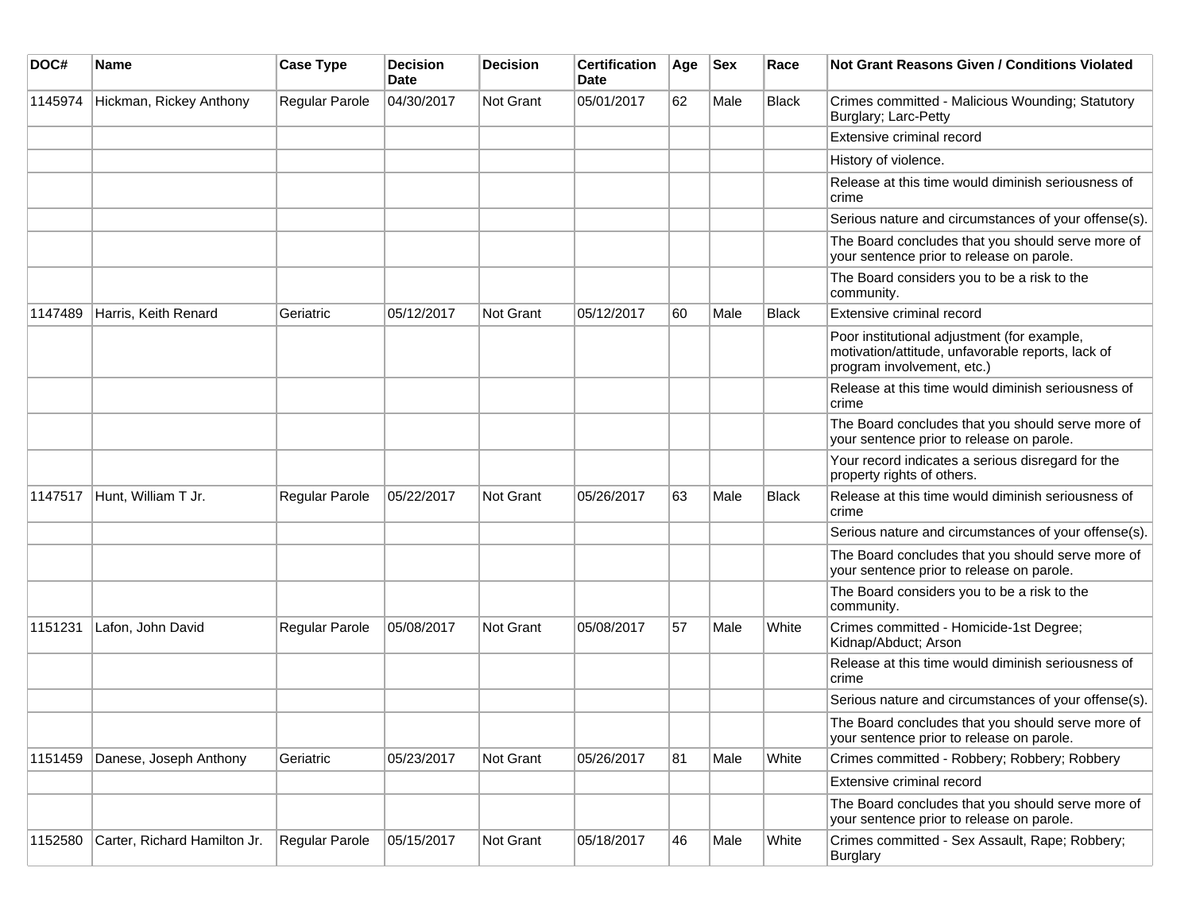| DOC# | Name | Case Type | Decision Date | Decision | Certification Date | Age | Sex | Race | Not Grant Reasons Given / Conditions Violated |
|---|---|---|---|---|---|---|---|---|---|
| 1145974 | Hickman, Rickey Anthony | Regular Parole | 04/30/2017 | Not Grant | 05/01/2017 | 62 | Male | Black | Crimes committed - Malicious Wounding; Statutory Burglary; Larc-Petty |
| | | | | | | | | | Extensive criminal record |
| | | | | | | | | | History of violence. |
| | | | | | | | | | Release at this time would diminish seriousness of crime |
| | | | | | | | | | Serious nature and circumstances of your offense(s). |
| | | | | | | | | | The Board concludes that you should serve more of your sentence prior to release on parole. |
| | | | | | | | | | The Board considers you to be a risk to the community. |
| 1147489 | Harris, Keith Renard | Geriatric | 05/12/2017 | Not Grant | 05/12/2017 | 60 | Male | Black | Extensive criminal record |
| | | | | | | | | | Poor institutional adjustment (for example, motivation/attitude, unfavorable reports, lack of program involvement, etc.) |
| | | | | | | | | | Release at this time would diminish seriousness of crime |
| | | | | | | | | | The Board concludes that you should serve more of your sentence prior to release on parole. |
| | | | | | | | | | Your record indicates a serious disregard for the property rights of others. |
| 1147517 | Hunt, William T Jr. | Regular Parole | 05/22/2017 | Not Grant | 05/26/2017 | 63 | Male | Black | Release at this time would diminish seriousness of crime |
| | | | | | | | | | Serious nature and circumstances of your offense(s). |
| | | | | | | | | | The Board concludes that you should serve more of your sentence prior to release on parole. |
| | | | | | | | | | The Board considers you to be a risk to the community. |
| 1151231 | Lafon, John David | Regular Parole | 05/08/2017 | Not Grant | 05/08/2017 | 57 | Male | White | Crimes committed - Homicide-1st Degree; Kidnap/Abduct; Arson |
| | | | | | | | | | Release at this time would diminish seriousness of crime |
| | | | | | | | | | Serious nature and circumstances of your offense(s). |
| | | | | | | | | | The Board concludes that you should serve more of your sentence prior to release on parole. |
| 1151459 | Danese, Joseph Anthony | Geriatric | 05/23/2017 | Not Grant | 05/26/2017 | 81 | Male | White | Crimes committed - Robbery; Robbery; Robbery |
| | | | | | | | | | Extensive criminal record |
| | | | | | | | | | The Board concludes that you should serve more of your sentence prior to release on parole. |
| 1152580 | Carter, Richard Hamilton Jr. | Regular Parole | 05/15/2017 | Not Grant | 05/18/2017 | 46 | Male | White | Crimes committed - Sex Assault, Rape; Robbery; Burglary |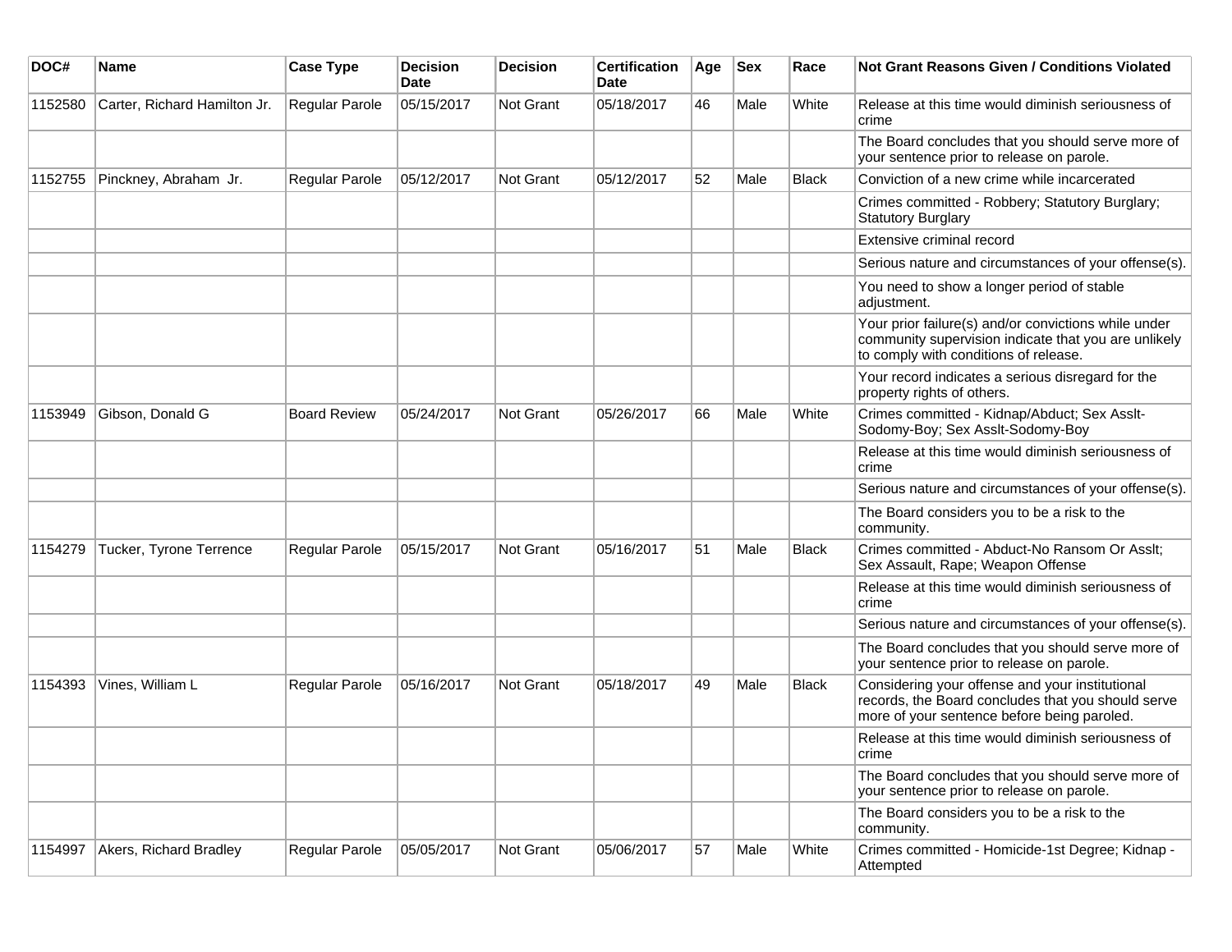| DOC# | Name | Case Type | Decision Date | Decision | Certification Date | Age | Sex | Race | Not Grant Reasons Given / Conditions Violated |
|---|---|---|---|---|---|---|---|---|---|
| 1152580 | Carter, Richard Hamilton Jr. | Regular Parole | 05/15/2017 | Not Grant | 05/18/2017 | 46 | Male | White | Release at this time would diminish seriousness of crime |
| | | | | | | | | | The Board concludes that you should serve more of your sentence prior to release on parole. |
| 1152755 | Pinckney, Abraham Jr. | Regular Parole | 05/12/2017 | Not Grant | 05/12/2017 | 52 | Male | Black | Conviction of a new crime while incarcerated |
| | | | | | | | | | Crimes committed - Robbery; Statutory Burglary; Statutory Burglary |
| | | | | | | | | | Extensive criminal record |
| | | | | | | | | | Serious nature and circumstances of your offense(s). |
| | | | | | | | | | You need to show a longer period of stable adjustment. |
| | | | | | | | | | Your prior failure(s) and/or convictions while under community supervision indicate that you are unlikely to comply with conditions of release. |
| | | | | | | | | | Your record indicates a serious disregard for the property rights of others. |
| 1153949 | Gibson, Donald G | Board Review | 05/24/2017 | Not Grant | 05/26/2017 | 66 | Male | White | Crimes committed - Kidnap/Abduct; Sex Asslt-Sodomy-Boy; Sex Asslt-Sodomy-Boy |
| | | | | | | | | | Release at this time would diminish seriousness of crime |
| | | | | | | | | | Serious nature and circumstances of your offense(s). |
| | | | | | | | | | The Board considers you to be a risk to the community. |
| 1154279 | Tucker, Tyrone Terrence | Regular Parole | 05/15/2017 | Not Grant | 05/16/2017 | 51 | Male | Black | Crimes committed - Abduct-No Ransom Or Asslt; Sex Assault, Rape; Weapon Offense |
| | | | | | | | | | Release at this time would diminish seriousness of crime |
| | | | | | | | | | Serious nature and circumstances of your offense(s). |
| | | | | | | | | | The Board concludes that you should serve more of your sentence prior to release on parole. |
| 1154393 | Vines, William L | Regular Parole | 05/16/2017 | Not Grant | 05/18/2017 | 49 | Male | Black | Considering your offense and your institutional records, the Board concludes that you should serve more of your sentence before being paroled. |
| | | | | | | | | | Release at this time would diminish seriousness of crime |
| | | | | | | | | | The Board concludes that you should serve more of your sentence prior to release on parole. |
| | | | | | | | | | The Board considers you to be a risk to the community. |
| 1154997 | Akers, Richard Bradley | Regular Parole | 05/05/2017 | Not Grant | 05/06/2017 | 57 | Male | White | Crimes committed - Homicide-1st Degree; Kidnap - Attempted |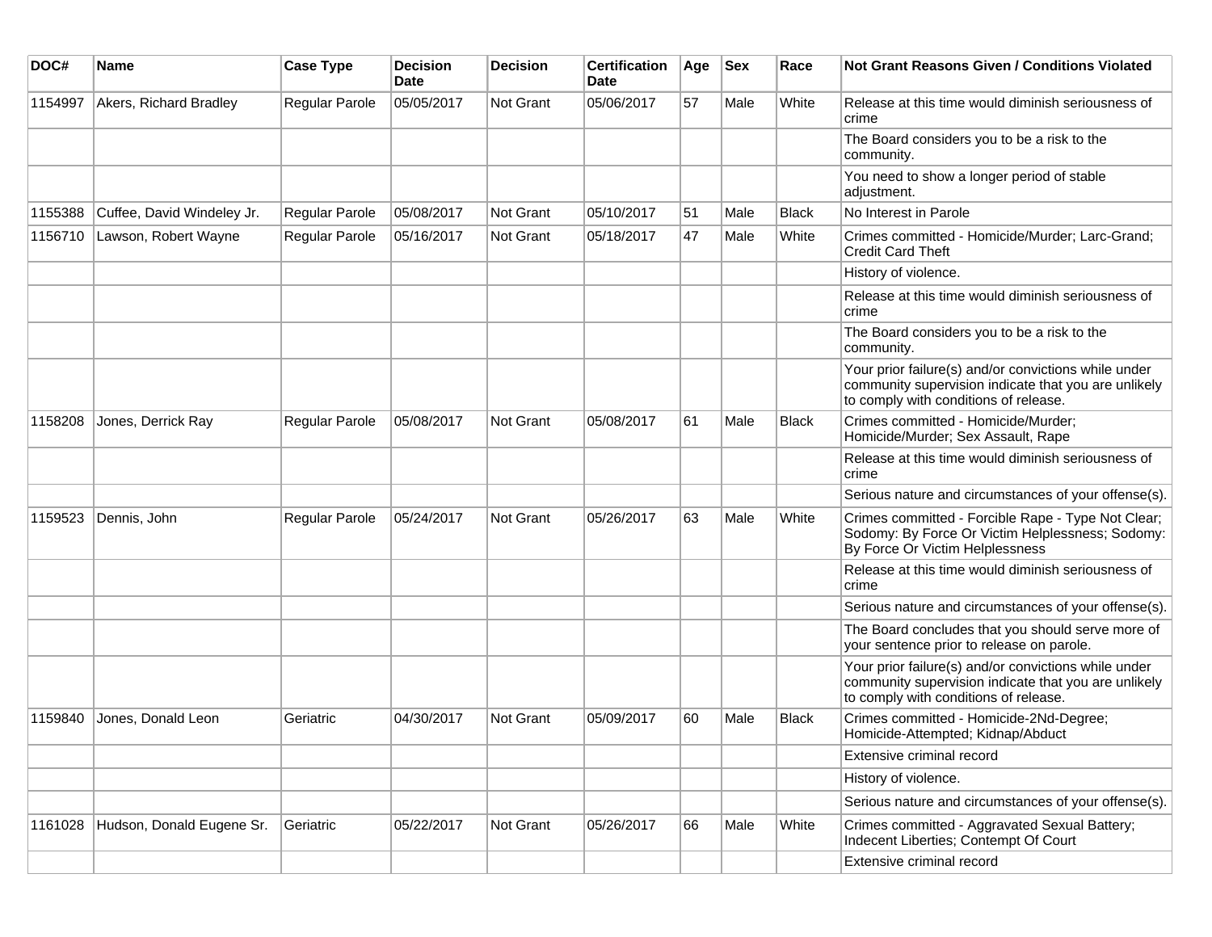| DOC# | Name | Case Type | Decision Date | Decision | Certification Date | Age | Sex | Race | Not Grant Reasons Given / Conditions Violated |
|---|---|---|---|---|---|---|---|---|---|
| 1154997 | Akers, Richard Bradley | Regular Parole | 05/05/2017 | Not Grant | 05/06/2017 | 57 | Male | White | Release at this time would diminish seriousness of crime |
| | | | | | | | | | The Board considers you to be a risk to the community. |
| | | | | | | | | | You need to show a longer period of stable adjustment. |
| 1155388 | Cuffee, David Windeley Jr. | Regular Parole | 05/08/2017 | Not Grant | 05/10/2017 | 51 | Male | Black | No Interest in Parole |
| 1156710 | Lawson, Robert Wayne | Regular Parole | 05/16/2017 | Not Grant | 05/18/2017 | 47 | Male | White | Crimes committed - Homicide/Murder; Larc-Grand; Credit Card Theft |
| | | | | | | | | | History of violence. |
| | | | | | | | | | Release at this time would diminish seriousness of crime |
| | | | | | | | | | The Board considers you to be a risk to the community. |
| | | | | | | | | | Your prior failure(s) and/or convictions while under community supervision indicate that you are unlikely to comply with conditions of release. |
| 1158208 | Jones, Derrick Ray | Regular Parole | 05/08/2017 | Not Grant | 05/08/2017 | 61 | Male | Black | Crimes committed - Homicide/Murder; Homicide/Murder; Sex Assault, Rape |
| | | | | | | | | | Release at this time would diminish seriousness of crime |
| | | | | | | | | | Serious nature and circumstances of your offense(s). |
| 1159523 | Dennis, John | Regular Parole | 05/24/2017 | Not Grant | 05/26/2017 | 63 | Male | White | Crimes committed - Forcible Rape - Type Not Clear; Sodomy: By Force Or Victim Helplessness; Sodomy: By Force Or Victim Helplessness |
| | | | | | | | | | Release at this time would diminish seriousness of crime |
| | | | | | | | | | Serious nature and circumstances of your offense(s). |
| | | | | | | | | | The Board concludes that you should serve more of your sentence prior to release on parole. |
| | | | | | | | | | Your prior failure(s) and/or convictions while under community supervision indicate that you are unlikely to comply with conditions of release. |
| 1159840 | Jones, Donald Leon | Geriatric | 04/30/2017 | Not Grant | 05/09/2017 | 60 | Male | Black | Crimes committed - Homicide-2Nd-Degree; Homicide-Attempted; Kidnap/Abduct |
| | | | | | | | | | Extensive criminal record |
| | | | | | | | | | History of violence. |
| | | | | | | | | | Serious nature and circumstances of your offense(s). |
| 1161028 | Hudson, Donald Eugene Sr. | Geriatric | 05/22/2017 | Not Grant | 05/26/2017 | 66 | Male | White | Crimes committed - Aggravated Sexual Battery; Indecent Liberties; Contempt Of Court |
| | | | | | | | | | Extensive criminal record |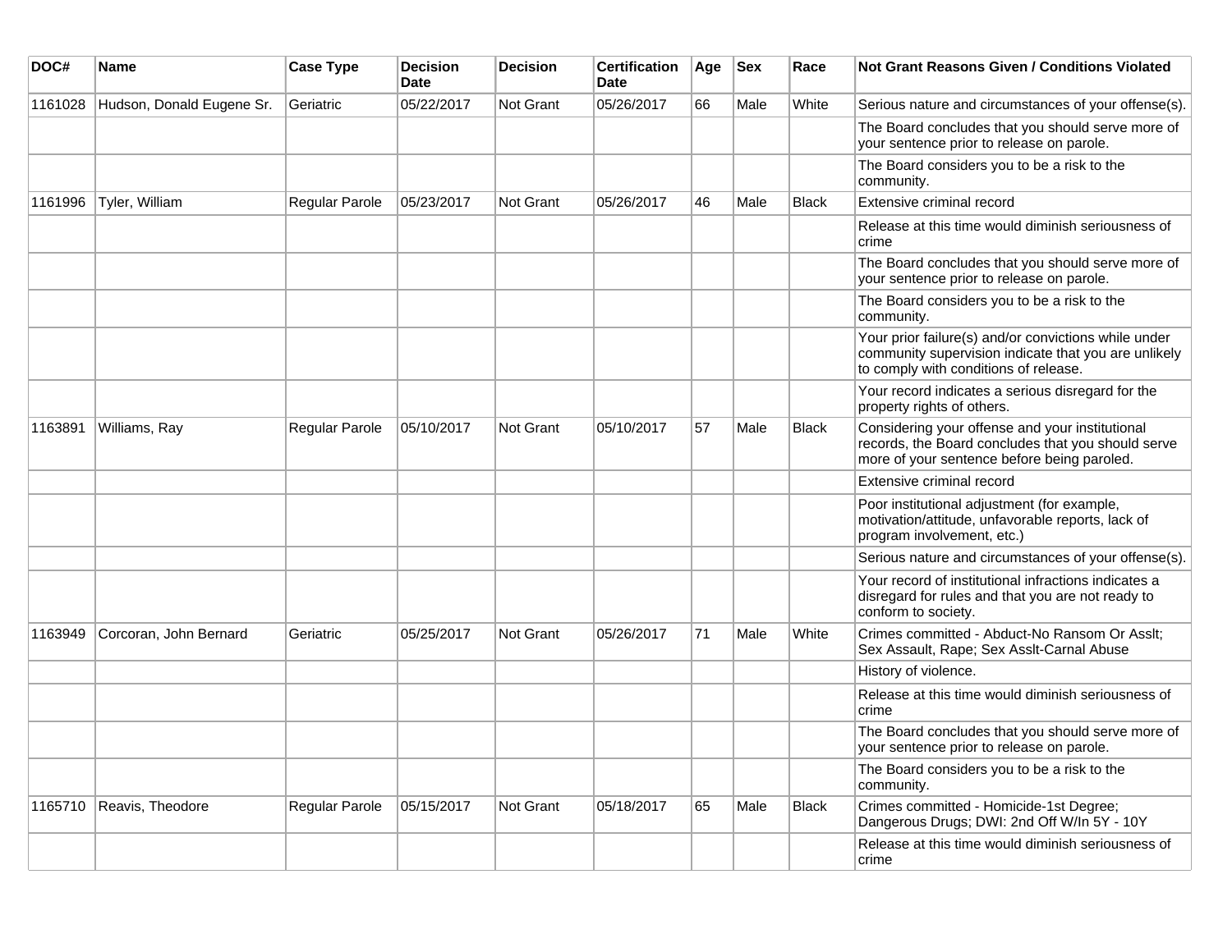| DOC# | Name | Case Type | Decision Date | Decision | Certification Date | Age | Sex | Race | Not Grant Reasons Given / Conditions Violated |
|---|---|---|---|---|---|---|---|---|---|
| 1161028 | Hudson, Donald Eugene Sr. | Geriatric | 05/22/2017 | Not Grant | 05/26/2017 | 66 | Male | White | Serious nature and circumstances of your offense(s). |
| | | | | | | | | | The Board concludes that you should serve more of your sentence prior to release on parole. |
| | | | | | | | | | The Board considers you to be a risk to the community. |
| 1161996 | Tyler, William | Regular Parole | 05/23/2017 | Not Grant | 05/26/2017 | 46 | Male | Black | Extensive criminal record |
| | | | | | | | | | Release at this time would diminish seriousness of crime |
| | | | | | | | | | The Board concludes that you should serve more of your sentence prior to release on parole. |
| | | | | | | | | | The Board considers you to be a risk to the community. |
| | | | | | | | | | Your prior failure(s) and/or convictions while under community supervision indicate that you are unlikely to comply with conditions of release. |
| | | | | | | | | | Your record indicates a serious disregard for the property rights of others. |
| 1163891 | Williams, Ray | Regular Parole | 05/10/2017 | Not Grant | 05/10/2017 | 57 | Male | Black | Considering your offense and your institutional records, the Board concludes that you should serve more of your sentence before being paroled. |
| | | | | | | | | | Extensive criminal record |
| | | | | | | | | | Poor institutional adjustment (for example, motivation/attitude, unfavorable reports, lack of program involvement, etc.) |
| | | | | | | | | | Serious nature and circumstances of your offense(s). |
| | | | | | | | | | Your record of institutional infractions indicates a disregard for rules and that you are not ready to conform to society. |
| 1163949 | Corcoran, John Bernard | Geriatric | 05/25/2017 | Not Grant | 05/26/2017 | 71 | Male | White | Crimes committed - Abduct-No Ransom Or Asslt; Sex Assault, Rape; Sex Asslt-Carnal Abuse |
| | | | | | | | | | History of violence. |
| | | | | | | | | | Release at this time would diminish seriousness of crime |
| | | | | | | | | | The Board concludes that you should serve more of your sentence prior to release on parole. |
| | | | | | | | | | The Board considers you to be a risk to the community. |
| 1165710 | Reavis, Theodore | Regular Parole | 05/15/2017 | Not Grant | 05/18/2017 | 65 | Male | Black | Crimes committed - Homicide-1st Degree; Dangerous Drugs; DWI: 2nd Off W/In 5Y - 10Y |
| | | | | | | | | | Release at this time would diminish seriousness of crime |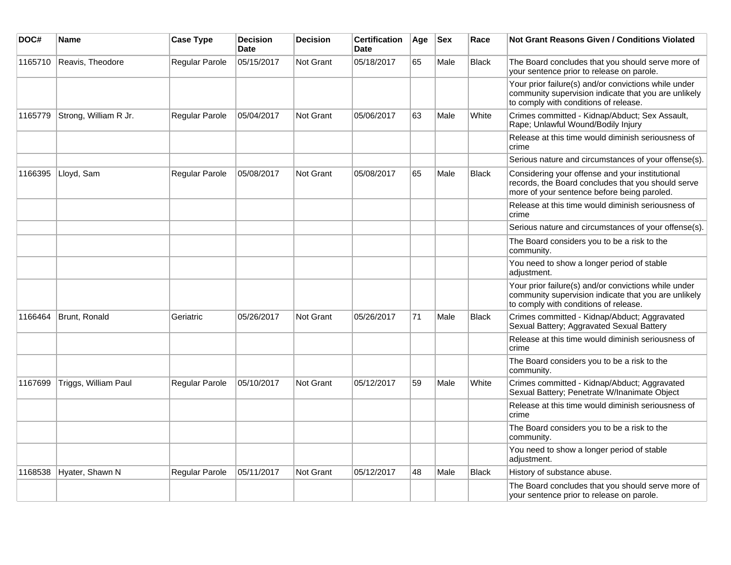| DOC# | Name | Case Type | Decision Date | Decision | Certification Date | Age | Sex | Race | Not Grant Reasons Given / Conditions Violated |
|---|---|---|---|---|---|---|---|---|---|
| 1165710 | Reavis, Theodore | Regular Parole | 05/15/2017 | Not Grant | 05/18/2017 | 65 | Male | Black | The Board concludes that you should serve more of your sentence prior to release on parole. |
| | | | | | | | | | Your prior failure(s) and/or convictions while under community supervision indicate that you are unlikely to comply with conditions of release. |
| 1165779 | Strong, William R Jr. | Regular Parole | 05/04/2017 | Not Grant | 05/06/2017 | 63 | Male | White | Crimes committed - Kidnap/Abduct; Sex Assault, Rape; Unlawful Wound/Bodily Injury |
| | | | | | | | | | Release at this time would diminish seriousness of crime |
| | | | | | | | | | Serious nature and circumstances of your offense(s). |
| 1166395 | Lloyd, Sam | Regular Parole | 05/08/2017 | Not Grant | 05/08/2017 | 65 | Male | Black | Considering your offense and your institutional records, the Board concludes that you should serve more of your sentence before being paroled. |
| | | | | | | | | | Release at this time would diminish seriousness of crime |
| | | | | | | | | | Serious nature and circumstances of your offense(s). |
| | | | | | | | | | The Board considers you to be a risk to the community. |
| | | | | | | | | | You need to show a longer period of stable adjustment. |
| | | | | | | | | | Your prior failure(s) and/or convictions while under community supervision indicate that you are unlikely to comply with conditions of release. |
| 1166464 | Brunt, Ronald | Geriatric | 05/26/2017 | Not Grant | 05/26/2017 | 71 | Male | Black | Crimes committed - Kidnap/Abduct; Aggravated Sexual Battery; Aggravated Sexual Battery |
| | | | | | | | | | Release at this time would diminish seriousness of crime |
| | | | | | | | | | The Board considers you to be a risk to the community. |
| 1167699 | Triggs, William Paul | Regular Parole | 05/10/2017 | Not Grant | 05/12/2017 | 59 | Male | White | Crimes committed - Kidnap/Abduct; Aggravated Sexual Battery; Penetrate W/Inanimate Object |
| | | | | | | | | | Release at this time would diminish seriousness of crime |
| | | | | | | | | | The Board considers you to be a risk to the community. |
| | | | | | | | | | You need to show a longer period of stable adjustment. |
| 1168538 | Hyater, Shawn N | Regular Parole | 05/11/2017 | Not Grant | 05/12/2017 | 48 | Male | Black | History of substance abuse. |
| | | | | | | | | | The Board concludes that you should serve more of your sentence prior to release on parole. |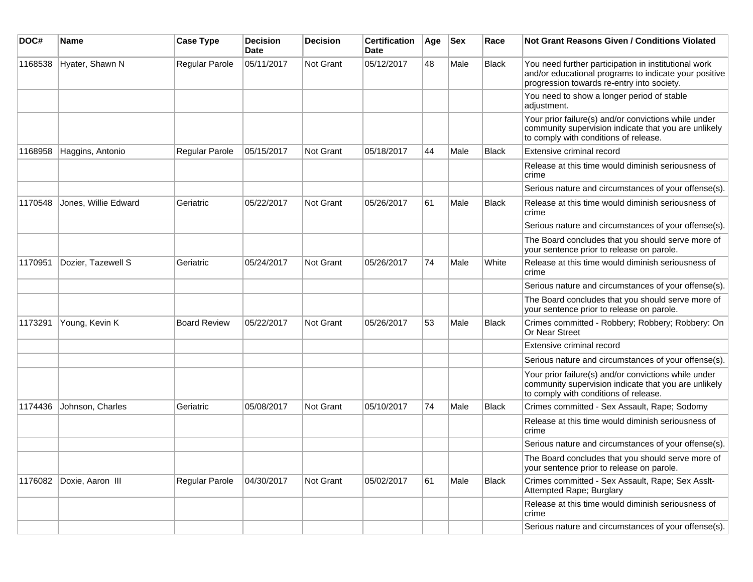| DOC# | Name | Case Type | Decision Date | Decision | Certification Date | Age | Sex | Race | Not Grant Reasons Given / Conditions Violated |
|---|---|---|---|---|---|---|---|---|---|
| 1168538 | Hyater, Shawn N | Regular Parole | 05/11/2017 | Not Grant | 05/12/2017 | 48 | Male | Black | You need further participation in institutional work and/or educational programs to indicate your positive progression towards re-entry into society. |
| | | | | | | | | | You need to show a longer period of stable adjustment. |
| | | | | | | | | | Your prior failure(s) and/or convictions while under community supervision indicate that you are unlikely to comply with conditions of release. |
| 1168958 | Haggins, Antonio | Regular Parole | 05/15/2017 | Not Grant | 05/18/2017 | 44 | Male | Black | Extensive criminal record |
| | | | | | | | | | Release at this time would diminish seriousness of crime |
| | | | | | | | | | Serious nature and circumstances of your offense(s). |
| 1170548 | Jones, Willie Edward | Geriatric | 05/22/2017 | Not Grant | 05/26/2017 | 61 | Male | Black | Release at this time would diminish seriousness of crime |
| | | | | | | | | | Serious nature and circumstances of your offense(s). |
| | | | | | | | | | The Board concludes that you should serve more of your sentence prior to release on parole. |
| 1170951 | Dozier, Tazewell S | Geriatric | 05/24/2017 | Not Grant | 05/26/2017 | 74 | Male | White | Release at this time would diminish seriousness of crime |
| | | | | | | | | | Serious nature and circumstances of your offense(s). |
| | | | | | | | | | The Board concludes that you should serve more of your sentence prior to release on parole. |
| 1173291 | Young, Kevin K | Board Review | 05/22/2017 | Not Grant | 05/26/2017 | 53 | Male | Black | Crimes committed - Robbery; Robbery; Robbery: On Or Near Street |
| | | | | | | | | | Extensive criminal record |
| | | | | | | | | | Serious nature and circumstances of your offense(s). |
| | | | | | | | | | Your prior failure(s) and/or convictions while under community supervision indicate that you are unlikely to comply with conditions of release. |
| 1174436 | Johnson, Charles | Geriatric | 05/08/2017 | Not Grant | 05/10/2017 | 74 | Male | Black | Crimes committed - Sex Assault, Rape; Sodomy |
| | | | | | | | | | Release at this time would diminish seriousness of crime |
| | | | | | | | | | Serious nature and circumstances of your offense(s). |
| | | | | | | | | | The Board concludes that you should serve more of your sentence prior to release on parole. |
| 1176082 | Doxie, Aaron III | Regular Parole | 04/30/2017 | Not Grant | 05/02/2017 | 61 | Male | Black | Crimes committed - Sex Assault, Rape; Sex Asslt-Attempted Rape; Burglary |
| | | | | | | | | | Release at this time would diminish seriousness of crime |
| | | | | | | | | | Serious nature and circumstances of your offense(s). |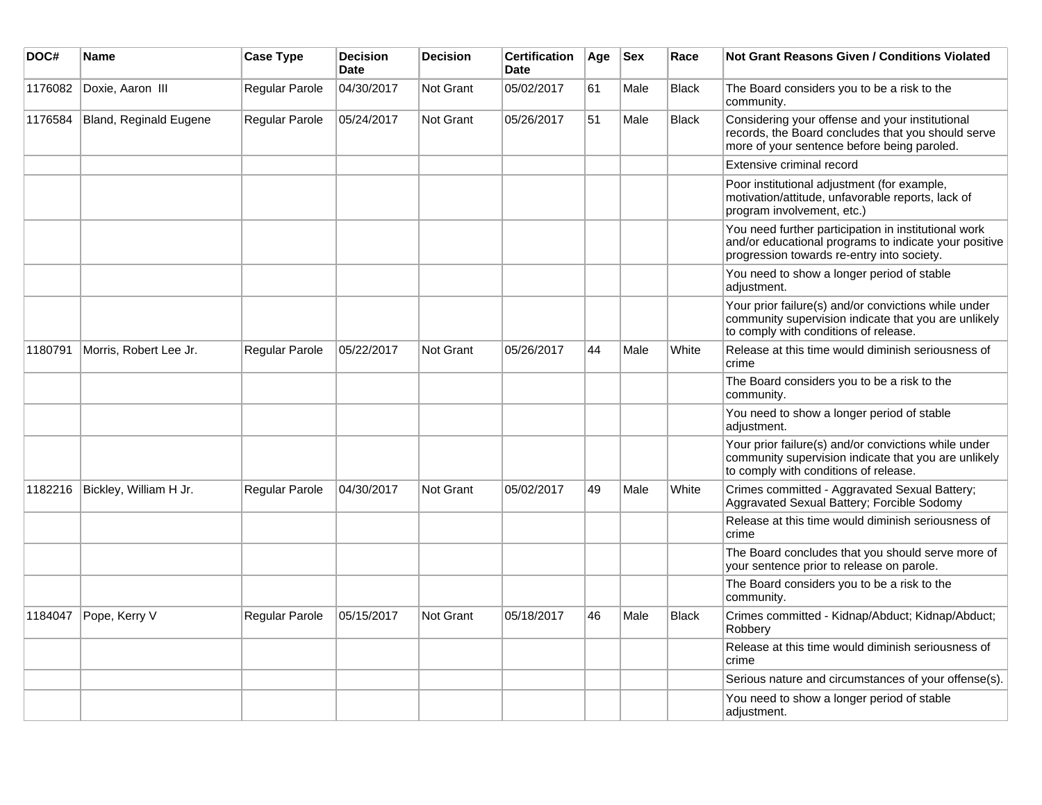| DOC# | Name | Case Type | Decision Date | Decision | Certification Date | Age | Sex | Race | Not Grant Reasons Given / Conditions Violated |
|---|---|---|---|---|---|---|---|---|---|
| 1176082 | Doxie, Aaron III | Regular Parole | 04/30/2017 | Not Grant | 05/02/2017 | 61 | Male | Black | The Board considers you to be a risk to the community. |
| 1176584 | Bland, Reginald Eugene | Regular Parole | 05/24/2017 | Not Grant | 05/26/2017 | 51 | Male | Black | Considering your offense and your institutional records, the Board concludes that you should serve more of your sentence before being paroled. |
| | | | | | | | | | Extensive criminal record |
| | | | | | | | | | Poor institutional adjustment (for example, motivation/attitude, unfavorable reports, lack of program involvement, etc.) |
| | | | | | | | | | You need further participation in institutional work and/or educational programs to indicate your positive progression towards re-entry into society. |
| | | | | | | | | | You need to show a longer period of stable adjustment. |
| | | | | | | | | | Your prior failure(s) and/or convictions while under community supervision indicate that you are unlikely to comply with conditions of release. |
| 1180791 | Morris, Robert Lee Jr. | Regular Parole | 05/22/2017 | Not Grant | 05/26/2017 | 44 | Male | White | Release at this time would diminish seriousness of crime |
| | | | | | | | | | The Board considers you to be a risk to the community. |
| | | | | | | | | | You need to show a longer period of stable adjustment. |
| | | | | | | | | | Your prior failure(s) and/or convictions while under community supervision indicate that you are unlikely to comply with conditions of release. |
| 1182216 | Bickley, William H Jr. | Regular Parole | 04/30/2017 | Not Grant | 05/02/2017 | 49 | Male | White | Crimes committed - Aggravated Sexual Battery; Aggravated Sexual Battery; Forcible Sodomy |
| | | | | | | | | | Release at this time would diminish seriousness of crime |
| | | | | | | | | | The Board concludes that you should serve more of your sentence prior to release on parole. |
| | | | | | | | | | The Board considers you to be a risk to the community. |
| 1184047 | Pope, Kerry V | Regular Parole | 05/15/2017 | Not Grant | 05/18/2017 | 46 | Male | Black | Crimes committed - Kidnap/Abduct; Kidnap/Abduct; Robbery |
| | | | | | | | | | Release at this time would diminish seriousness of crime |
| | | | | | | | | | Serious nature and circumstances of your offense(s). |
| | | | | | | | | | You need to show a longer period of stable adjustment. |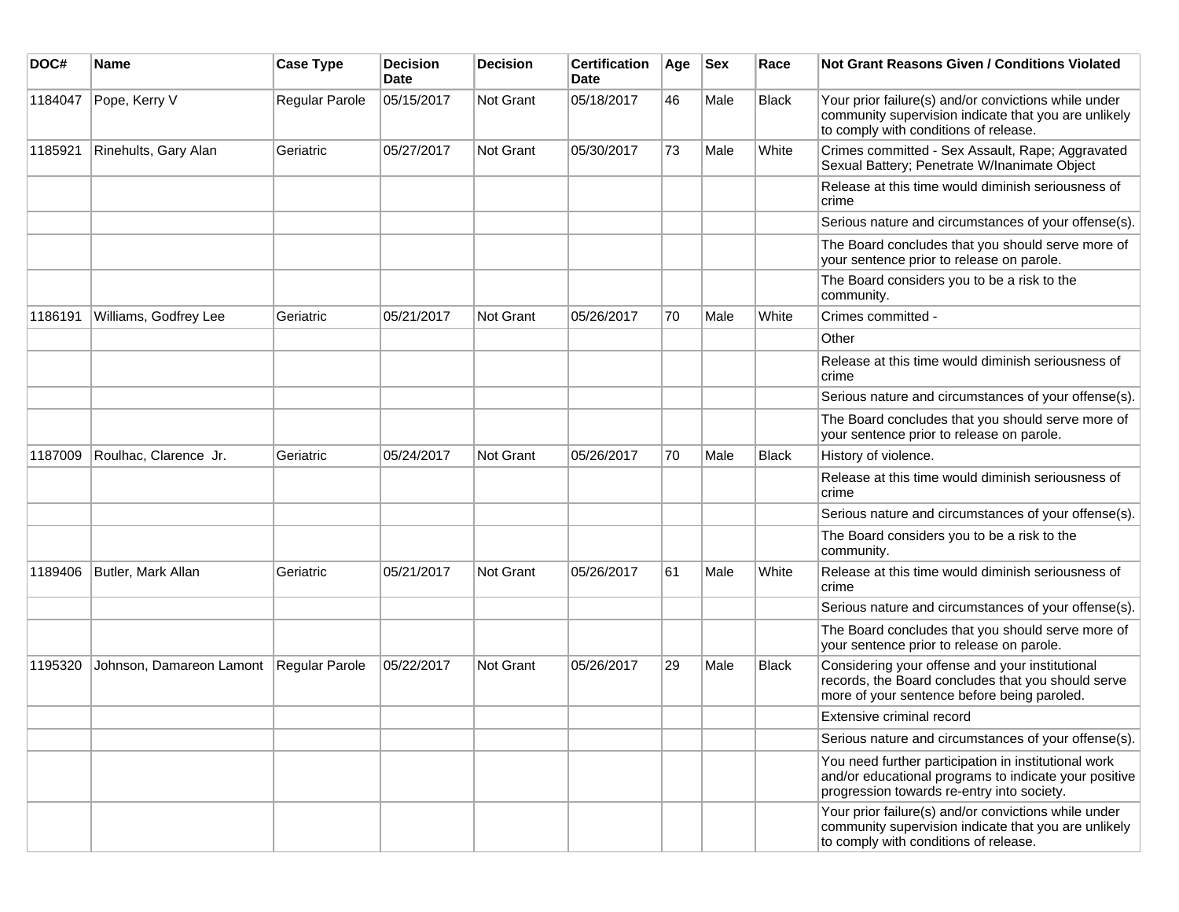| DOC# | Name | Case Type | Decision Date | Decision | Certification Date | Age | Sex | Race | Not Grant Reasons Given / Conditions Violated |
|---|---|---|---|---|---|---|---|---|---|
| 1184047 | Pope, Kerry V | Regular Parole | 05/15/2017 | Not Grant | 05/18/2017 | 46 | Male | Black | Your prior failure(s) and/or convictions while under community supervision indicate that you are unlikely to comply with conditions of release. |
| 1185921 | Rinehults, Gary Alan | Geriatric | 05/27/2017 | Not Grant | 05/30/2017 | 73 | Male | White | Crimes committed - Sex Assault, Rape; Aggravated Sexual Battery; Penetrate W/Inanimate Object |
| | | | | | | | | | Release at this time would diminish seriousness of crime |
| | | | | | | | | | Serious nature and circumstances of your offense(s). |
| | | | | | | | | | The Board concludes that you should serve more of your sentence prior to release on parole. |
| | | | | | | | | | The Board considers you to be a risk to the community. |
| 1186191 | Williams, Godfrey Lee | Geriatric | 05/21/2017 | Not Grant | 05/26/2017 | 70 | Male | White | Crimes committed - |
| | | | | | | | | | Other |
| | | | | | | | | | Release at this time would diminish seriousness of crime |
| | | | | | | | | | Serious nature and circumstances of your offense(s). |
| | | | | | | | | | The Board concludes that you should serve more of your sentence prior to release on parole. |
| 1187009 | Roulhac, Clarence Jr. | Geriatric | 05/24/2017 | Not Grant | 05/26/2017 | 70 | Male | Black | History of violence. |
| | | | | | | | | | Release at this time would diminish seriousness of crime |
| | | | | | | | | | Serious nature and circumstances of your offense(s). |
| | | | | | | | | | The Board considers you to be a risk to the community. |
| 1189406 | Butler, Mark Allan | Geriatric | 05/21/2017 | Not Grant | 05/26/2017 | 61 | Male | White | Release at this time would diminish seriousness of crime |
| | | | | | | | | | Serious nature and circumstances of your offense(s). |
| | | | | | | | | | The Board concludes that you should serve more of your sentence prior to release on parole. |
| 1195320 | Johnson, Damareon Lamont | Regular Parole | 05/22/2017 | Not Grant | 05/26/2017 | 29 | Male | Black | Considering your offense and your institutional records, the Board concludes that you should serve more of your sentence before being paroled. |
| | | | | | | | | | Extensive criminal record |
| | | | | | | | | | Serious nature and circumstances of your offense(s). |
| | | | | | | | | | You need further participation in institutional work and/or educational programs to indicate your positive progression towards re-entry into society. |
| | | | | | | | | | Your prior failure(s) and/or convictions while under community supervision indicate that you are unlikely to comply with conditions of release. |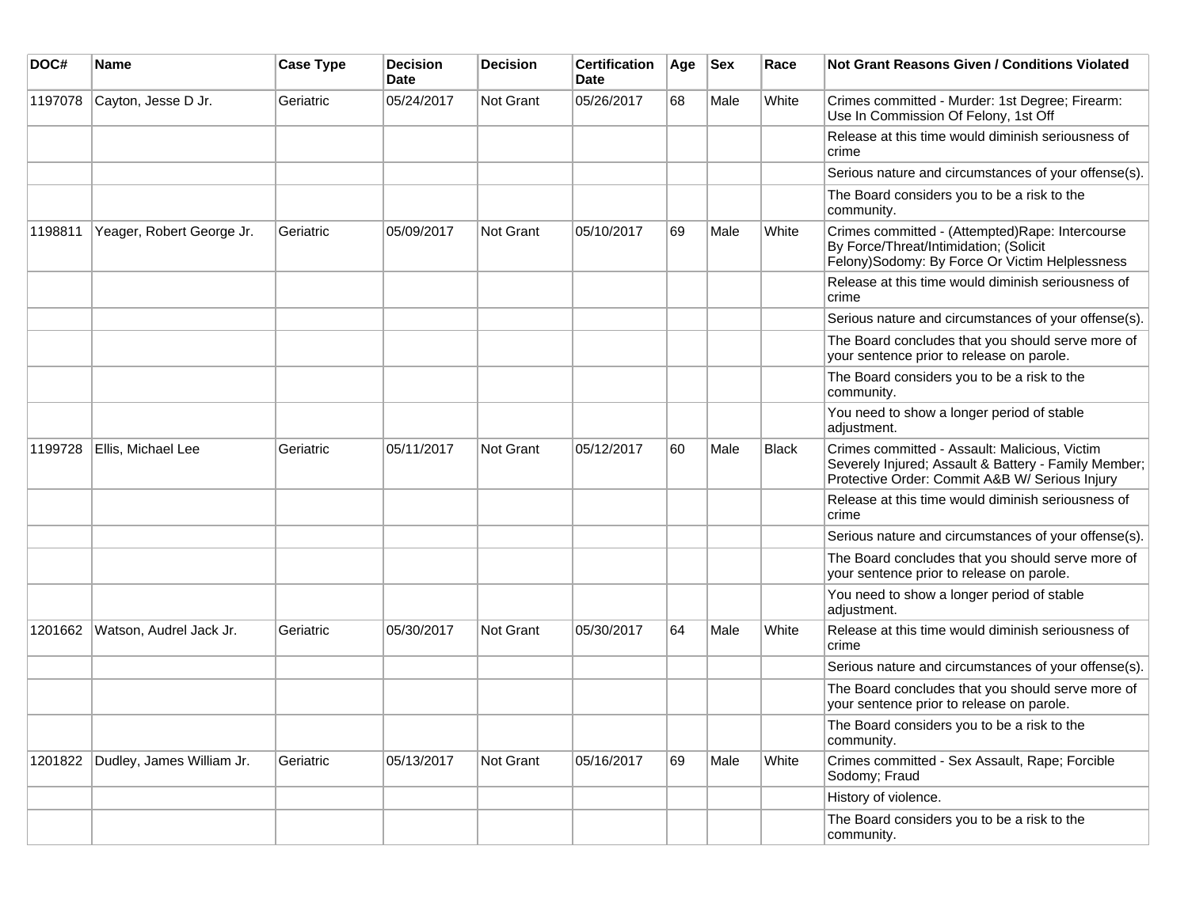| DOC# | Name | Case Type | Decision Date | Decision | Certification Date | Age | Sex | Race | Not Grant Reasons Given / Conditions Violated |
|---|---|---|---|---|---|---|---|---|---|
| 1197078 | Cayton, Jesse D Jr. | Geriatric | 05/24/2017 | Not Grant | 05/26/2017 | 68 | Male | White | Crimes committed - Murder: 1st Degree; Firearm: Use In Commission Of Felony, 1st Off |
| | | | | | | | | | Release at this time would diminish seriousness of crime |
| | | | | | | | | | Serious nature and circumstances of your offense(s). |
| | | | | | | | | | The Board considers you to be a risk to the community. |
| 1198811 | Yeager, Robert George Jr. | Geriatric | 05/09/2017 | Not Grant | 05/10/2017 | 69 | Male | White | Crimes committed - (Attempted)Rape: Intercourse By Force/Threat/Intimidation; (Solicit Felony)Sodomy: By Force Or Victim Helplessness |
| | | | | | | | | | Release at this time would diminish seriousness of crime |
| | | | | | | | | | Serious nature and circumstances of your offense(s). |
| | | | | | | | | | The Board concludes that you should serve more of your sentence prior to release on parole. |
| | | | | | | | | | The Board considers you to be a risk to the community. |
| | | | | | | | | | You need to show a longer period of stable adjustment. |
| 1199728 | Ellis, Michael Lee | Geriatric | 05/11/2017 | Not Grant | 05/12/2017 | 60 | Male | Black | Crimes committed - Assault: Malicious, Victim Severely Injured; Assault & Battery - Family Member; Protective Order: Commit A&B W/ Serious Injury |
| | | | | | | | | | Release at this time would diminish seriousness of crime |
| | | | | | | | | | Serious nature and circumstances of your offense(s). |
| | | | | | | | | | The Board concludes that you should serve more of your sentence prior to release on parole. |
| | | | | | | | | | You need to show a longer period of stable adjustment. |
| 1201662 | Watson, Audrel Jack Jr. | Geriatric | 05/30/2017 | Not Grant | 05/30/2017 | 64 | Male | White | Release at this time would diminish seriousness of crime |
| | | | | | | | | | Serious nature and circumstances of your offense(s). |
| | | | | | | | | | The Board concludes that you should serve more of your sentence prior to release on parole. |
| | | | | | | | | | The Board considers you to be a risk to the community. |
| 1201822 | Dudley, James William Jr. | Geriatric | 05/13/2017 | Not Grant | 05/16/2017 | 69 | Male | White | Crimes committed - Sex Assault, Rape; Forcible Sodomy; Fraud |
| | | | | | | | | | History of violence. |
| | | | | | | | | | The Board considers you to be a risk to the community. |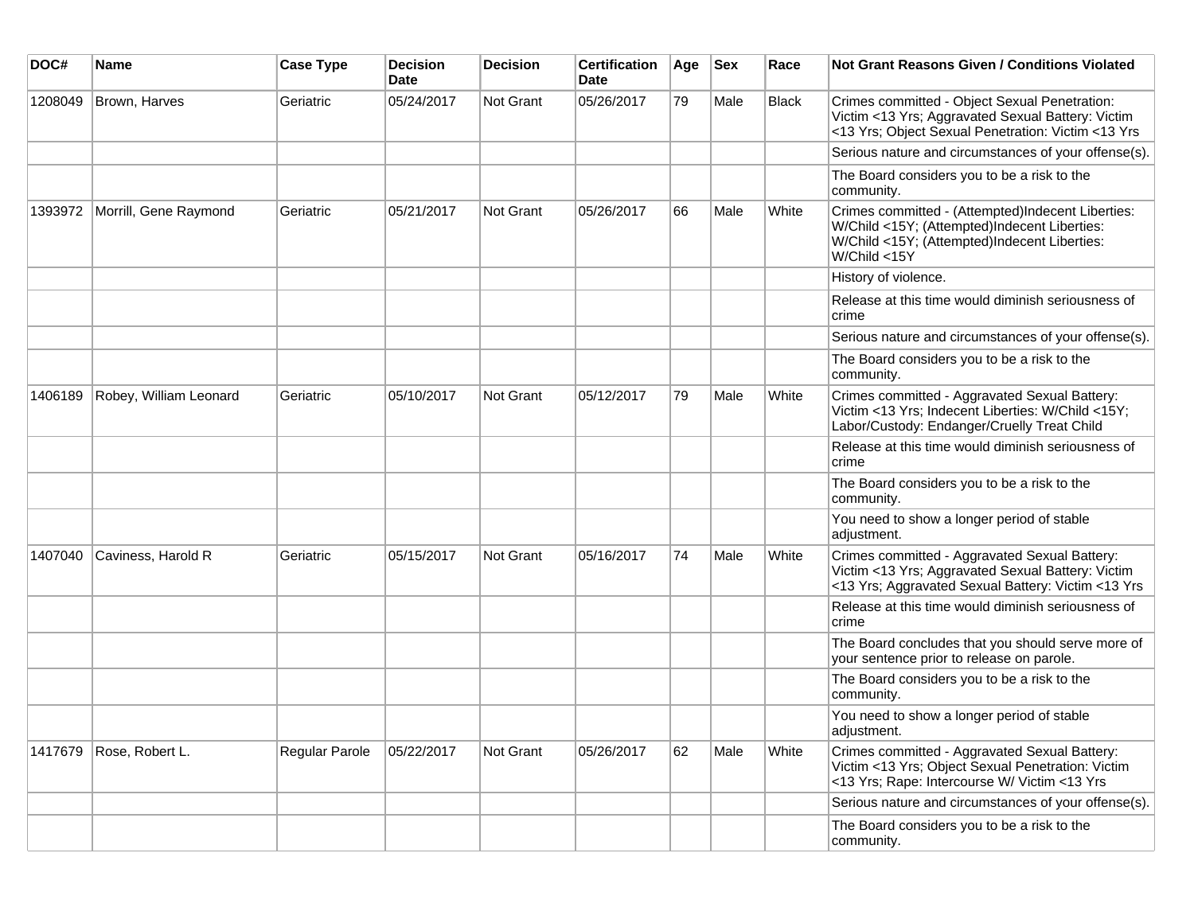| DOC# | Name | Case Type | Decision Date | Decision | Certification Date | Age | Sex | Race | Not Grant Reasons Given / Conditions Violated |
|---|---|---|---|---|---|---|---|---|---|
| 1208049 | Brown, Harves | Geriatric | 05/24/2017 | Not Grant | 05/26/2017 | 79 | Male | Black | Crimes committed - Object Sexual Penetration: Victim <13 Yrs; Aggravated Sexual Battery: Victim <13 Yrs; Object Sexual Penetration: Victim <13 Yrs |
| | | | | | | | | | Serious nature and circumstances of your offense(s). |
| | | | | | | | | | The Board considers you to be a risk to the community. |
| 1393972 | Morrill, Gene Raymond | Geriatric | 05/21/2017 | Not Grant | 05/26/2017 | 66 | Male | White | Crimes committed - (Attempted)Indecent Liberties: W/Child <15Y; (Attempted)Indecent Liberties: W/Child <15Y; (Attempted)Indecent Liberties: W/Child <15Y |
| | | | | | | | | | History of violence. |
| | | | | | | | | | Release at this time would diminish seriousness of crime |
| | | | | | | | | | Serious nature and circumstances of your offense(s). |
| | | | | | | | | | The Board considers you to be a risk to the community. |
| 1406189 | Robey, William Leonard | Geriatric | 05/10/2017 | Not Grant | 05/12/2017 | 79 | Male | White | Crimes committed - Aggravated Sexual Battery: Victim <13 Yrs; Indecent Liberties: W/Child <15Y; Labor/Custody: Endanger/Cruelly Treat Child |
| | | | | | | | | | Release at this time would diminish seriousness of crime |
| | | | | | | | | | The Board considers you to be a risk to the community. |
| | | | | | | | | | You need to show a longer period of stable adjustment. |
| 1407040 | Caviness, Harold R | Geriatric | 05/15/2017 | Not Grant | 05/16/2017 | 74 | Male | White | Crimes committed - Aggravated Sexual Battery: Victim <13 Yrs; Aggravated Sexual Battery: Victim <13 Yrs; Aggravated Sexual Battery: Victim <13 Yrs |
| | | | | | | | | | Release at this time would diminish seriousness of crime |
| | | | | | | | | | The Board concludes that you should serve more of your sentence prior to release on parole. |
| | | | | | | | | | The Board considers you to be a risk to the community. |
| | | | | | | | | | You need to show a longer period of stable adjustment. |
| 1417679 | Rose, Robert L. | Regular Parole | 05/22/2017 | Not Grant | 05/26/2017 | 62 | Male | White | Crimes committed - Aggravated Sexual Battery: Victim <13 Yrs; Object Sexual Penetration: Victim <13 Yrs; Rape: Intercourse W/ Victim <13 Yrs |
| | | | | | | | | | Serious nature and circumstances of your offense(s). |
| | | | | | | | | | The Board considers you to be a risk to the community. |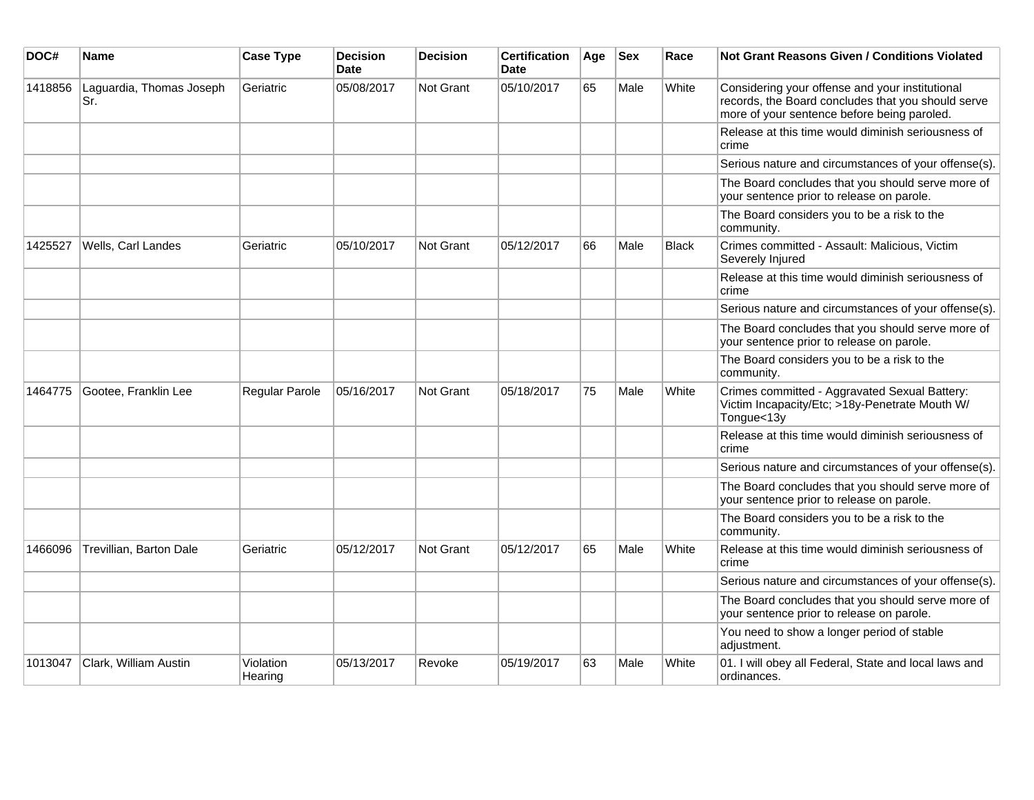| DOC# | Name | Case Type | Decision Date | Decision | Certification Date | Age | Sex | Race | Not Grant Reasons Given / Conditions Violated |
|---|---|---|---|---|---|---|---|---|---|
| 1418856 | Laguardia, Thomas Joseph Sr. | Geriatric | 05/08/2017 | Not Grant | 05/10/2017 | 65 | Male | White | Considering your offense and your institutional records, the Board concludes that you should serve more of your sentence before being paroled. |
| | | | | | | | | | Release at this time would diminish seriousness of crime |
| | | | | | | | | | Serious nature and circumstances of your offense(s). |
| | | | | | | | | | The Board concludes that you should serve more of your sentence prior to release on parole. |
| | | | | | | | | | The Board considers you to be a risk to the community. |
| 1425527 | Wells, Carl Landes | Geriatric | 05/10/2017 | Not Grant | 05/12/2017 | 66 | Male | Black | Crimes committed - Assault: Malicious, Victim Severely Injured |
| | | | | | | | | | Release at this time would diminish seriousness of crime |
| | | | | | | | | | Serious nature and circumstances of your offense(s). |
| | | | | | | | | | The Board concludes that you should serve more of your sentence prior to release on parole. |
| | | | | | | | | | The Board considers you to be a risk to the community. |
| 1464775 | Gootee, Franklin Lee | Regular Parole | 05/16/2017 | Not Grant | 05/18/2017 | 75 | Male | White | Crimes committed - Aggravated Sexual Battery: Victim Incapacity/Etc; >18y-Penetrate Mouth W/ Tongue<13y |
| | | | | | | | | | Release at this time would diminish seriousness of crime |
| | | | | | | | | | Serious nature and circumstances of your offense(s). |
| | | | | | | | | | The Board concludes that you should serve more of your sentence prior to release on parole. |
| | | | | | | | | | The Board considers you to be a risk to the community. |
| 1466096 | Trevillian, Barton Dale | Geriatric | 05/12/2017 | Not Grant | 05/12/2017 | 65 | Male | White | Release at this time would diminish seriousness of crime |
| | | | | | | | | | Serious nature and circumstances of your offense(s). |
| | | | | | | | | | The Board concludes that you should serve more of your sentence prior to release on parole. |
| | | | | | | | | | You need to show a longer period of stable adjustment. |
| 1013047 | Clark, William Austin | Violation Hearing | 05/13/2017 | Revoke | 05/19/2017 | 63 | Male | White | 01. I will obey all Federal, State and local laws and ordinances. |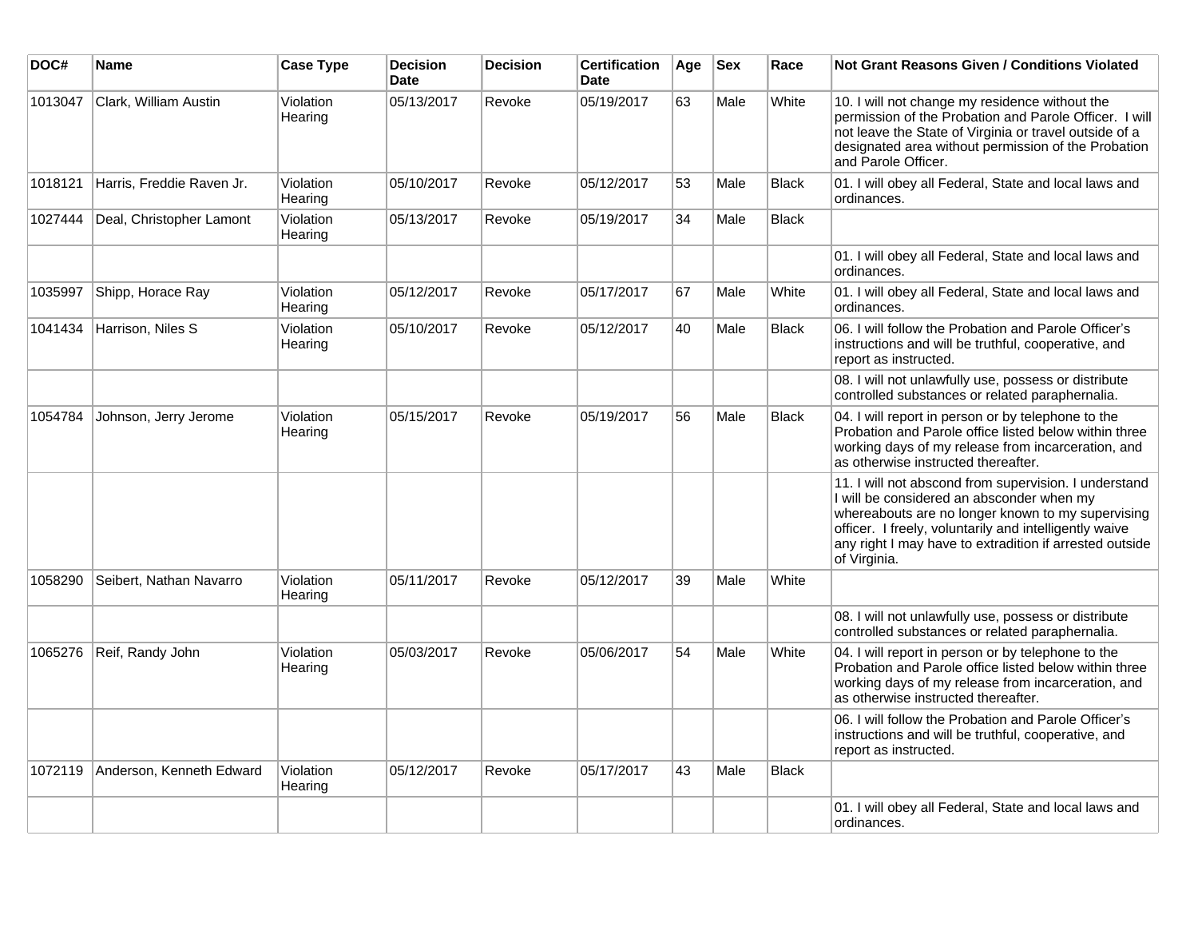| DOC# | Name | Case Type | Decision Date | Decision | Certification Date | Age | Sex | Race | Not Grant Reasons Given / Conditions Violated |
|---|---|---|---|---|---|---|---|---|---|
| 1013047 | Clark, William Austin | Violation Hearing | 05/13/2017 | Revoke | 05/19/2017 | 63 | Male | White | 10. I will not change my residence without the permission of the Probation and Parole Officer. I will not leave the State of Virginia or travel outside of a designated area without permission of the Probation and Parole Officer. |
| 1018121 | Harris, Freddie Raven Jr. | Violation Hearing | 05/10/2017 | Revoke | 05/12/2017 | 53 | Male | Black | 01. I will obey all Federal, State and local laws and ordinances. |
| 1027444 | Deal, Christopher Lamont | Violation Hearing | 05/13/2017 | Revoke | 05/19/2017 | 34 | Male | Black | |
| | | | | | | | | | 01. I will obey all Federal, State and local laws and ordinances. |
| 1035997 | Shipp, Horace Ray | Violation Hearing | 05/12/2017 | Revoke | 05/17/2017 | 67 | Male | White | 01. I will obey all Federal, State and local laws and ordinances. |
| 1041434 | Harrison, Niles S | Violation Hearing | 05/10/2017 | Revoke | 05/12/2017 | 40 | Male | Black | 06. I will follow the Probation and Parole Officer's instructions and will be truthful, cooperative, and report as instructed. |
| | | | | | | | | | 08. I will not unlawfully use, possess or distribute controlled substances or related paraphernalia. |
| 1054784 | Johnson, Jerry Jerome | Violation Hearing | 05/15/2017 | Revoke | 05/19/2017 | 56 | Male | Black | 04. I will report in person or by telephone to the Probation and Parole office listed below within three working days of my release from incarceration, and as otherwise instructed thereafter. |
| | | | | | | | | | 11. I will not abscond from supervision. I understand I will be considered an absconder when my whereabouts are no longer known to my supervising officer. I freely, voluntarily and intelligently waive any right I may have to extradition if arrested outside of Virginia. |
| 1058290 | Seibert, Nathan Navarro | Violation Hearing | 05/11/2017 | Revoke | 05/12/2017 | 39 | Male | White | |
| | | | | | | | | | 08. I will not unlawfully use, possess or distribute controlled substances or related paraphernalia. |
| 1065276 | Reif, Randy John | Violation Hearing | 05/03/2017 | Revoke | 05/06/2017 | 54 | Male | White | 04. I will report in person or by telephone to the Probation and Parole office listed below within three working days of my release from incarceration, and as otherwise instructed thereafter. |
| | | | | | | | | | 06. I will follow the Probation and Parole Officer's instructions and will be truthful, cooperative, and report as instructed. |
| 1072119 | Anderson, Kenneth Edward | Violation Hearing | 05/12/2017 | Revoke | 05/17/2017 | 43 | Male | Black | |
| | | | | | | | | | 01. I will obey all Federal, State and local laws and ordinances. |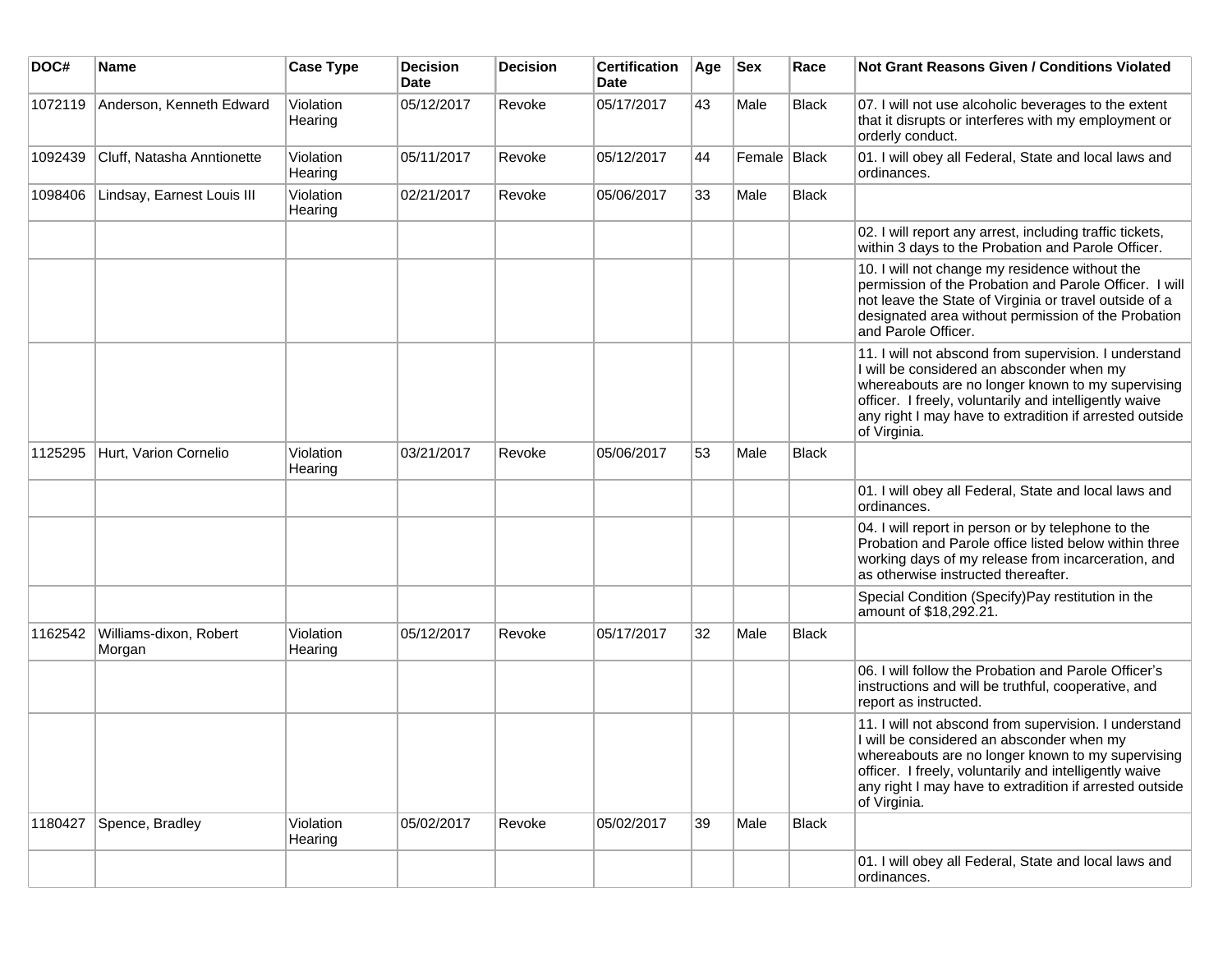| DOC# | Name | Case Type | Decision Date | Decision | Certification Date | Age | Sex | Race | Not Grant Reasons Given / Conditions Violated |
|---|---|---|---|---|---|---|---|---|---|
| 1072119 | Anderson, Kenneth Edward | Violation Hearing | 05/12/2017 | Revoke | 05/17/2017 | 43 | Male | Black | 07. I will not use alcoholic beverages to the extent that it disrupts or interferes with my employment or orderly conduct. |
| 1092439 | Cliff, Natasha Anntionette | Violation Hearing | 05/11/2017 | Revoke | 05/12/2017 | 44 | Female | Black | 01. I will obey all Federal, State and local laws and ordinances. |
| 1098406 | Lindsay, Earnest Louis III | Violation Hearing | 02/21/2017 | Revoke | 05/06/2017 | 33 | Male | Black | |
| | | | | | | | | | 02. I will report any arrest, including traffic tickets, within 3 days to the Probation and Parole Officer. |
| | | | | | | | | | 10. I will not change my residence without the permission of the Probation and Parole Officer. I will not leave the State of Virginia or travel outside of a designated area without permission of the Probation and Parole Officer. |
| | | | | | | | | | 11. I will not abscond from supervision. I understand I will be considered an absconder when my whereabouts are no longer known to my supervising officer. I freely, voluntarily and intelligently waive any right I may have to extradition if arrested outside of Virginia. |
| 1125295 | Hurt, Varion Cornelio | Violation Hearing | 03/21/2017 | Revoke | 05/06/2017 | 53 | Male | Black | |
| | | | | | | | | | 01. I will obey all Federal, State and local laws and ordinances. |
| | | | | | | | | | 04. I will report in person or by telephone to the Probation and Parole office listed below within three working days of my release from incarceration, and as otherwise instructed thereafter. |
| | | | | | | | | | Special Condition (Specify)Pay restitution in the amount of $18,292.21. |
| 1162542 | Williams-dixon, Robert Morgan | Violation Hearing | 05/12/2017 | Revoke | 05/17/2017 | 32 | Male | Black | |
| | | | | | | | | | 06. I will follow the Probation and Parole Officer's instructions and will be truthful, cooperative, and report as instructed. |
| | | | | | | | | | 11. I will not abscond from supervision. I understand I will be considered an absconder when my whereabouts are no longer known to my supervising officer. I freely, voluntarily and intelligently waive any right I may have to extradition if arrested outside of Virginia. |
| 1180427 | Spence, Bradley | Violation Hearing | 05/02/2017 | Revoke | 05/02/2017 | 39 | Male | Black | |
| | | | | | | | | | 01. I will obey all Federal, State and local laws and ordinances. |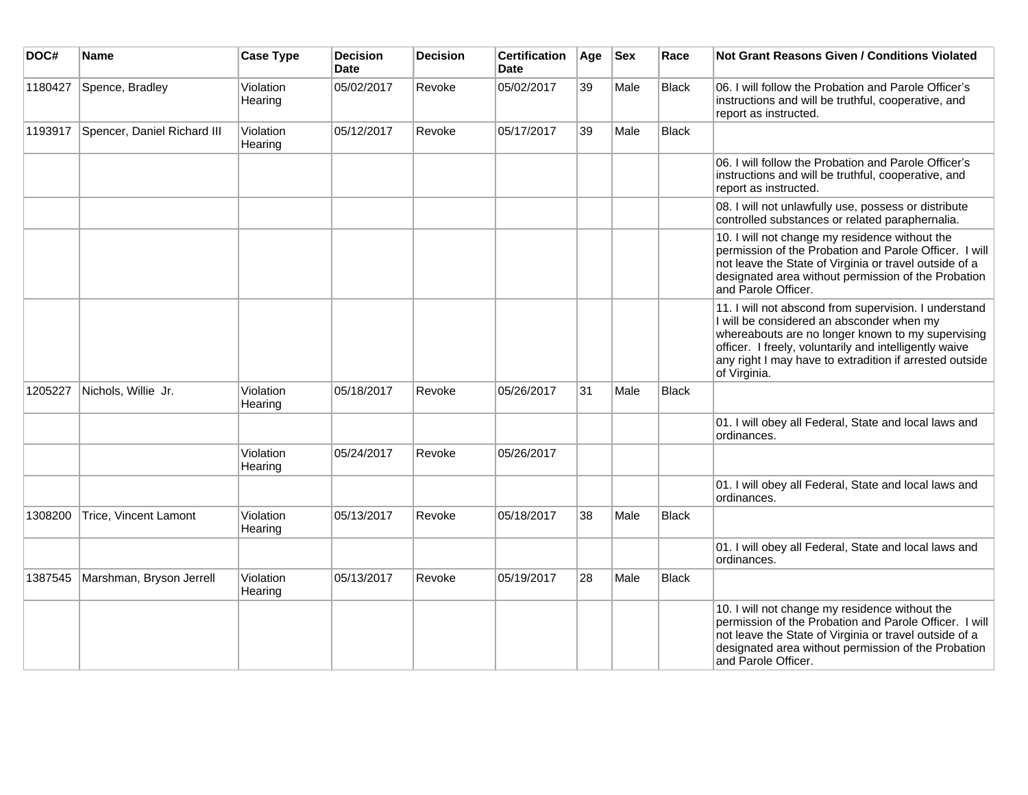| DOC# | Name | Case Type | Decision Date | Decision | Certification Date | Age | Sex | Race | Not Grant Reasons Given / Conditions Violated |
|---|---|---|---|---|---|---|---|---|---|
| 1180427 | Spence, Bradley | Violation Hearing | 05/02/2017 | Revoke | 05/02/2017 | 39 | Male | Black | 06. I will follow the Probation and Parole Officer's instructions and will be truthful, cooperative, and report as instructed. |
| 1193917 | Spencer, Daniel Richard III | Violation Hearing | 05/12/2017 | Revoke | 05/17/2017 | 39 | Male | Black | |
| | | | | | | | | | 06. I will follow the Probation and Parole Officer's instructions and will be truthful, cooperative, and report as instructed. |
| | | | | | | | | | 08. I will not unlawfully use, possess or distribute controlled substances or related paraphernalia. |
| | | | | | | | | | 10. I will not change my residence without the permission of the Probation and Parole Officer. I will not leave the State of Virginia or travel outside of a designated area without permission of the Probation and Parole Officer. |
| | | | | | | | | | 11. I will not abscond from supervision. I understand I will be considered an absconder when my whereabouts are no longer known to my supervising officer. I freely, voluntarily and intelligently waive any right I may have to extradition if arrested outside of Virginia. |
| 1205227 | Nichols, Willie Jr. | Violation Hearing | 05/18/2017 | Revoke | 05/26/2017 | 31 | Male | Black | |
| | | | | | | | | | 01. I will obey all Federal, State and local laws and ordinances. |
| | | Violation Hearing | 05/24/2017 | Revoke | 05/26/2017 | | | | |
| | | | | | | | | | 01. I will obey all Federal, State and local laws and ordinances. |
| 1308200 | Trice, Vincent Lamont | Violation Hearing | 05/13/2017 | Revoke | 05/18/2017 | 38 | Male | Black | |
| | | | | | | | | | 01. I will obey all Federal, State and local laws and ordinances. |
| 1387545 | Marshman, Bryson Jerrell | Violation Hearing | 05/13/2017 | Revoke | 05/19/2017 | 28 | Male | Black | |
| | | | | | | | | | 10. I will not change my residence without the permission of the Probation and Parole Officer. I will not leave the State of Virginia or travel outside of a designated area without permission of the Probation and Parole Officer. |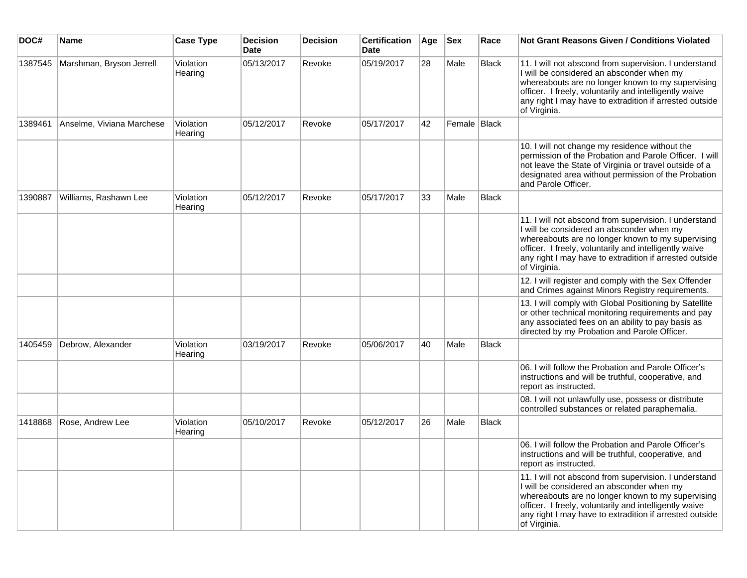| DOC# | Name | Case Type | Decision Date | Decision | Certification Date | Age | Sex | Race | Not Grant Reasons Given / Conditions Violated |
|---|---|---|---|---|---|---|---|---|---|
| 1387545 | Marshman, Bryson Jerrell | Violation Hearing | 05/13/2017 | Revoke | 05/19/2017 | 28 | Male | Black | 11. I will not abscond from supervision. I understand I will be considered an absconder when my whereabouts are no longer known to my supervising officer. I freely, voluntarily and intelligently waive any right I may have to extradition if arrested outside of Virginia. |
| 1389461 | Anselme, Viviana Marchese | Violation Hearing | 05/12/2017 | Revoke | 05/17/2017 | 42 | Female | Black | |
| | | | | | | | | | 10. I will not change my residence without the permission of the Probation and Parole Officer. I will not leave the State of Virginia or travel outside of a designated area without permission of the Probation and Parole Officer. |
| 1390887 | Williams, Rashawn Lee | Violation Hearing | 05/12/2017 | Revoke | 05/17/2017 | 33 | Male | Black | |
| | | | | | | | | | 11. I will not abscond from supervision. I understand I will be considered an absconder when my whereabouts are no longer known to my supervising officer. I freely, voluntarily and intelligently waive any right I may have to extradition if arrested outside of Virginia. |
| | | | | | | | | | 12. I will register and comply with the Sex Offender and Crimes against Minors Registry requirements. |
| | | | | | | | | | 13. I will comply with Global Positioning by Satellite or other technical monitoring requirements and pay any associated fees on an ability to pay basis as directed by my Probation and Parole Officer. |
| 1405459 | Debrow, Alexander | Violation Hearing | 03/19/2017 | Revoke | 05/06/2017 | 40 | Male | Black | |
| | | | | | | | | | 06. I will follow the Probation and Parole Officer's instructions and will be truthful, cooperative, and report as instructed. |
| | | | | | | | | | 08. I will not unlawfully use, possess or distribute controlled substances or related paraphernalia. |
| 1418868 | Rose, Andrew Lee | Violation Hearing | 05/10/2017 | Revoke | 05/12/2017 | 26 | Male | Black | |
| | | | | | | | | | 06. I will follow the Probation and Parole Officer's instructions and will be truthful, cooperative, and report as instructed. |
| | | | | | | | | | 11. I will not abscond from supervision. I understand I will be considered an absconder when my whereabouts are no longer known to my supervising officer. I freely, voluntarily and intelligently waive any right I may have to extradition if arrested outside of Virginia. |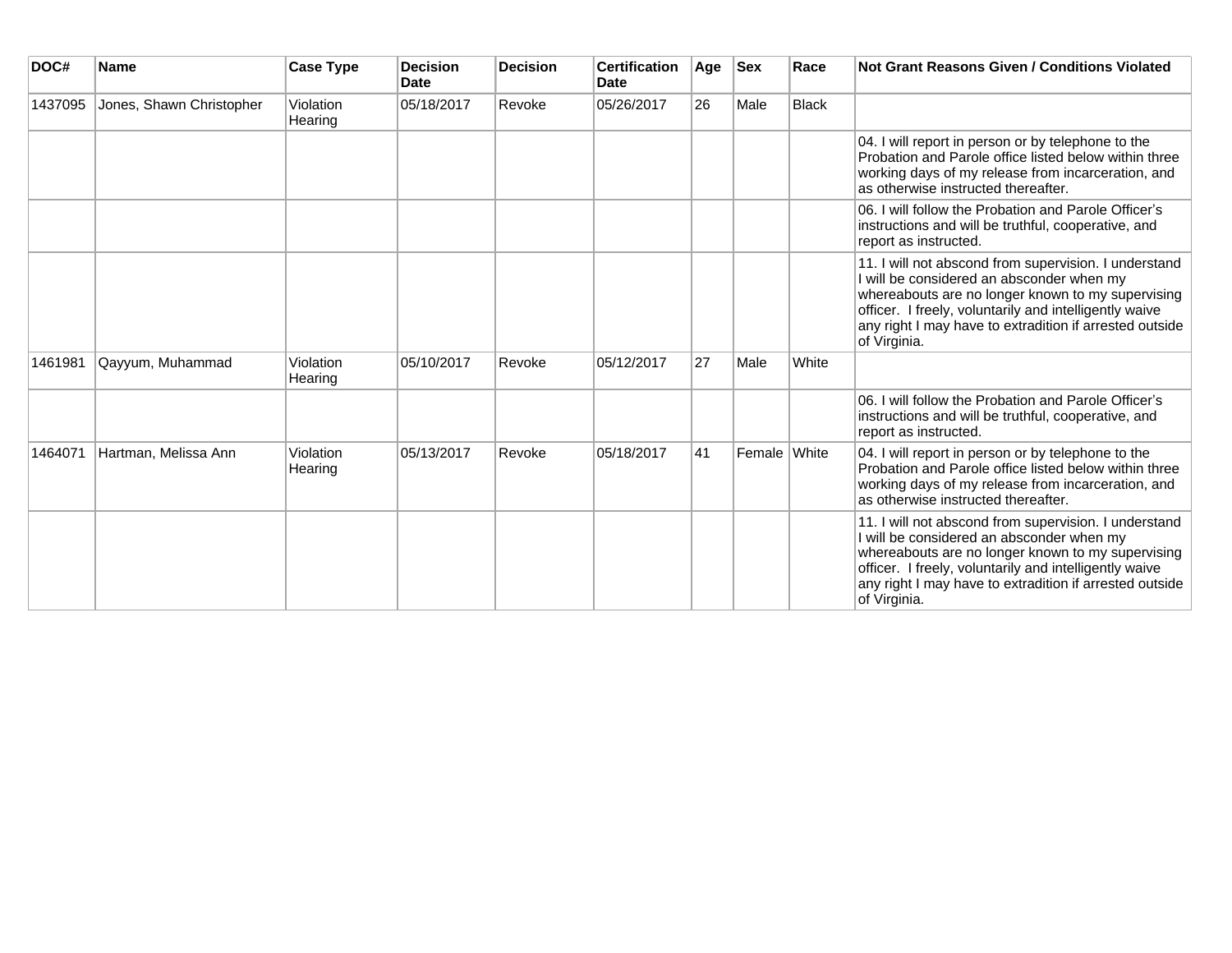| DOC# | Name | Case Type | Decision Date | Decision | Certification Date | Age | Sex | Race | Not Grant Reasons Given / Conditions Violated |
|---|---|---|---|---|---|---|---|---|---|
| 1437095 | Jones, Shawn Christopher | Violation Hearing | 05/18/2017 | Revoke | 05/26/2017 | 26 | Male | Black | |
| | | | | | | | | | 04. I will report in person or by telephone to the Probation and Parole office listed below within three working days of my release from incarceration, and as otherwise instructed thereafter. |
| | | | | | | | | | 06. I will follow the Probation and Parole Officer's instructions and will be truthful, cooperative, and report as instructed. |
| | | | | | | | | | 11. I will not abscond from supervision. I understand I will be considered an absconder when my whereabouts are no longer known to my supervising officer. I freely, voluntarily and intelligently waive any right I may have to extradition if arrested outside of Virginia. |
| 1461981 | Qayyum, Muhammad | Violation Hearing | 05/10/2017 | Revoke | 05/12/2017 | 27 | Male | White | |
| | | | | | | | | | 06. I will follow the Probation and Parole Officer's instructions and will be truthful, cooperative, and report as instructed. |
| 1464071 | Hartman, Melissa Ann | Violation Hearing | 05/13/2017 | Revoke | 05/18/2017 | 41 | Female | White | 04. I will report in person or by telephone to the Probation and Parole office listed below within three working days of my release from incarceration, and as otherwise instructed thereafter. |
| | | | | | | | | | 11. I will not abscond from supervision. I understand I will be considered an absconder when my whereabouts are no longer known to my supervising officer. I freely, voluntarily and intelligently waive any right I may have to extradition if arrested outside of Virginia. |